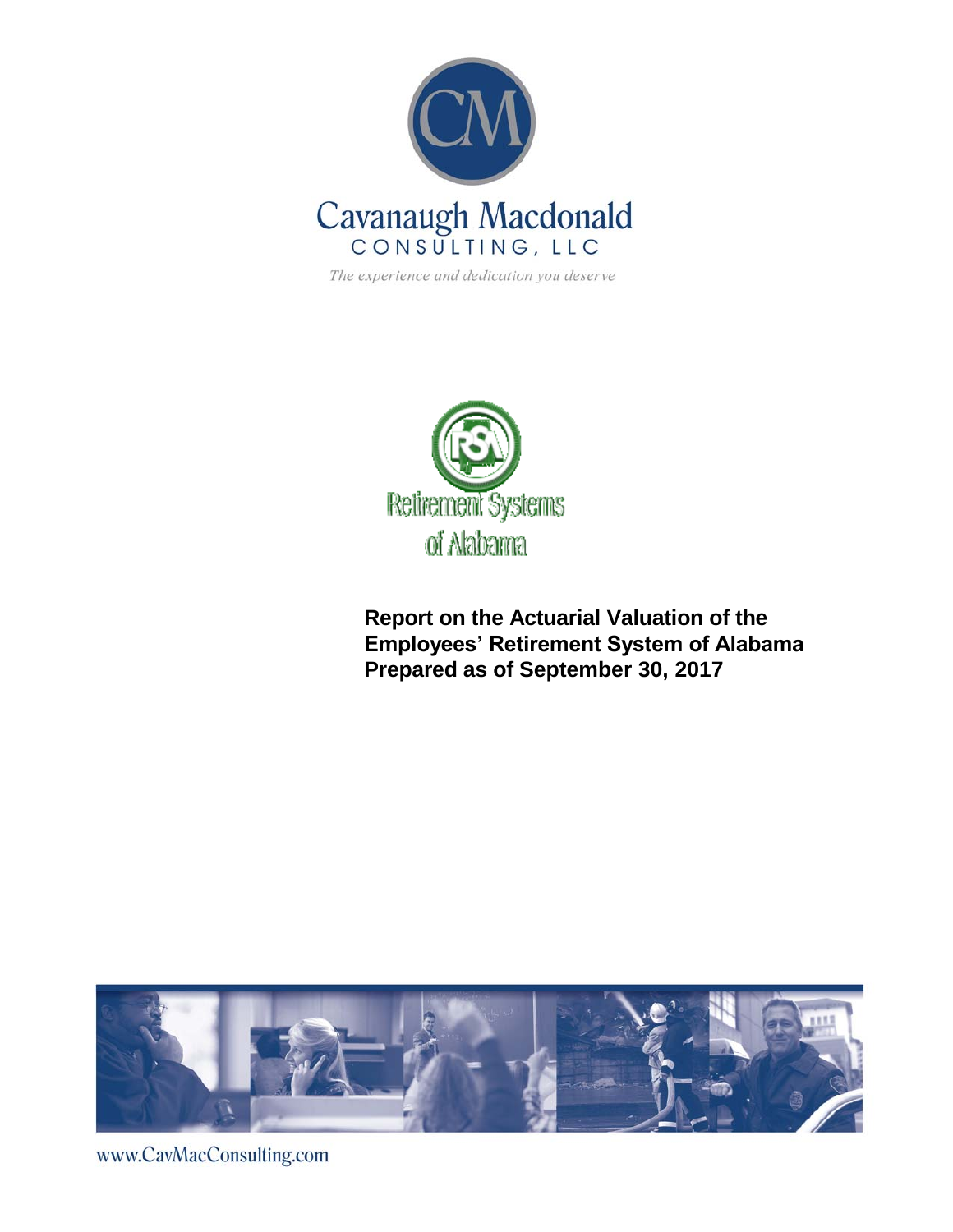Cavanaugh Macdonald
CONSULTING, LLC

*The experience and dedication you deserve*

Retirement Systems of Alabama

# Report on the Actuarial Valuation of the Employees' Retirement System of Alabama Prepared as of September 30, 2017

www.CavMacConsulting.com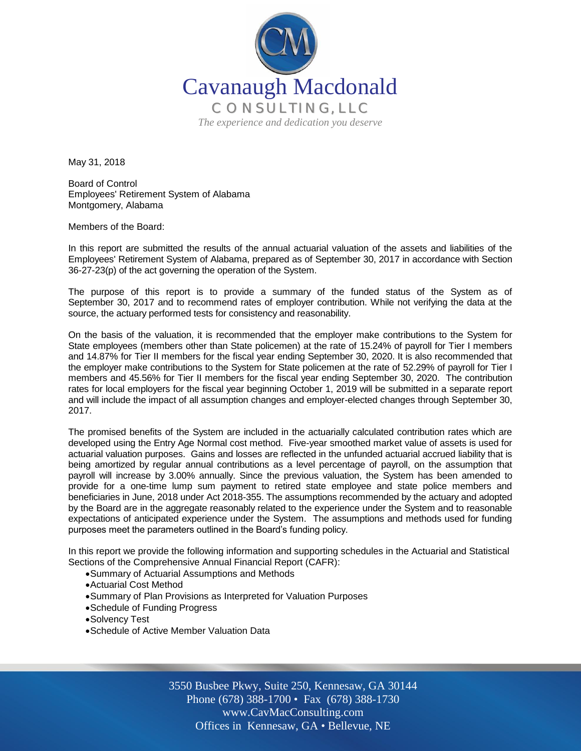Cavanaugh Macdonald

CONSULTING, LLC

*The experience and dedication you deserve*

May 31, 2018

Board of Control
Employees' Retirement System of Alabama
Montgomery, Alabama

Members of the Board:

In this report are submitted the results of the annual actuarial valuation of the assets and liabilities of the Employees' Retirement System of Alabama, prepared as of September 30, 2017 in accordance with Section 36-27-23(p) of the act governing the operation of the System.

The purpose of this report is to provide a summary of the funded status of the System as of September 30, 2017 and to recommend rates of employer contribution. While not verifying the data at the source, the actuary performed tests for consistency and reasonability.

On the basis of the valuation, it is recommended that the employer make contributions to the System for State employees (members other than State policemen) at the rate of 15.24% of payroll for Tier I members and 14.87% for Tier II members for the fiscal year ending September 30, 2020. It is also recommended that the employer make contributions to the System for State policemen at the rate of 52.29% of payroll for Tier I members and 45.56% for Tier II members for the fiscal year ending September 30, 2020. The contribution rates for local employers for the fiscal year beginning October 1, 2019 will be submitted in a separate report and will include the impact of all assumption changes and employer-elected changes through September 30, 2017.

The promised benefits of the System are included in the actuarially calculated contribution rates which are developed using the Entry Age Normal cost method. Five-year smoothed market value of assets is used for actuarial valuation purposes. Gains and losses are reflected in the unfunded actuarial accrued liability that is being amortized by regular annual contributions as a level percentage of payroll, on the assumption that payroll will increase by 3.00% annually. Since the previous valuation, the System has been amended to provide for a one-time lump sum payment to retired state employee and state police members and beneficiaries in June, 2018 under Act 2018-355. The assumptions recommended by the actuary and adopted by the Board are in the aggregate reasonably related to the experience under the System and to reasonable expectations of anticipated experience under the System. The assumptions and methods used for funding purposes meet the parameters outlined in the Board's funding policy.

In this report we provide the following information and supporting schedules in the Actuarial and Statistical Sections of the Comprehensive Annual Financial Report (CAFR):

- Summary of Actuarial Assumptions and Methods
- Actuarial Cost Method
- Summary of Plan Provisions as Interpreted for Valuation Purposes
- Schedule of Funding Progress
- Solvency Test
- Schedule of Active Member Valuation Data

3550 Busbee Pkwy, Suite 250, Kennesaw, GA 30144
Phone (678) 388-1700 • Fax (678) 388-1730
www.CavMacConsulting.com
Offices in Kennesaw, GA • Bellevue, NE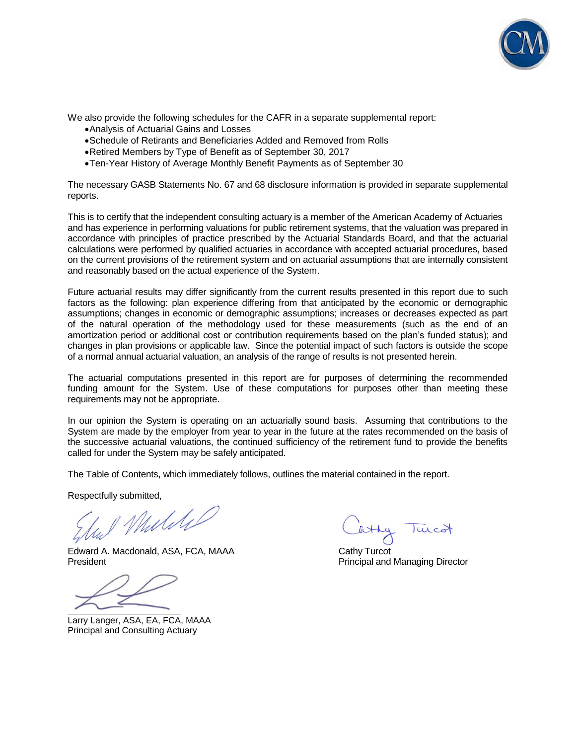We also provide the following schedules for the CAFR in a separate supplemental report:

- Analysis of Actuarial Gains and Losses
- Schedule of Retirants and Beneficiaries Added and Removed from Rolls
- Retired Members by Type of Benefit as of September 30, 2017
- Ten-Year History of Average Monthly Benefit Payments as of September 30

The necessary GASB Statements No. 67 and 68 disclosure information is provided in separate supplemental reports.

This is to certify that the independent consulting actuary is a member of the American Academy of Actuaries and has experience in performing valuations for public retirement systems, that the valuation was prepared in accordance with principles of practice prescribed by the Actuarial Standards Board, and that the actuarial calculations were performed by qualified actuaries in accordance with accepted actuarial procedures, based on the current provisions of the retirement system and on actuarial assumptions that are internally consistent and reasonably based on the actual experience of the System.

Future actuarial results may differ significantly from the current results presented in this report due to such factors as the following: plan experience differing from that anticipated by the economic or demographic assumptions; changes in economic or demographic assumptions; increases or decreases expected as part of the natural operation of the methodology used for these measurements (such as the end of an amortization period or additional cost or contribution requirements based on the plan's funded status); and changes in plan provisions or applicable law. Since the potential impact of such factors is outside the scope of a normal annual actuarial valuation, an analysis of the range of results is not presented herein.

The actuarial computations presented in this report are for purposes of determining the recommended funding amount for the System. Use of these computations for purposes other than meeting these requirements may not be appropriate.

In our opinion the System is operating on an actuarially sound basis. Assuming that contributions to the System are made by the employer from year to year in the future at the rates recommended on the basis of the successive actuarial valuations, the continued sufficiency of the retirement fund to provide the benefits called for under the System may be safely anticipated.

The Table of Contents, which immediately follows, outlines the material contained in the report.

Respectfully submitted,

Edward A. Macdonald, ASA, FCA, MAAA
President

Cathy Turcot
Principal and Managing Director

Larry Langer, ASA, EA, FCA, MAAA
Principal and Consulting Actuary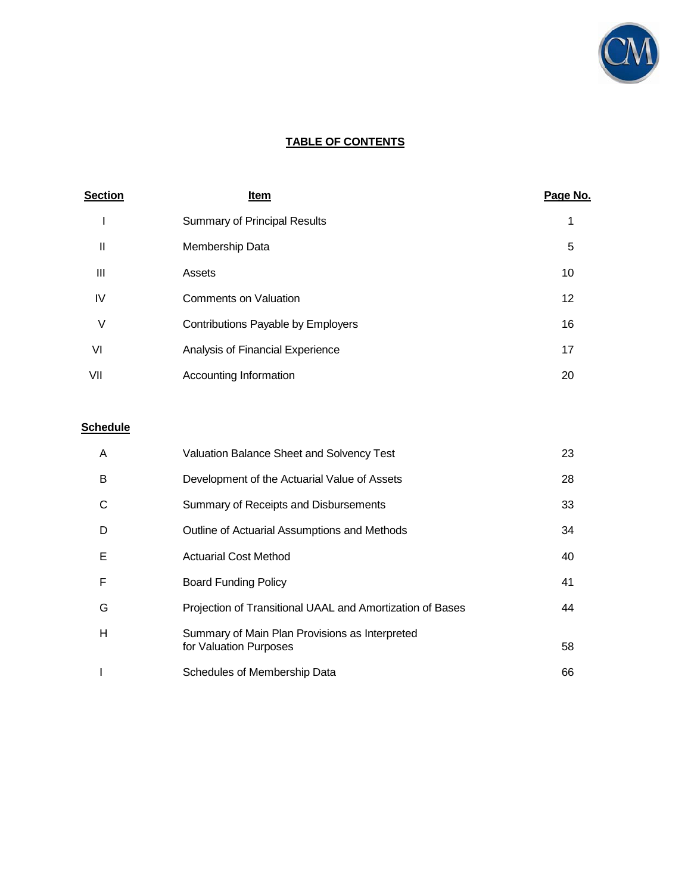# TABLE OF CONTENTS

| Section | Item | Page No. |
|---|---|---|
| I | Summary of Principal Results | 1 |
| II | Membership Data | 5 |
| III | Assets | 10 |
| IV | Comments on Valuation | 12 |
| V | Contributions Payable by Employers | 16 |
| VI | Analysis of Financial Experience | 17 |
| VII | Accounting Information | 20 |

| Schedule | | |
|---|---|---|
| A | Valuation Balance Sheet and Solvency Test | 23 |
| B | Development of the Actuarial Value of Assets | 28 |
| C | Summary of Receipts and Disbursements | 33 |
| D | Outline of Actuarial Assumptions and Methods | 34 |
| E | Actuarial Cost Method | 40 |
| F | Board Funding Policy | 41 |
| G | Projection of Transitional UAAL and Amortization of Bases | 44 |
| H | Summary of Main Plan Provisions as Interpreted for Valuation Purposes | 58 |
| I | Schedules of Membership Data | 66 |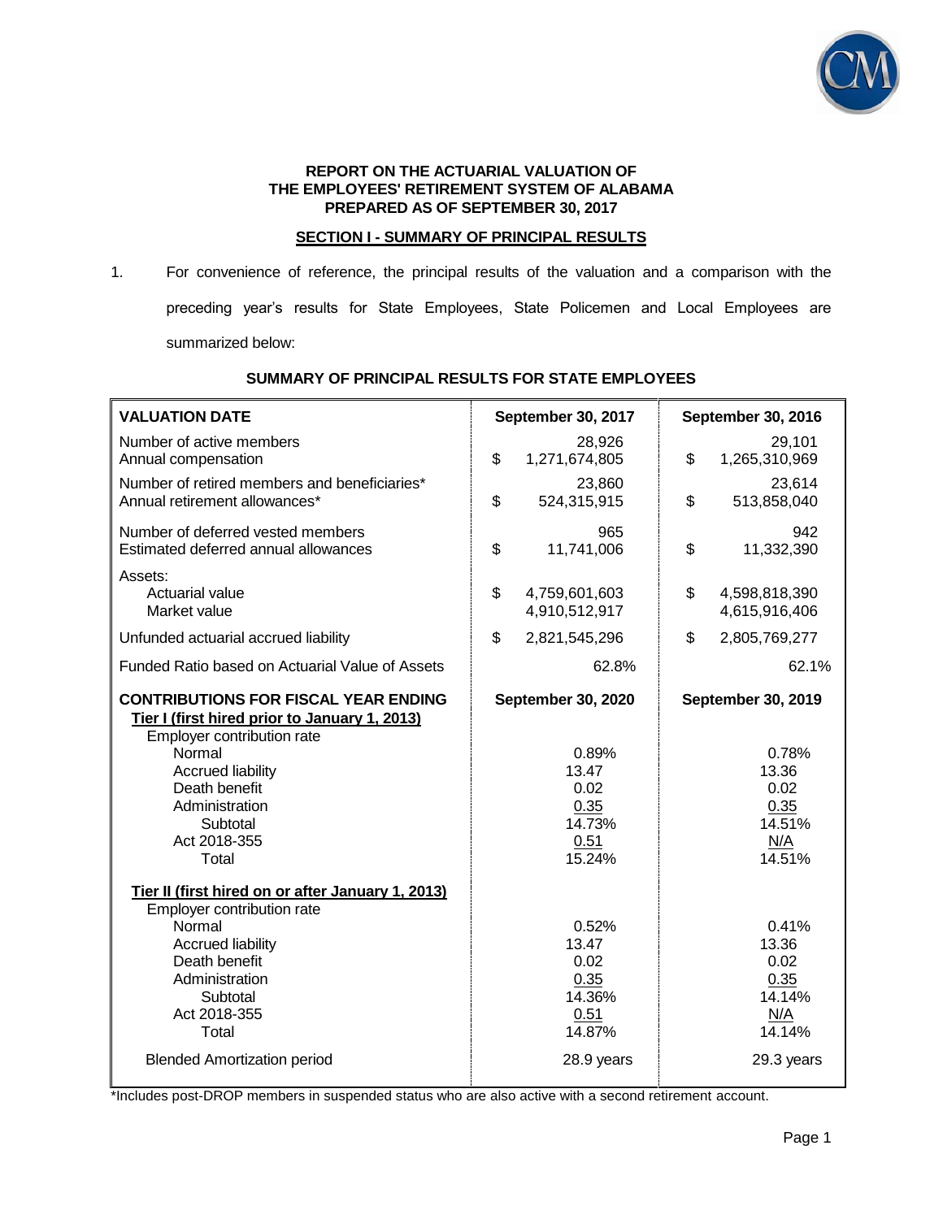**REPORT ON THE ACTUARIAL VALUATION OF**
**THE EMPLOYEES' RETIREMENT SYSTEM OF ALABAMA**
**PREPARED AS OF SEPTEMBER 30, 2017**

## SECTION I - SUMMARY OF PRINCIPAL RESULTS

1. For convenience of reference, the principal results of the valuation and a comparison with the preceding year's results for State Employees, State Policemen and Local Employees are summarized below:

### SUMMARY OF PRINCIPAL RESULTS FOR STATE EMPLOYEES

| VALUATION DATE | September 30, 2017 | September 30, 2016 |
|---|---|---|
| Number of active members | 28,926 | 29,101 |
| Annual compensation | $ 1,271,674,805 | $ 1,265,310,969 |
| Number of retired members and beneficiaries* | 23,860 | 23,614 |
| Annual retirement allowances* | $ 524,315,915 | $ 513,858,040 |
| Number of deferred vested members | 965 | 942 |
| Estimated deferred annual allowances | $ 11,741,006 | $ 11,332,390 |
| Assets: | | |
| Actuarial value | $ 4,759,601,603 | $ 4,598,818,390 |
| Market value | 4,910,512,917 | 4,615,916,406 |
| Unfunded actuarial accrued liability | $ 2,821,545,296 | $ 2,805,769,277 |
| Funded Ratio based on Actuarial Value of Assets | 62.8% | 62.1% |
| **CONTRIBUTIONS FOR FISCAL YEAR ENDING** | **September 30, 2020** | **September 30, 2019** |
| **Tier I (first hired prior to January 1, 2013)** | | |
| Employer contribution rate | | |
| Normal | 0.89% | 0.78% |
| Accrued liability | 13.47 | 13.36 |
| Death benefit | 0.02 | 0.02 |
| Administration | 0.35 | 0.35 |
| Subtotal | 14.73% | 14.51% |
| Act 2018-355 | 0.51 | N/A |
| Total | 15.24% | 14.51% |
| **Tier II (first hired on or after January 1, 2013)** | | |
| Employer contribution rate | | |
| Normal | 0.52% | 0.41% |
| Accrued liability | 13.47 | 13.36 |
| Death benefit | 0.02 | 0.02 |
| Administration | 0.35 | 0.35 |
| Subtotal | 14.36% | 14.14% |
| Act 2018-355 | 0.51 | N/A |
| Total | 14.87% | 14.14% |
| Blended Amortization period | 28.9 years | 29.3 years |

*Includes post-DROP members in suspended status who are also active with a second retirement account.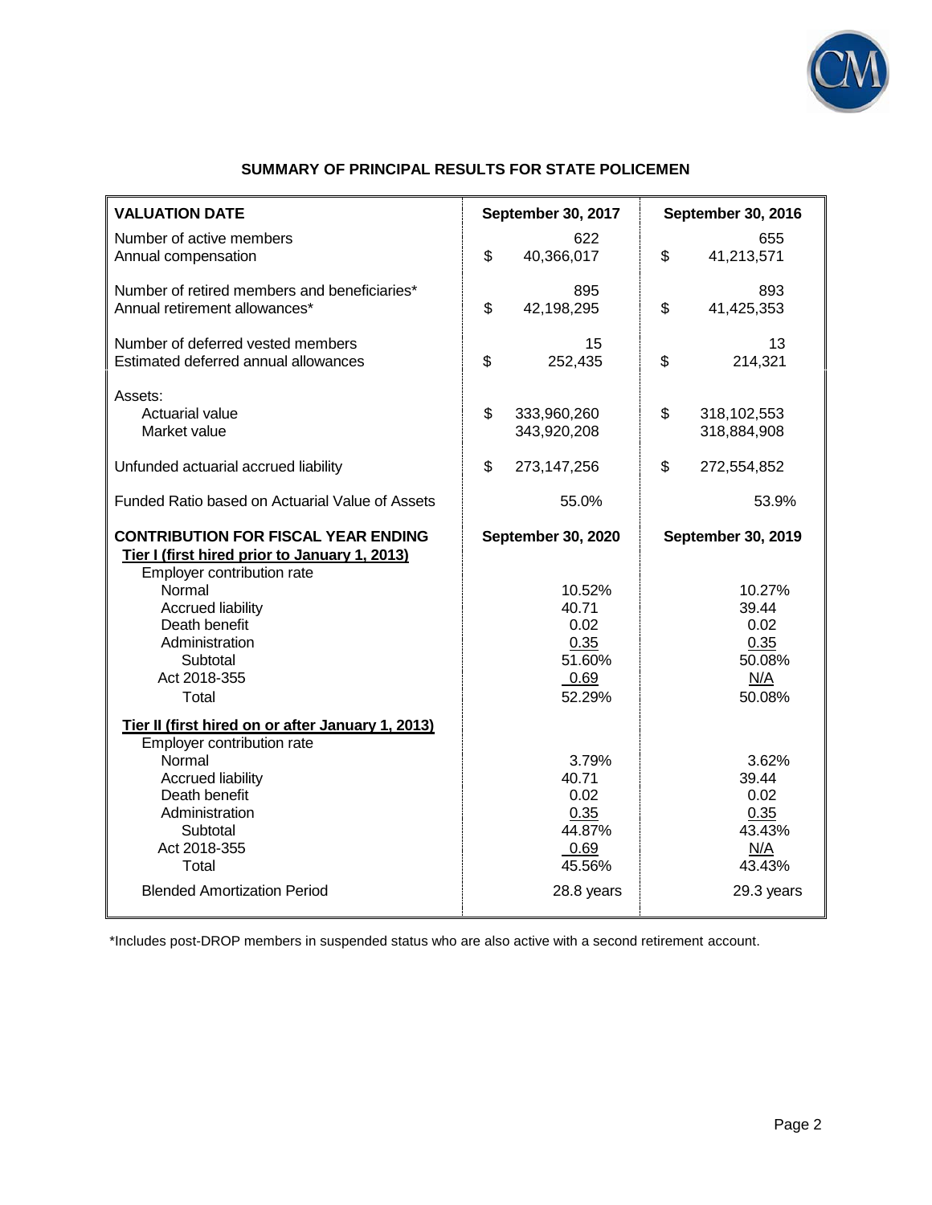## SUMMARY OF PRINCIPAL RESULTS FOR STATE POLICEMEN

| **VALUATION DATE** | **September 30, 2017** | **September 30, 2016** |
|---|---|---|
| Number of active members | 622 | 655 |
| Annual compensation | $ 40,366,017 | $ 41,213,571 |
| Number of retired members and beneficiaries* | 895 | 893 |
| Annual retirement allowances* | $ 42,198,295 | $ 41,425,353 |
| Number of deferred vested members | 15 | 13 |
| Estimated deferred annual allowances | $ 252,435 | $ 214,321 |
| Assets: | | |
| Actuarial value | $ 333,960,260 | $ 318,102,553 |
| Market value | 343,920,208 | 318,884,908 |
| Unfunded actuarial accrued liability | $ 273,147,256 | $ 272,554,852 |
| Funded Ratio based on Actuarial Value of Assets | 55.0% | 53.9% |
| **CONTRIBUTION FOR FISCAL YEAR ENDING** | **September 30, 2020** | **September 30, 2019** |
| **Tier I (first hired prior to January 1, 2013)** | | |
| Employer contribution rate | | |
| Normal | 10.52% | 10.27% |
| Accrued liability | 40.71 | 39.44 |
| Death benefit | 0.02 | 0.02 |
| Administration | 0.35 | 0.35 |
| Subtotal | 51.60% | 50.08% |
| Act 2018-355 | 0.69 | N/A |
| Total | 52.29% | 50.08% |
| **Tier II (first hired on or after January 1, 2013)** | | |
| Employer contribution rate | | |
| Normal | 3.79% | 3.62% |
| Accrued liability | 40.71 | 39.44 |
| Death benefit | 0.02 | 0.02 |
| Administration | 0.35 | 0.35 |
| Subtotal | 44.87% | 43.43% |
| Act 2018-355 | 0.69 | N/A |
| Total | 45.56% | 43.43% |
| Blended Amortization Period | 28.8 years | 29.3 years |

*Includes post-DROP members in suspended status who are also active with a second retirement account.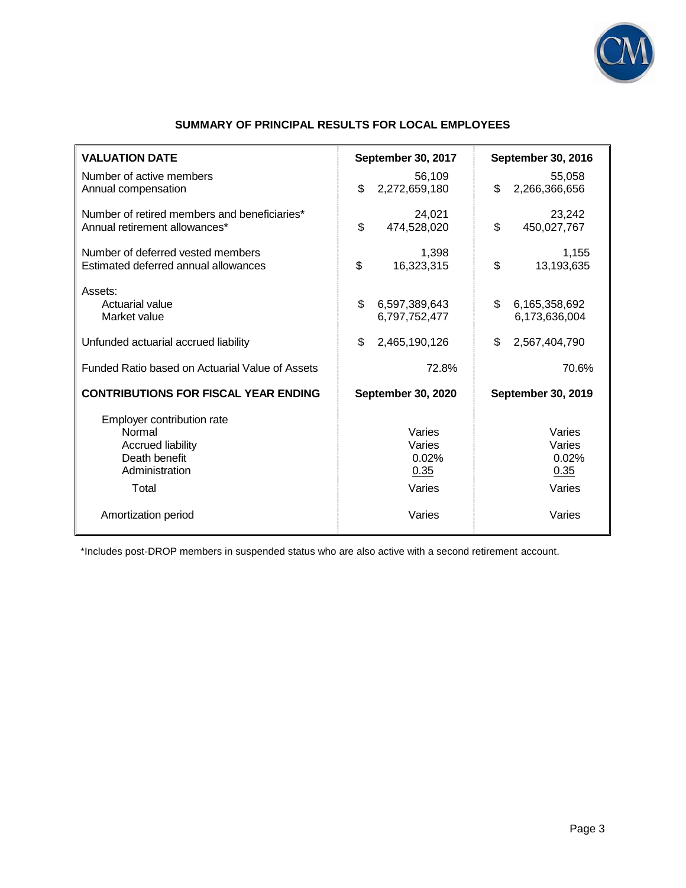## SUMMARY OF PRINCIPAL RESULTS FOR LOCAL EMPLOYEES

| VALUATION DATE | September 30, 2017 | September 30, 2016 |
|---|---|---|
| Number of active members | 56,109 | 55,058 |
| Annual compensation | $ 2,272,659,180 | $ 2,266,366,656 |
| Number of retired members and beneficiaries* | 24,021 | 23,242 |
| Annual retirement allowances* | $ 474,528,020 | $ 450,027,767 |
| Number of deferred vested members | 1,398 | 1,155 |
| Estimated deferred annual allowances | $ 16,323,315 | $ 13,193,635 |
| Assets: | | |
| Actuarial value | $ 6,597,389,643 | $ 6,165,358,692 |
| Market value | 6,797,752,477 | 6,173,636,004 |
| Unfunded actuarial accrued liability | $ 2,465,190,126 | $ 2,567,404,790 |
| Funded Ratio based on Actuarial Value of Assets | 72.8% | 70.6% |
| **CONTRIBUTIONS FOR FISCAL YEAR ENDING** | **September 30, 2020** | **September 30, 2019** |
| Employer contribution rate | | |
| Normal | Varies | Varies |
| Accrued liability | Varies | Varies |
| Death benefit | 0.02% | 0.02% |
| Administration | 0.35 | 0.35 |
| Total | Varies | Varies |
| Amortization period | Varies | Varies |

*Includes post-DROP members in suspended status who are also active with a second retirement account.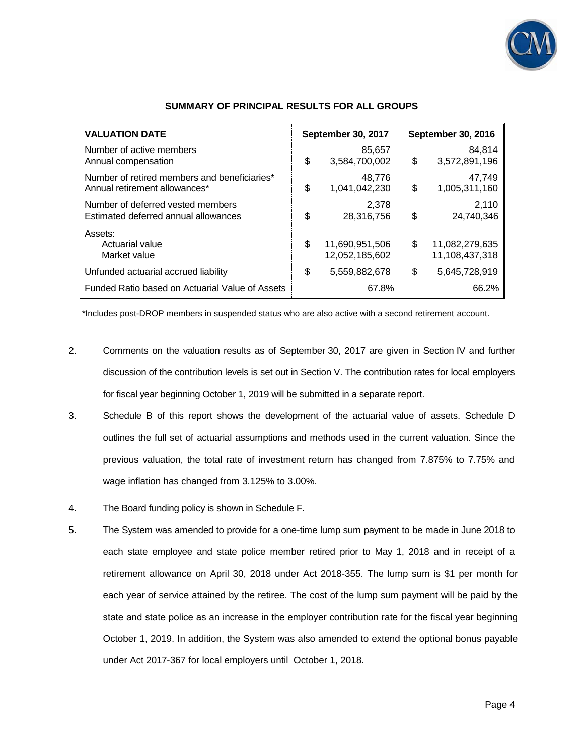**SUMMARY OF PRINCIPAL RESULTS FOR ALL GROUPS**

| VALUATION DATE | September 30, 2017 | September 30, 2016 |
|---|---|---|
| Number of active members | 85,657 | 84,814 |
| Annual compensation | $ 3,584,700,002 | $ 3,572,891,196 |
| Number of retired members and beneficiaries* | 48,776 | 47,749 |
| Annual retirement allowances* | $ 1,041,042,230 | $ 1,005,311,160 |
| Number of deferred vested members | 2,378 | 2,110 |
| Estimated deferred annual allowances | $ 28,316,756 | $ 24,740,346 |
| Assets: | | |
| Actuarial value | $ 11,690,951,506 | $ 11,082,279,635 |
| Market value | 12,052,185,602 | 11,108,437,318 |
| Unfunded actuarial accrued liability | $ 5,559,882,678 | $ 5,645,728,919 |
| Funded Ratio based on Actuarial Value of Assets | 67.8% | 66.2% |

*Includes post-DROP members in suspended status who are also active with a second retirement account.

2. Comments on the valuation results as of September 30, 2017 are given in Section IV and further discussion of the contribution levels is set out in Section V. The contribution rates for local employers for fiscal year beginning October 1, 2019 will be submitted in a separate report.

3. Schedule B of this report shows the development of the actuarial value of assets. Schedule D outlines the full set of actuarial assumptions and methods used in the current valuation. Since the previous valuation, the total rate of investment return has changed from 7.875% to 7.75% and wage inflation has changed from 3.125% to 3.00%.

4. The Board funding policy is shown in Schedule F.

5. The System was amended to provide for a one-time lump sum payment to be made in June 2018 to each state employee and state police member retired prior to May 1, 2018 and in receipt of a retirement allowance on April 30, 2018 under Act 2018-355. The lump sum is $1 per month for each year of service attained by the retiree. The cost of the lump sum payment will be paid by the state and state police as an increase in the employer contribution rate for the fiscal year beginning October 1, 2019. In addition, the System was also amended to extend the optional bonus payable under Act 2017-367 for local employers until October 1, 2018.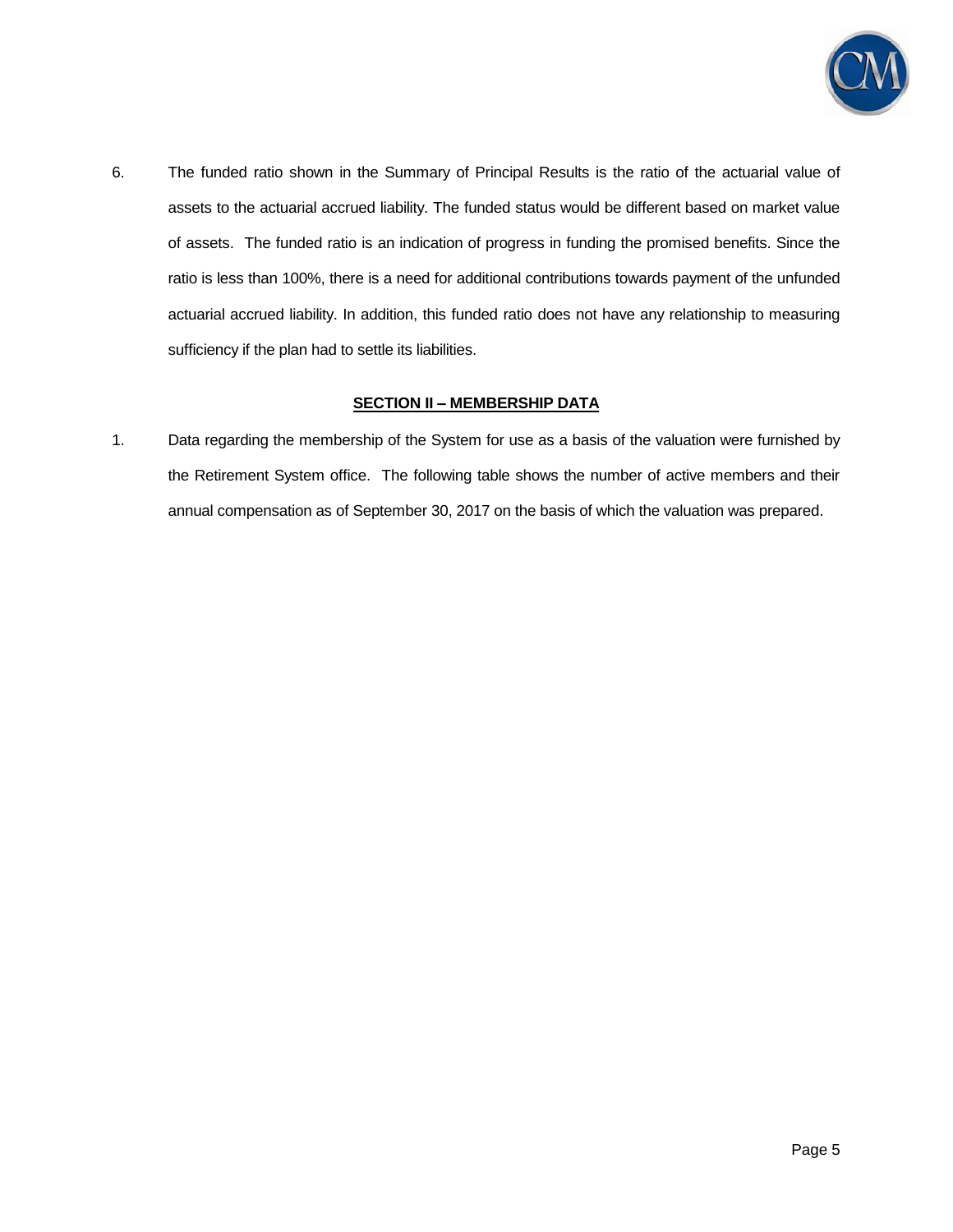6. The funded ratio shown in the Summary of Principal Results is the ratio of the actuarial value of assets to the actuarial accrued liability. The funded status would be different based on market value of assets. The funded ratio is an indication of progress in funding the promised benefits. Since the ratio is less than 100%, there is a need for additional contributions towards payment of the unfunded actuarial accrued liability. In addition, this funded ratio does not have any relationship to measuring sufficiency if the plan had to settle its liabilities.

## SECTION II – MEMBERSHIP DATA

1. Data regarding the membership of the System for use as a basis of the valuation were furnished by the Retirement System office. The following table shows the number of active members and their annual compensation as of September 30, 2017 on the basis of which the valuation was prepared.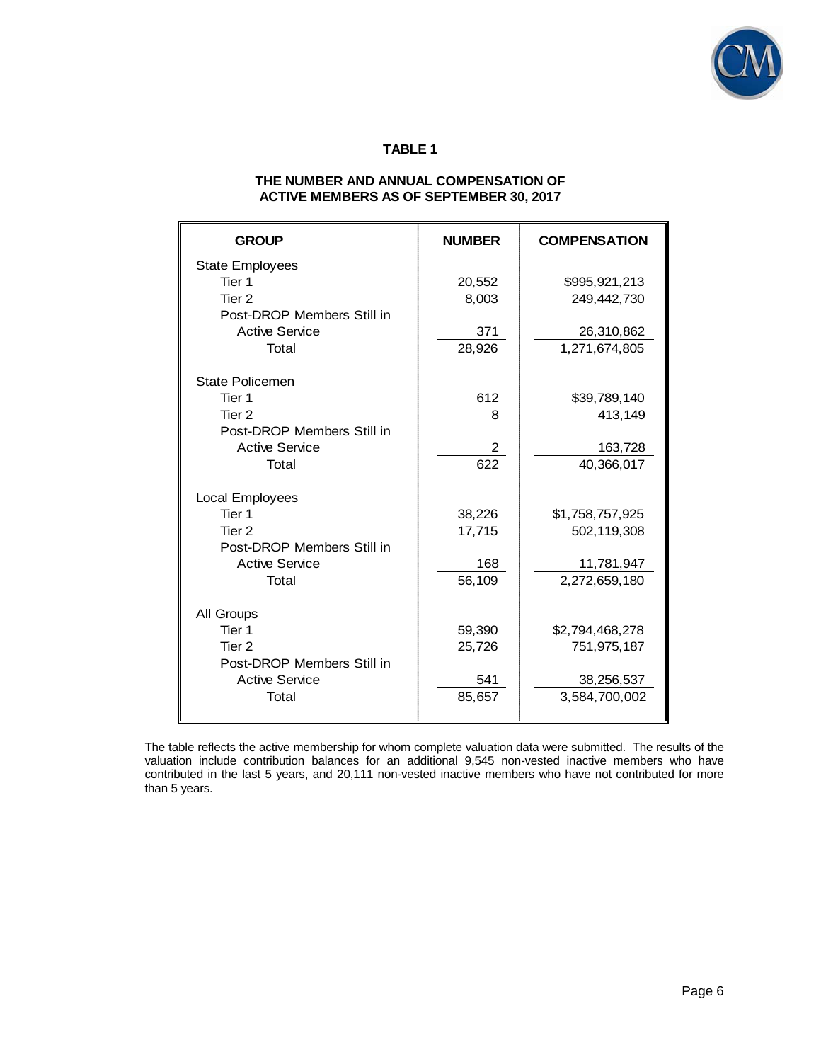**TABLE 1**

**THE NUMBER AND ANNUAL COMPENSATION OF ACTIVE MEMBERS AS OF SEPTEMBER 30, 2017**

| GROUP | NUMBER | COMPENSATION |
|---|---|---|
| State Employees | | |
| Tier 1 | 20,552 | $995,921,213 |
| Tier 2 | 8,003 | 249,442,730 |
| Post-DROP Members Still in Active Service | 371 | 26,310,862 |
| Total | 28,926 | 1,271,674,805 |
| State Policemen | | |
| Tier 1 | 612 | $39,789,140 |
| Tier 2 | 8 | 413,149 |
| Post-DROP Members Still in Active Service | 2 | 163,728 |
| Total | 622 | 40,366,017 |
| Local Employees | | |
| Tier 1 | 38,226 | $1,758,757,925 |
| Tier 2 | 17,715 | 502,119,308 |
| Post-DROP Members Still in Active Service | 168 | 11,781,947 |
| Total | 56,109 | 2,272,659,180 |
| All Groups | | |
| Tier 1 | 59,390 | $2,794,468,278 |
| Tier 2 | 25,726 | 751,975,187 |
| Post-DROP Members Still in Active Service | 541 | 38,256,537 |
| Total | 85,657 | 3,584,700,002 |

The table reflects the active membership for whom complete valuation data were submitted. The results of the valuation include contribution balances for an additional 9,545 non-vested inactive members who have contributed in the last 5 years, and 20,111 non-vested inactive members who have not contributed for more than 5 years.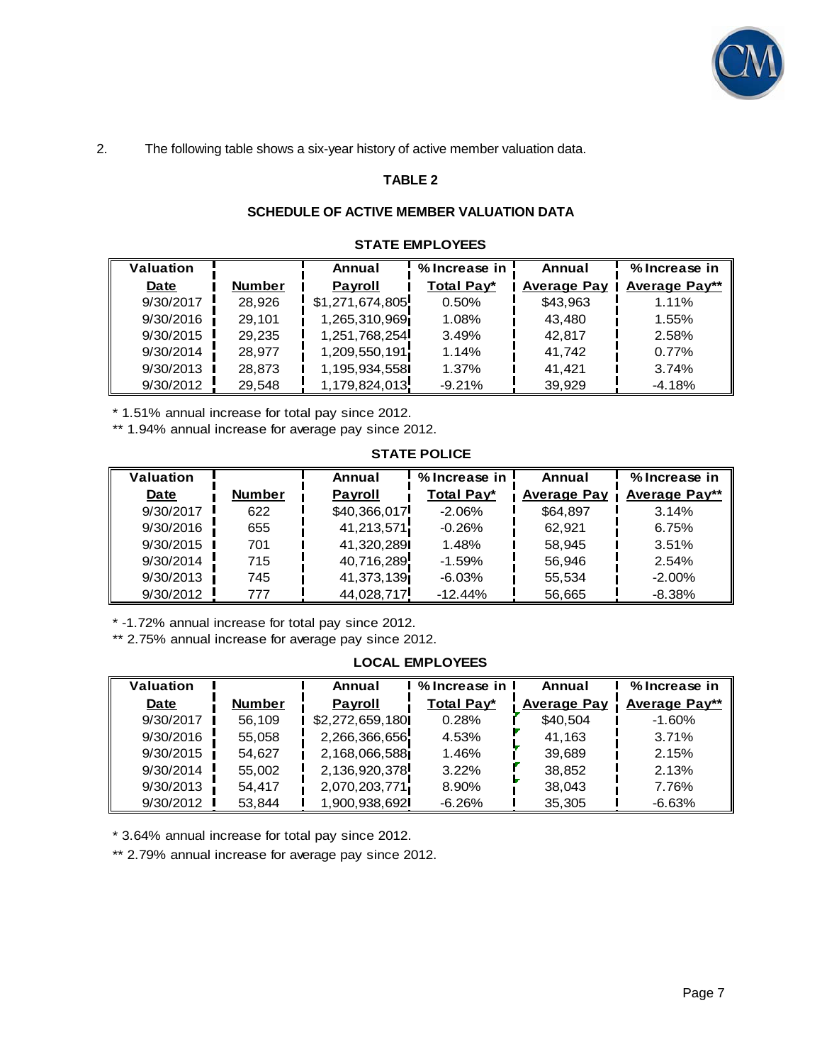2. The following table shows a six-year history of active member valuation data.

**TABLE 2**

**SCHEDULE OF ACTIVE MEMBER VALUATION DATA**

**STATE EMPLOYEES**

| Valuation Date | Number | Annual Payroll | % Increase in Total Pay* | Annual Average Pay | % Increase in Average Pay** |
|---|---|---|---|---|---|
| 9/30/2017 | 28,926 | $1,271,674,805 | 0.50% | $43,963 | 1.11% |
| 9/30/2016 | 29,101 | 1,265,310,969 | 1.08% | 43,480 | 1.55% |
| 9/30/2015 | 29,235 | 1,251,768,254 | 3.49% | 42,817 | 2.58% |
| 9/30/2014 | 28,977 | 1,209,550,191 | 1.14% | 41,742 | 0.77% |
| 9/30/2013 | 28,873 | 1,195,934,558 | 1.37% | 41,421 | 3.74% |
| 9/30/2012 | 29,548 | 1,179,824,013 | -9.21% | 39,929 | -4.18% |

* 1.51% annual increase for total pay since 2012.

** 1.94% annual increase for average pay since 2012.

**STATE POLICE**

| Valuation Date | Number | Annual Payroll | % Increase in Total Pay* | Annual Average Pay | % Increase in Average Pay** |
|---|---|---|---|---|---|
| 9/30/2017 | 622 | $40,366,017 | -2.06% | $64,897 | 3.14% |
| 9/30/2016 | 655 | 41,213,571 | -0.26% | 62,921 | 6.75% |
| 9/30/2015 | 701 | 41,320,289 | 1.48% | 58,945 | 3.51% |
| 9/30/2014 | 715 | 40,716,289 | -1.59% | 56,946 | 2.54% |
| 9/30/2013 | 745 | 41,373,139 | -6.03% | 55,534 | -2.00% |
| 9/30/2012 | 777 | 44,028,717 | -12.44% | 56,665 | -8.38% |

* -1.72% annual increase for total pay since 2012.

** 2.75% annual increase for average pay since 2012.

**LOCAL EMPLOYEES**

| Valuation Date | Number | Annual Payroll | % Increase in Total Pay* | Annual Average Pay | % Increase in Average Pay** |
|---|---|---|---|---|---|
| 9/30/2017 | 56,109 | $2,272,659,180 | 0.28% | $40,504 | -1.60% |
| 9/30/2016 | 55,058 | 2,266,366,656 | 4.53% | 41,163 | 3.71% |
| 9/30/2015 | 54,627 | 2,168,066,588 | 1.46% | 39,689 | 2.15% |
| 9/30/2014 | 55,002 | 2,136,920,378 | 3.22% | 38,852 | 2.13% |
| 9/30/2013 | 54,417 | 2,070,203,771 | 8.90% | 38,043 | 7.76% |
| 9/30/2012 | 53,844 | 1,900,938,692 | -6.26% | 35,305 | -6.63% |

* 3.64% annual increase for total pay since 2012.

** 2.79% annual increase for average pay since 2012.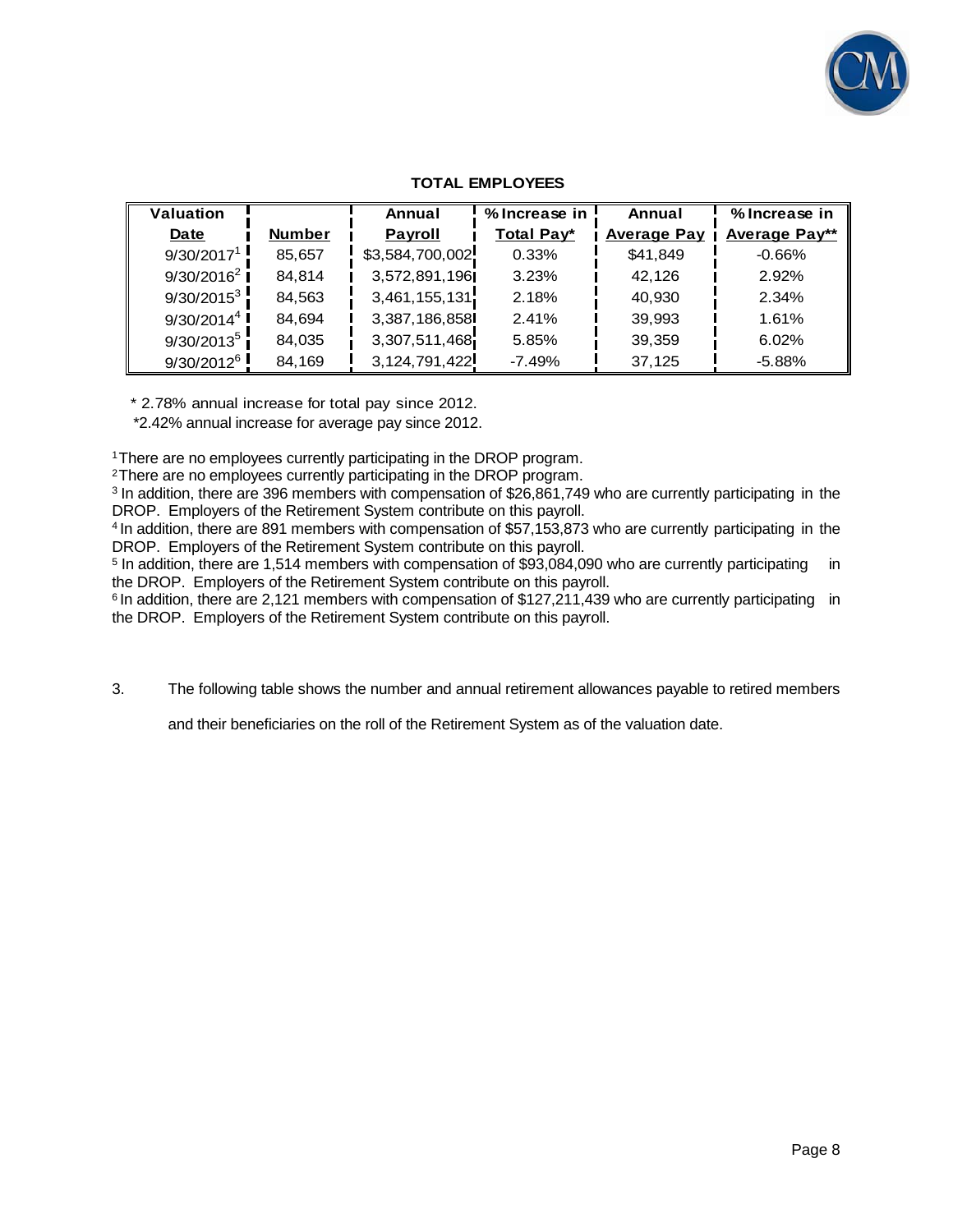**TOTAL EMPLOYEES**

| Valuation Date | Number | Annual Payroll | % Increase in Total Pay* | Annual Average Pay | % Increase in Average Pay** |
|---|---|---|---|---|---|
| 9/30/2017[1] | 85,657 | $3,584,700,002 | 0.33% | $41,849 | -0.66% |
| 9/30/2016[2] | 84,814 | 3,572,891,196 | 3.23% | 42,126 | 2.92% |
| 9/30/2015[3] | 84,563 | 3,461,155,131 | 2.18% | 40,930 | 2.34% |
| 9/30/2014[4] | 84,694 | 3,387,186,858 | 2.41% | 39,993 | 1.61% |
| 9/30/2013[5] | 84,035 | 3,307,511,468 | 5.85% | 39,359 | 6.02% |
| 9/30/2012[6] | 84,169 | 3,124,791,422 | -7.49% | 37,125 | -5.88% |

\* 2.78% annual increase for total pay since 2012.

\*2.42% annual increase for average pay since 2012.

[1] There are no employees currently participating in the DROP program.

[2] There are no employees currently participating in the DROP program.

[3] In addition, there are 396 members with compensation of $26,861,749 who are currently participating in the DROP. Employers of the Retirement System contribute on this payroll.

[4] In addition, there are 891 members with compensation of $57,153,873 who are currently participating in the DROP. Employers of the Retirement System contribute on this payroll.

[5] In addition, there are 1,514 members with compensation of $93,084,090 who are currently participating in the DROP. Employers of the Retirement System contribute on this payroll.

[6] In addition, there are 2,121 members with compensation of $127,211,439 who are currently participating in the DROP. Employers of the Retirement System contribute on this payroll.

3. The following table shows the number and annual retirement allowances payable to retired members and their beneficiaries on the roll of the Retirement System as of the valuation date.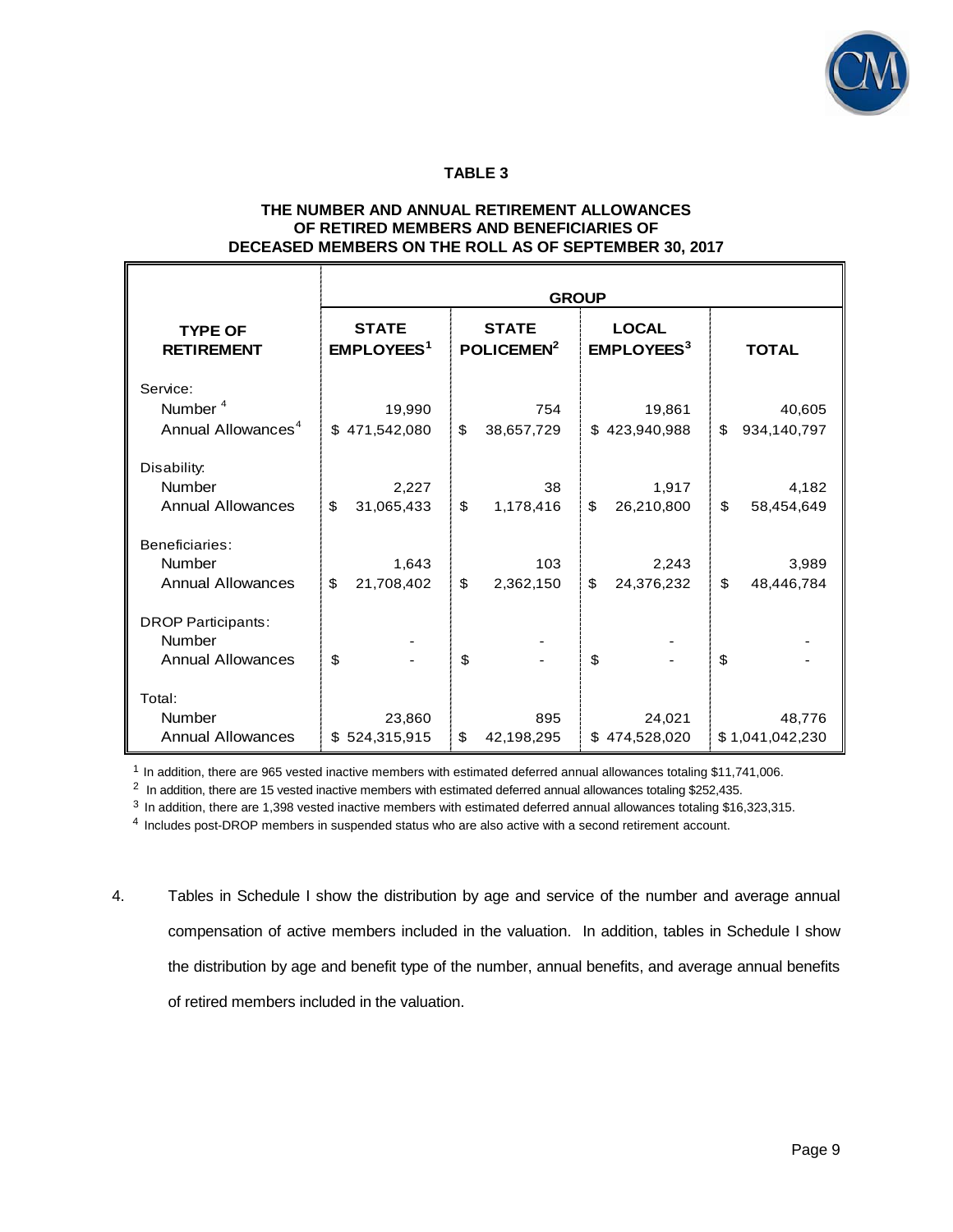**TABLE 3**

**THE NUMBER AND ANNUAL RETIREMENT ALLOWANCES OF RETIRED MEMBERS AND BENEFICIARIES OF DECEASED MEMBERS ON THE ROLL AS OF SEPTEMBER 30, 2017**

| | GROUP | | | |
|---|---|---|---|---|
| **TYPE OF RETIREMENT** | **STATE EMPLOYEES[1]** | **STATE POLICEMEN[2]** | **LOCAL EMPLOYEES[3]** | **TOTAL** |
| Service: | | | | |
| Number [4] | 19,990 | 754 | 19,861 | 40,605 |
| Annual Allowances[4] | $ 471,542,080 | $ 38,657,729 | $ 423,940,988 | $ 934,140,797 |
| Disability: | | | | |
| Number | 2,227 | 38 | 1,917 | 4,182 |
| Annual Allowances | $ 31,065,433 | $ 1,178,416 | $ 26,210,800 | $ 58,454,649 |
| Beneficiaries: | | | | |
| Number | 1,643 | 103 | 2,243 | 3,989 |
| Annual Allowances | $ 21,708,402 | $ 2,362,150 | $ 24,376,232 | $ 48,446,784 |
| DROP Participants: | | | | |
| Number | - | - | - | - |
| Annual Allowances | $ - | $ - | $ - | $ - |
| Total: | | | | |
| Number | 23,860 | 895 | 24,021 | 48,776 |
| Annual Allowances | $ 524,315,915 | $ 42,198,295 | $ 474,528,020 | $ 1,041,042,230 |

[1] In addition, there are 965 vested inactive members with estimated deferred annual allowances totaling $11,741,006.

[2] In addition, there are 15 vested inactive members with estimated deferred annual allowances totaling $252,435.

[3] In addition, there are 1,398 vested inactive members with estimated deferred annual allowances totaling $16,323,315.

[4] Includes post-DROP members in suspended status who are also active with a second retirement account.

4. Tables in Schedule I show the distribution by age and service of the number and average annual compensation of active members included in the valuation. In addition, tables in Schedule I show the distribution by age and benefit type of the number, annual benefits, and average annual benefits of retired members included in the valuation.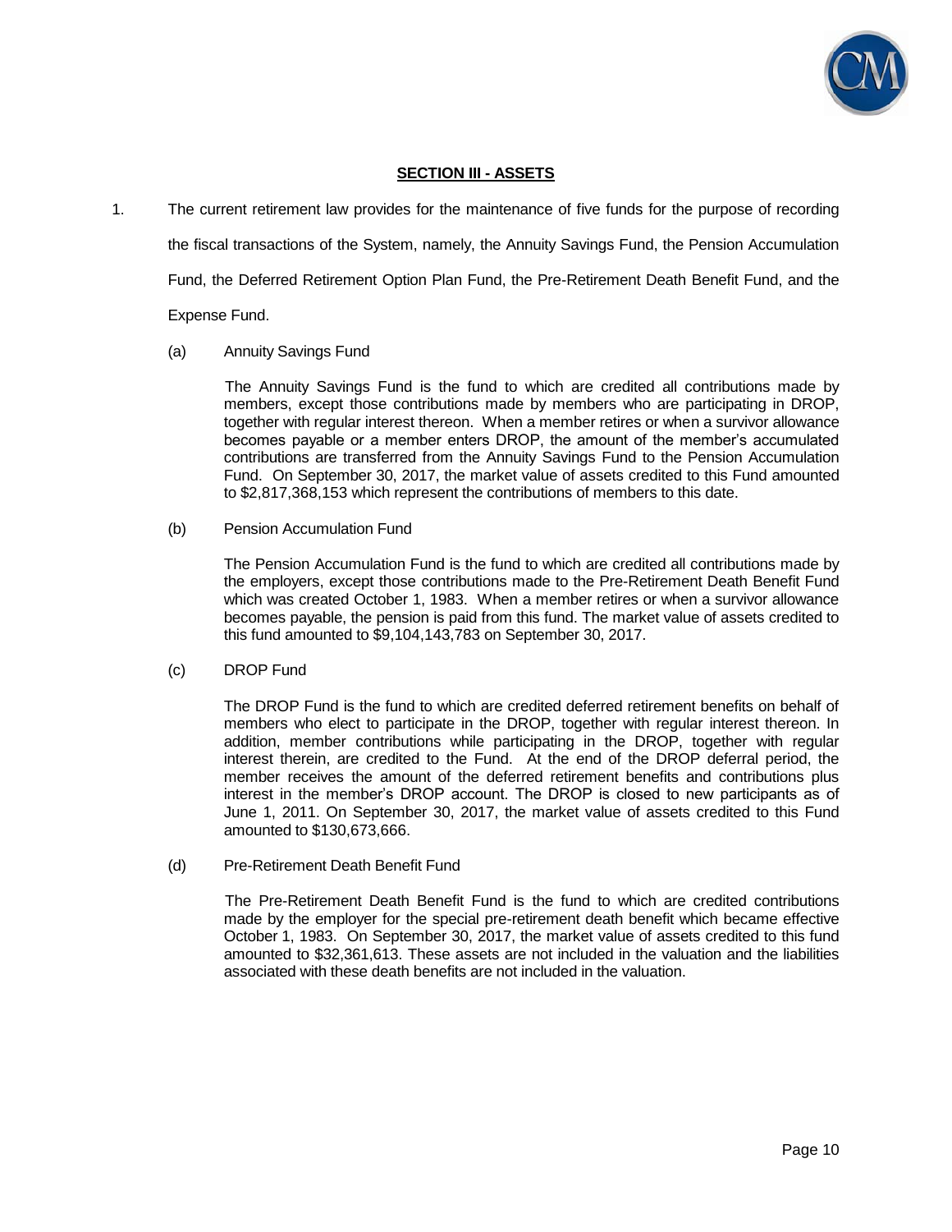## SECTION III - ASSETS

1. The current retirement law provides for the maintenance of five funds for the purpose of recording the fiscal transactions of the System, namely, the Annuity Savings Fund, the Pension Accumulation Fund, the Deferred Retirement Option Plan Fund, the Pre-Retirement Death Benefit Fund, and the Expense Fund.

   (a) Annuity Savings Fund

   The Annuity Savings Fund is the fund to which are credited all contributions made by members, except those contributions made by members who are participating in DROP, together with regular interest thereon. When a member retires or when a survivor allowance becomes payable or a member enters DROP, the amount of the member's accumulated contributions are transferred from the Annuity Savings Fund to the Pension Accumulation Fund. On September 30, 2017, the market value of assets credited to this Fund amounted to $2,817,368,153 which represent the contributions of members to this date.

   (b) Pension Accumulation Fund

   The Pension Accumulation Fund is the fund to which are credited all contributions made by the employers, except those contributions made to the Pre-Retirement Death Benefit Fund which was created October 1, 1983. When a member retires or when a survivor allowance becomes payable, the pension is paid from this fund. The market value of assets credited to this fund amounted to $9,104,143,783 on September 30, 2017.

   (c) DROP Fund

   The DROP Fund is the fund to which are credited deferred retirement benefits on behalf of members who elect to participate in the DROP, together with regular interest thereon. In addition, member contributions while participating in the DROP, together with regular interest therein, are credited to the Fund. At the end of the DROP deferral period, the member receives the amount of the deferred retirement benefits and contributions plus interest in the member's DROP account. The DROP is closed to new participants as of June 1, 2011. On September 30, 2017, the market value of assets credited to this Fund amounted to $130,673,666.

   (d) Pre-Retirement Death Benefit Fund

   The Pre-Retirement Death Benefit Fund is the fund to which are credited contributions made by the employer for the special pre-retirement death benefit which became effective October 1, 1983. On September 30, 2017, the market value of assets credited to this fund amounted to $32,361,613. These assets are not included in the valuation and the liabilities associated with these death benefits are not included in the valuation.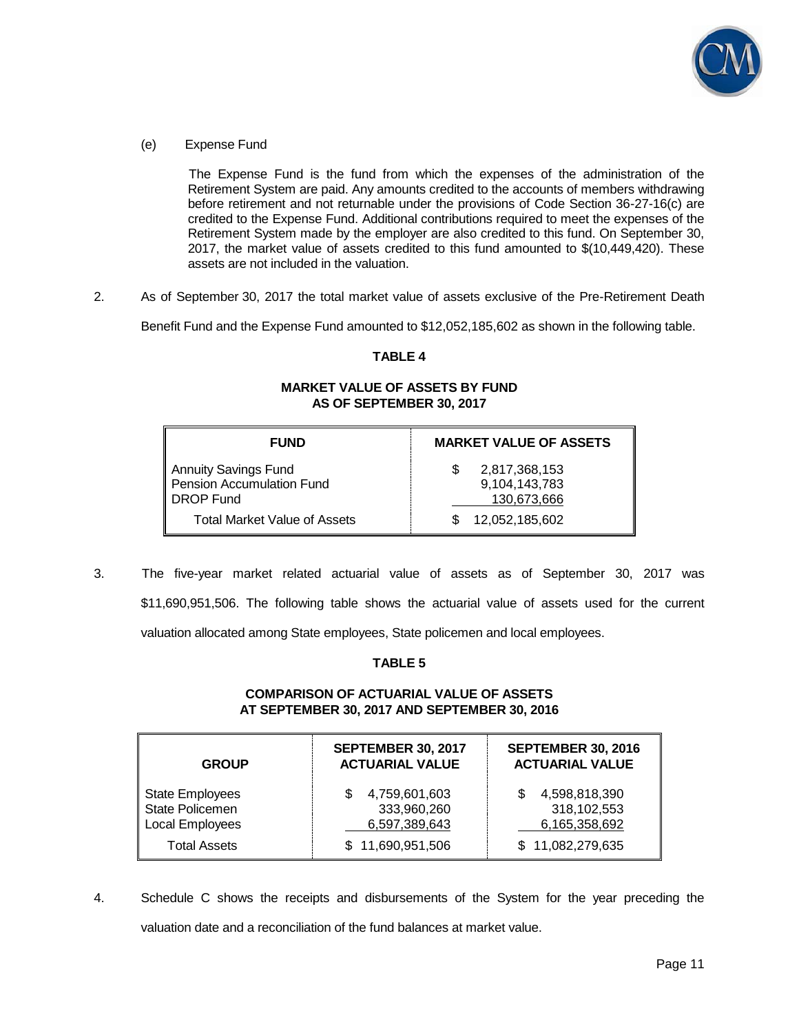(e) Expense Fund

The Expense Fund is the fund from which the expenses of the administration of the Retirement System are paid. Any amounts credited to the accounts of members withdrawing before retirement and not returnable under the provisions of Code Section 36-27-16(c) are credited to the Expense Fund. Additional contributions required to meet the expenses of the Retirement System made by the employer are also credited to this fund. On September 30, 2017, the market value of assets credited to this fund amounted to $(10,449,420). These assets are not included in the valuation.

2. As of September 30, 2017 the total market value of assets exclusive of the Pre-Retirement Death Benefit Fund and the Expense Fund amounted to $12,052,185,602 as shown in the following table.

**TABLE 4**

**MARKET VALUE OF ASSETS BY FUND AS OF SEPTEMBER 30, 2017**

| FUND | MARKET VALUE OF ASSETS |
|---|---|
| Annuity Savings Fund | $ 2,817,368,153 |
| Pension Accumulation Fund | 9,104,143,783 |
| DROP Fund | 130,673,666 |
| Total Market Value of Assets | $ 12,052,185,602 |

3. The five-year market related actuarial value of assets as of September 30, 2017 was $11,690,951,506. The following table shows the actuarial value of assets used for the current valuation allocated among State employees, State policemen and local employees.

**TABLE 5**

**COMPARISON OF ACTUARIAL VALUE OF ASSETS AT SEPTEMBER 30, 2017 AND SEPTEMBER 30, 2016**

| GROUP | SEPTEMBER 30, 2017 ACTUARIAL VALUE | SEPTEMBER 30, 2016 ACTUARIAL VALUE |
|---|---|---|
| State Employees | $ 4,759,601,603 | $ 4,598,818,390 |
| State Policemen | 333,960,260 | 318,102,553 |
| Local Employees | 6,597,389,643 | 6,165,358,692 |
| Total Assets | $ 11,690,951,506 | $ 11,082,279,635 |

4. Schedule C shows the receipts and disbursements of the System for the year preceding the valuation date and a reconciliation of the fund balances at market value.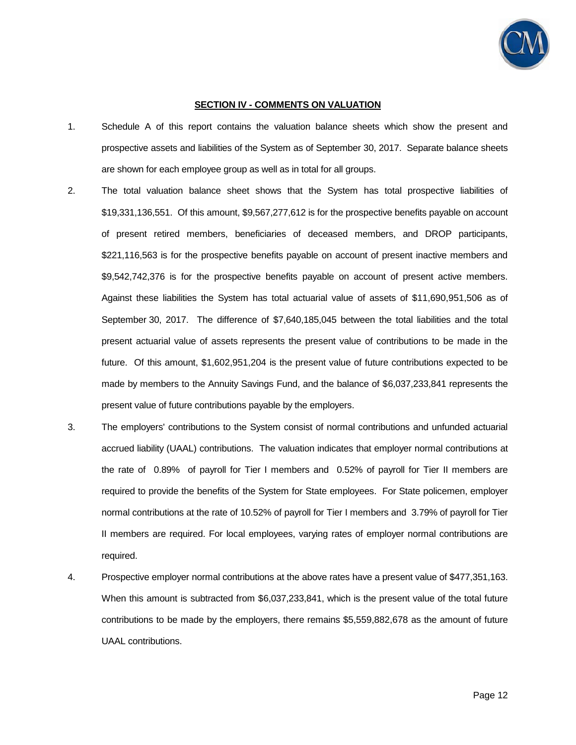## SECTION IV - COMMENTS ON VALUATION

1. Schedule A of this report contains the valuation balance sheets which show the present and prospective assets and liabilities of the System as of September 30, 2017. Separate balance sheets are shown for each employee group as well as in total for all groups.

2. The total valuation balance sheet shows that the System has total prospective liabilities of $19,331,136,551. Of this amount, $9,567,277,612 is for the prospective benefits payable on account of present retired members, beneficiaries of deceased members, and DROP participants, $221,116,563 is for the prospective benefits payable on account of present inactive members and $9,542,742,376 is for the prospective benefits payable on account of present active members. Against these liabilities the System has total actuarial value of assets of $11,690,951,506 as of September 30, 2017. The difference of $7,640,185,045 between the total liabilities and the total present actuarial value of assets represents the present value of contributions to be made in the future. Of this amount, $1,602,951,204 is the present value of future contributions expected to be made by members to the Annuity Savings Fund, and the balance of $6,037,233,841 represents the present value of future contributions payable by the employers.

3. The employers' contributions to the System consist of normal contributions and unfunded actuarial accrued liability (UAAL) contributions. The valuation indicates that employer normal contributions at the rate of 0.89% of payroll for Tier I members and 0.52% of payroll for Tier II members are required to provide the benefits of the System for State employees. For State policemen, employer normal contributions at the rate of 10.52% of payroll for Tier I members and 3.79% of payroll for Tier II members are required. For local employees, varying rates of employer normal contributions are required.

4. Prospective employer normal contributions at the above rates have a present value of $477,351,163. When this amount is subtracted from $6,037,233,841, which is the present value of the total future contributions to be made by the employers, there remains $5,559,882,678 as the amount of future UAAL contributions.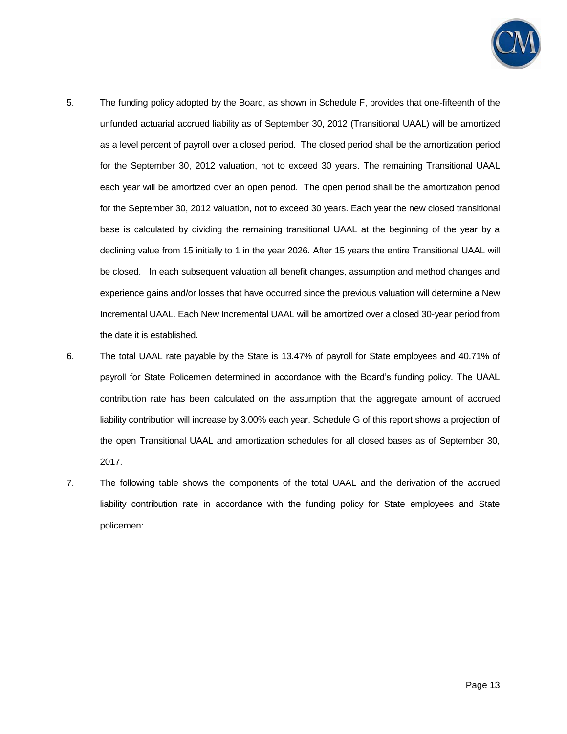5. The funding policy adopted by the Board, as shown in Schedule F, provides that one-fifteenth of the unfunded actuarial accrued liability as of September 30, 2012 (Transitional UAAL) will be amortized as a level percent of payroll over a closed period. The closed period shall be the amortization period for the September 30, 2012 valuation, not to exceed 30 years. The remaining Transitional UAAL each year will be amortized over an open period. The open period shall be the amortization period for the September 30, 2012 valuation, not to exceed 30 years. Each year the new closed transitional base is calculated by dividing the remaining transitional UAAL at the beginning of the year by a declining value from 15 initially to 1 in the year 2026. After 15 years the entire Transitional UAAL will be closed. In each subsequent valuation all benefit changes, assumption and method changes and experience gains and/or losses that have occurred since the previous valuation will determine a New Incremental UAAL. Each New Incremental UAAL will be amortized over a closed 30-year period from the date it is established.

6. The total UAAL rate payable by the State is 13.47% of payroll for State employees and 40.71% of payroll for State Policemen determined in accordance with the Board's funding policy. The UAAL contribution rate has been calculated on the assumption that the aggregate amount of accrued liability contribution will increase by 3.00% each year. Schedule G of this report shows a projection of the open Transitional UAAL and amortization schedules for all closed bases as of September 30, 2017.

7. The following table shows the components of the total UAAL and the derivation of the accrued liability contribution rate in accordance with the funding policy for State employees and State policemen: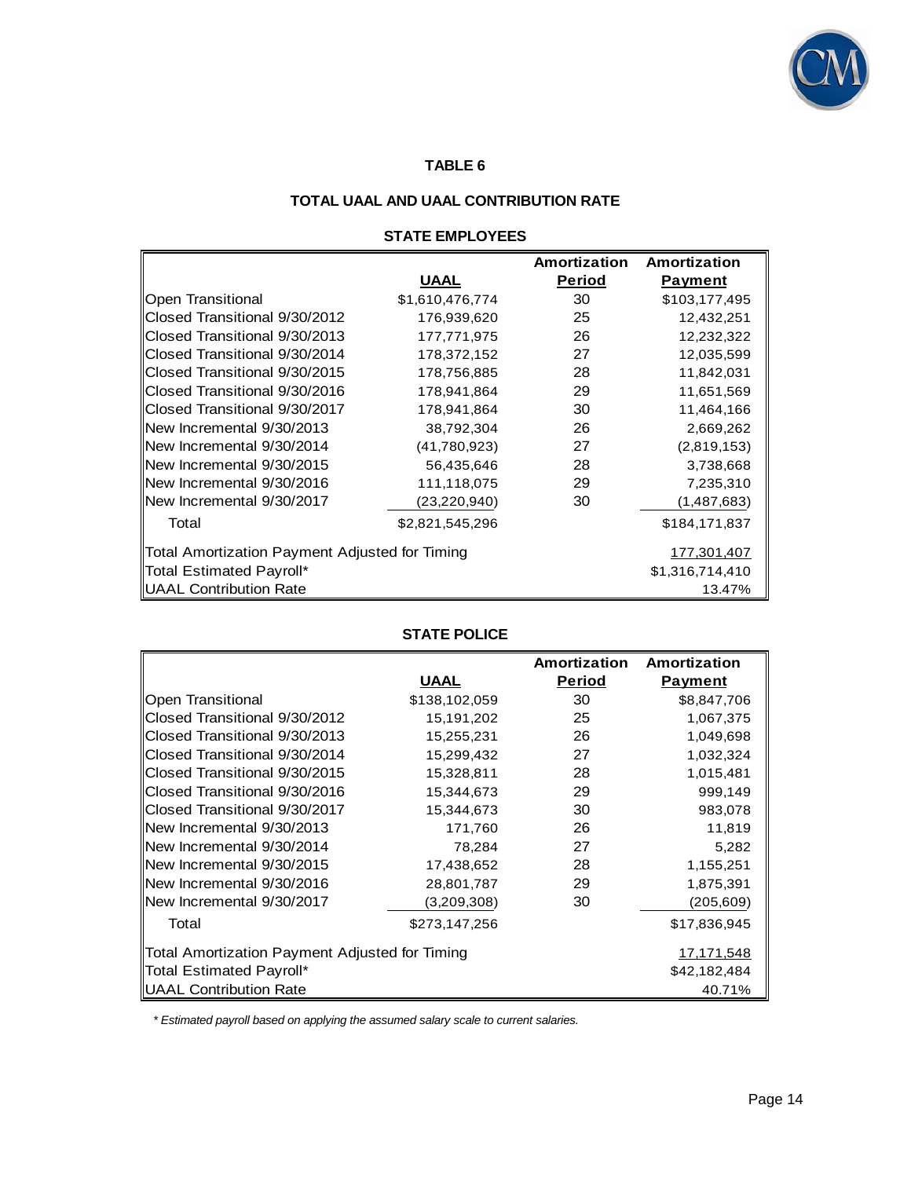## TABLE 6

### TOTAL UAAL AND UAAL CONTRIBUTION RATE

#### STATE EMPLOYEES

| | UAAL | Amortization Period | Amortization Payment |
|---|---|---|---|
| Open Transitional | $1,610,476,774 | 30 | $103,177,495 |
| Closed Transitional 9/30/2012 | 176,939,620 | 25 | 12,432,251 |
| Closed Transitional 9/30/2013 | 177,771,975 | 26 | 12,232,322 |
| Closed Transitional 9/30/2014 | 178,372,152 | 27 | 12,035,599 |
| Closed Transitional 9/30/2015 | 178,756,885 | 28 | 11,842,031 |
| Closed Transitional 9/30/2016 | 178,941,864 | 29 | 11,651,569 |
| Closed Transitional 9/30/2017 | 178,941,864 | 30 | 11,464,166 |
| New Incremental 9/30/2013 | 38,792,304 | 26 | 2,669,262 |
| New Incremental 9/30/2014 | (41,780,923) | 27 | (2,819,153) |
| New Incremental 9/30/2015 | 56,435,646 | 28 | 3,738,668 |
| New Incremental 9/30/2016 | 111,118,075 | 29 | 7,235,310 |
| New Incremental 9/30/2017 | (23,220,940) | 30 | (1,487,683) |
| Total | $2,821,545,296 | | $184,171,837 |
| Total Amortization Payment Adjusted for Timing | | | 177,301,407 |
| Total Estimated Payroll* | | | $1,316,714,410 |
| UAAL Contribution Rate | | | 13.47% |

#### STATE POLICE

| | UAAL | Amortization Period | Amortization Payment |
|---|---|---|---|
| Open Transitional | $138,102,059 | 30 | $8,847,706 |
| Closed Transitional 9/30/2012 | 15,191,202 | 25 | 1,067,375 |
| Closed Transitional 9/30/2013 | 15,255,231 | 26 | 1,049,698 |
| Closed Transitional 9/30/2014 | 15,299,432 | 27 | 1,032,324 |
| Closed Transitional 9/30/2015 | 15,328,811 | 28 | 1,015,481 |
| Closed Transitional 9/30/2016 | 15,344,673 | 29 | 999,149 |
| Closed Transitional 9/30/2017 | 15,344,673 | 30 | 983,078 |
| New Incremental 9/30/2013 | 171,760 | 26 | 11,819 |
| New Incremental 9/30/2014 | 78,284 | 27 | 5,282 |
| New Incremental 9/30/2015 | 17,438,652 | 28 | 1,155,251 |
| New Incremental 9/30/2016 | 28,801,787 | 29 | 1,875,391 |
| New Incremental 9/30/2017 | (3,209,308) | 30 | (205,609) |
| Total | $273,147,256 | | $17,836,945 |
| Total Amortization Payment Adjusted for Timing | | | 17,171,548 |
| Total Estimated Payroll* | | | $42,182,484 |
| UAAL Contribution Rate | | | 40.71% |

*\* Estimated payroll based on applying the assumed salary scale to current salaries.*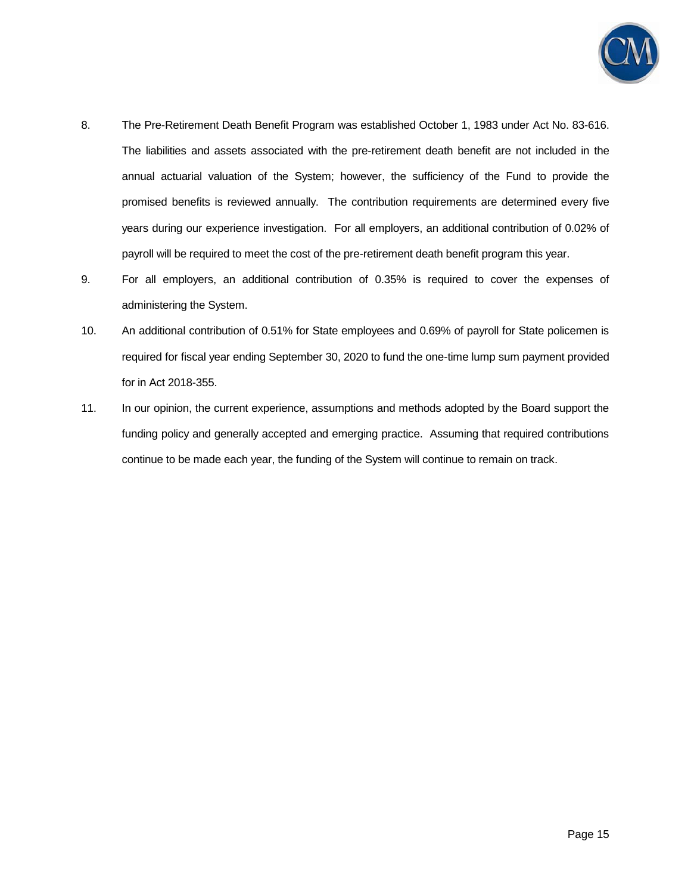8. The Pre-Retirement Death Benefit Program was established October 1, 1983 under Act No. 83-616. The liabilities and assets associated with the pre-retirement death benefit are not included in the annual actuarial valuation of the System; however, the sufficiency of the Fund to provide the promised benefits is reviewed annually. The contribution requirements are determined every five years during our experience investigation. For all employers, an additional contribution of 0.02% of payroll will be required to meet the cost of the pre-retirement death benefit program this year.
9. For all employers, an additional contribution of 0.35% is required to cover the expenses of administering the System.
10. An additional contribution of 0.51% for State employees and 0.69% of payroll for State policemen is required for fiscal year ending September 30, 2020 to fund the one-time lump sum payment provided for in Act 2018-355.
11. In our opinion, the current experience, assumptions and methods adopted by the Board support the funding policy and generally accepted and emerging practice. Assuming that required contributions continue to be made each year, the funding of the System will continue to remain on track.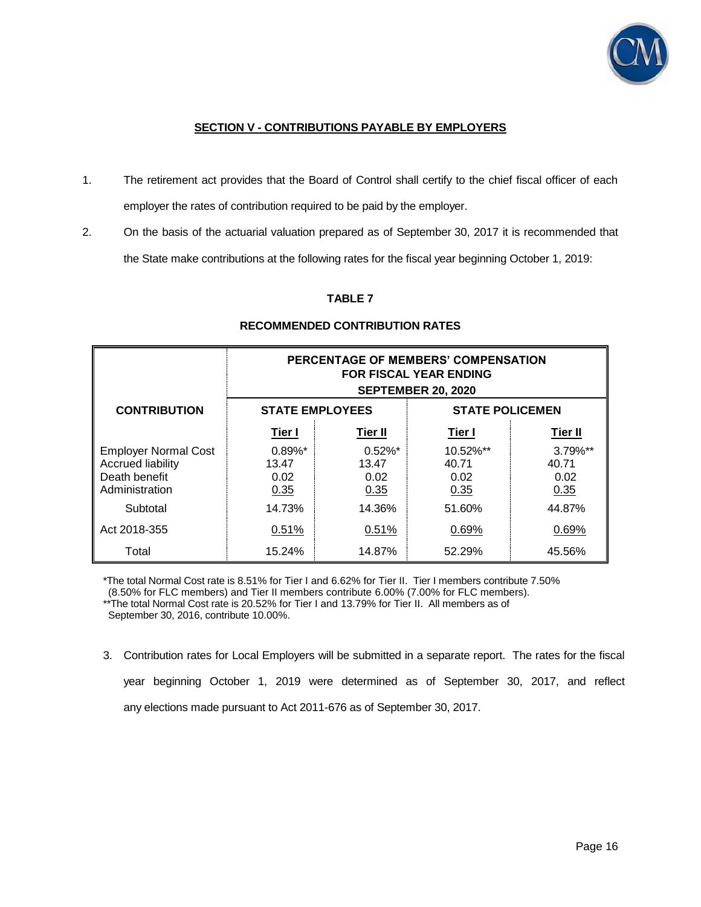## SECTION V - CONTRIBUTIONS PAYABLE BY EMPLOYERS

1. The retirement act provides that the Board of Control shall certify to the chief fiscal officer of each employer the rates of contribution required to be paid by the employer.

2. On the basis of the actuarial valuation prepared as of September 30, 2017 it is recommended that the State make contributions at the following rates for the fiscal year beginning October 1, 2019:

**TABLE 7**

**RECOMMENDED CONTRIBUTION RATES**

| CONTRIBUTION | PERCENTAGE OF MEMBERS' COMPENSATION FOR FISCAL YEAR ENDING SEPTEMBER 20, 2020 | | | |
|---|---|---|---|---|
| | STATE EMPLOYEES | | STATE POLICEMEN | |
| | Tier I | Tier II | Tier I | Tier II |
| Employer Normal Cost | 0.89%* | 0.52%* | 10.52%** | 3.79%** |
| Accrued liability | 13.47 | 13.47 | 40.71 | 40.71 |
| Death benefit | 0.02 | 0.02 | 0.02 | 0.02 |
| Administration | 0.35 | 0.35 | 0.35 | 0.35 |
| Subtotal | 14.73% | 14.36% | 51.60% | 44.87% |
| Act 2018-355 | 0.51% | 0.51% | 0.69% | 0.69% |
| Total | 15.24% | 14.87% | 52.29% | 45.56% |

*The total Normal Cost rate is 8.51% for Tier I and 6.62% for Tier II. Tier I members contribute 7.50% (8.50% for FLC members) and Tier II members contribute 6.00% (7.00% for FLC members).
**The total Normal Cost rate is 20.52% for Tier I and 13.79% for Tier II. All members as of September 30, 2016, contribute 10.00%.

3. Contribution rates for Local Employers will be submitted in a separate report. The rates for the fiscal year beginning October 1, 2019 were determined as of September 30, 2017, and reflect any elections made pursuant to Act 2011-676 as of September 30, 2017.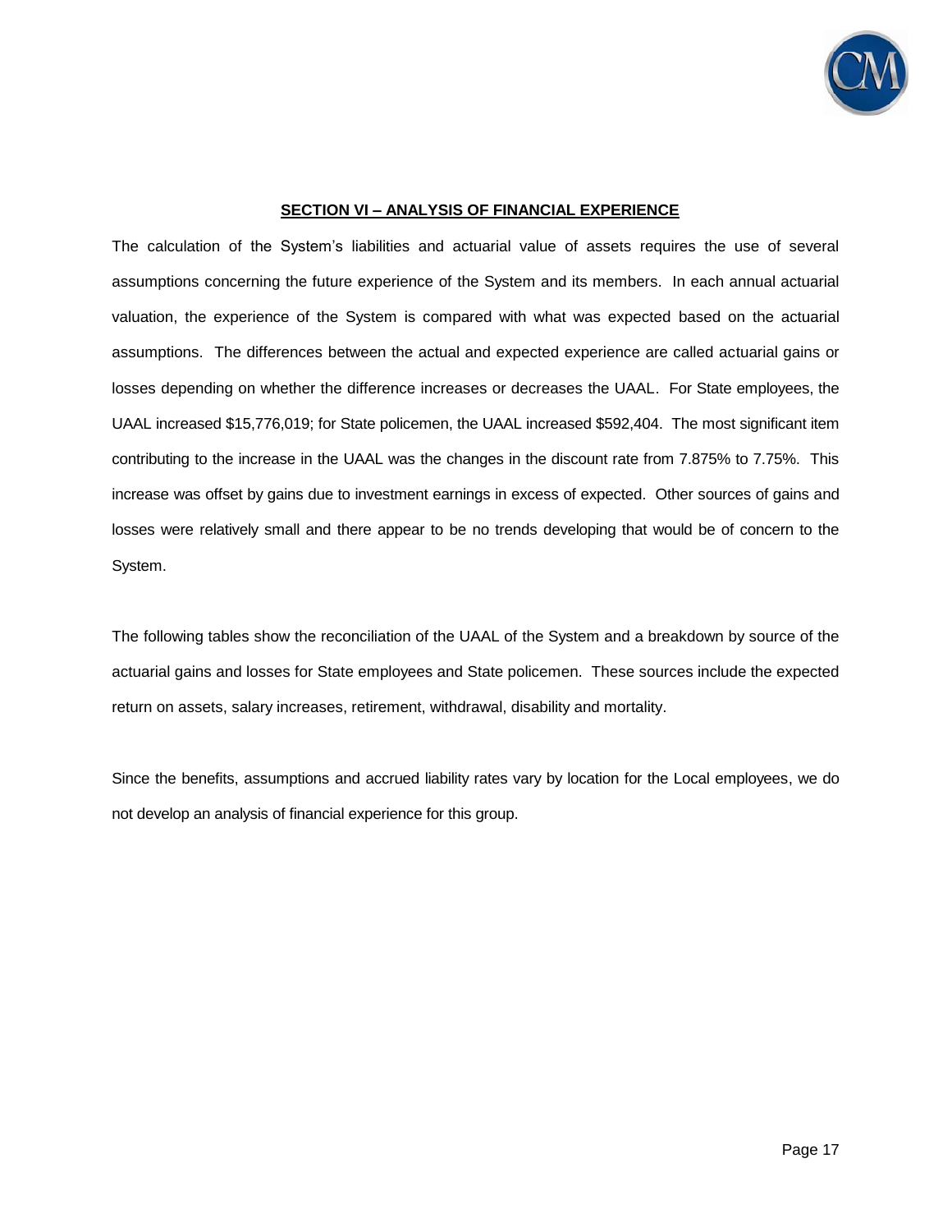## SECTION VI – ANALYSIS OF FINANCIAL EXPERIENCE

The calculation of the System's liabilities and actuarial value of assets requires the use of several assumptions concerning the future experience of the System and its members. In each annual actuarial valuation, the experience of the System is compared with what was expected based on the actuarial assumptions. The differences between the actual and expected experience are called actuarial gains or losses depending on whether the difference increases or decreases the UAAL. For State employees, the UAAL increased $15,776,019; for State policemen, the UAAL increased $592,404. The most significant item contributing to the increase in the UAAL was the changes in the discount rate from 7.875% to 7.75%. This increase was offset by gains due to investment earnings in excess of expected. Other sources of gains and losses were relatively small and there appear to be no trends developing that would be of concern to the System.

The following tables show the reconciliation of the UAAL of the System and a breakdown by source of the actuarial gains and losses for State employees and State policemen. These sources include the expected return on assets, salary increases, retirement, withdrawal, disability and mortality.

Since the benefits, assumptions and accrued liability rates vary by location for the Local employees, we do not develop an analysis of financial experience for this group.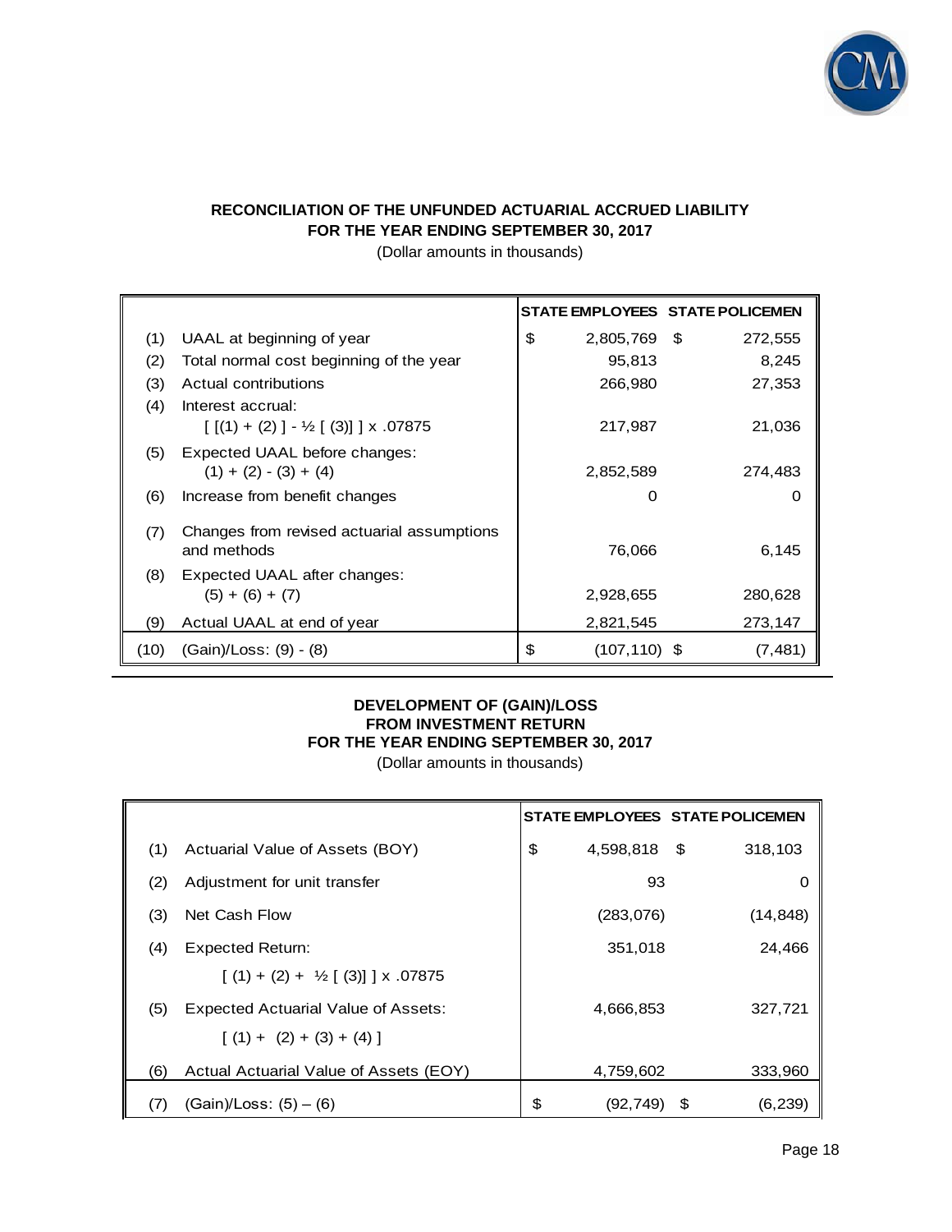## RECONCILIATION OF THE UNFUNDED ACTUARIAL ACCRUED LIABILITY FOR THE YEAR ENDING SEPTEMBER 30, 2017

(Dollar amounts in thousands)

| | | STATE EMPLOYEES | STATE POLICEMEN |
|---|---|---|---|
| (1) | UAAL at beginning of year | $ 2,805,769 | $ 272,555 |
| (2) | Total normal cost beginning of the year | 95,813 | 8,245 |
| (3) | Actual contributions | 266,980 | 27,353 |
| (4) | Interest accrual: [ [(1) + (2) ] - ½ [ (3)] ] x .07875 | 217,987 | 21,036 |
| (5) | Expected UAAL before changes: (1) + (2) - (3) + (4) | 2,852,589 | 274,483 |
| (6) | Increase from benefit changes | 0 | 0 |
| (7) | Changes from revised actuarial assumptions and methods | 76,066 | 6,145 |
| (8) | Expected UAAL after changes: (5) + (6) + (7) | 2,928,655 | 280,628 |
| (9) | Actual UAAL at end of year | 2,821,545 | 273,147 |
| (10) | (Gain)/Loss: (9) - (8) | $ (107,110) | $ (7,481) |

## DEVELOPMENT OF (GAIN)/LOSS FROM INVESTMENT RETURN FOR THE YEAR ENDING SEPTEMBER 30, 2017

(Dollar amounts in thousands)

| | | STATE EMPLOYEES | STATE POLICEMEN |
|---|---|---|---|
| (1) | Actuarial Value of Assets (BOY) | $ 4,598,818 | $ 318,103 |
| (2) | Adjustment for unit transfer | 93 | 0 |
| (3) | Net Cash Flow | (283,076) | (14,848) |
| (4) | Expected Return: [ (1) + (2) + ½ [ (3)] ] x .07875 | 351,018 | 24,466 |
| (5) | Expected Actuarial Value of Assets: [ (1) + (2) + (3) + (4) ] | 4,666,853 | 327,721 |
| (6) | Actual Actuarial Value of Assets (EOY) | 4,759,602 | 333,960 |
| (7) | (Gain)/Loss: (5) – (6) | $ (92,749) | $ (6,239) |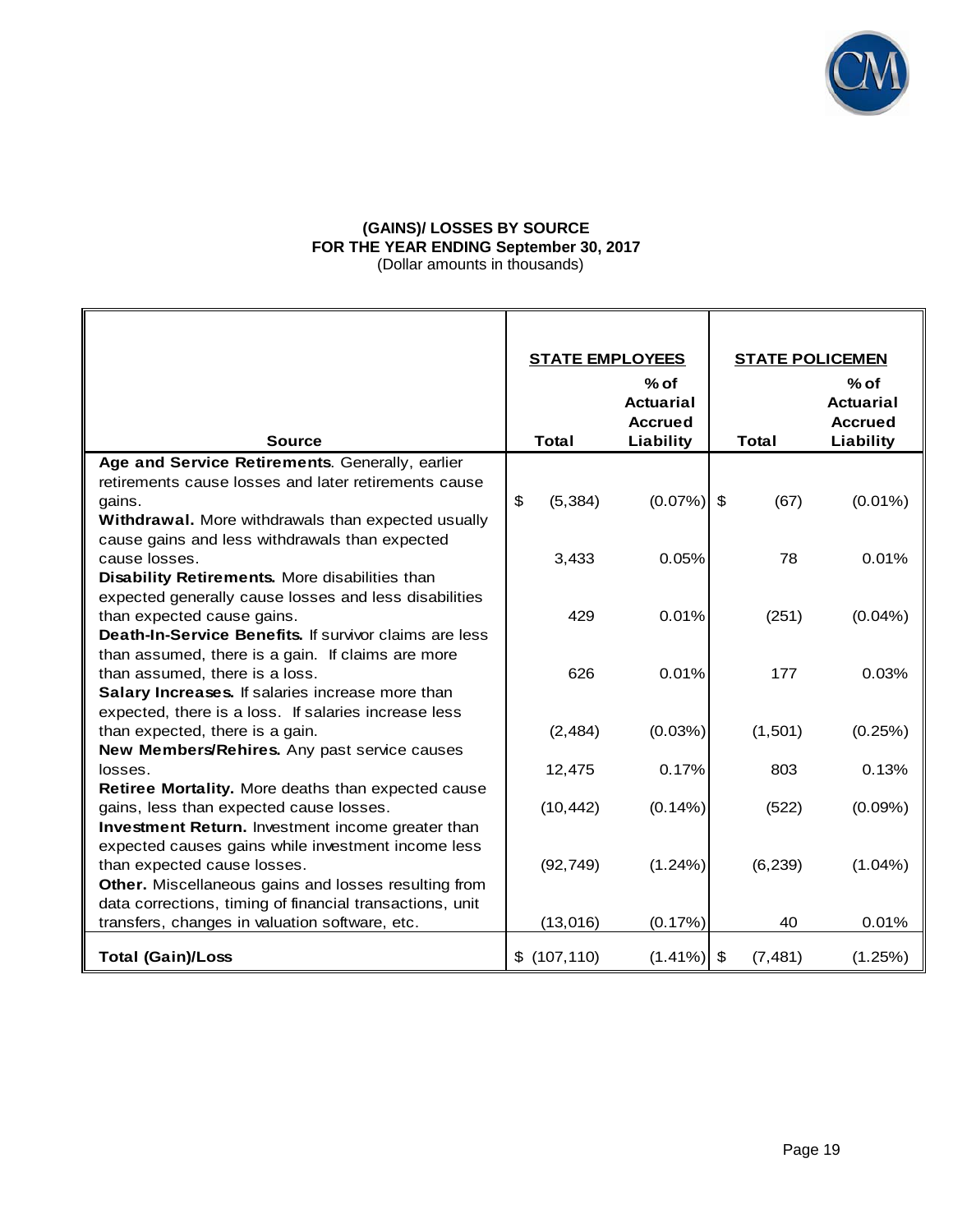# (GAINS)/ LOSSES BY SOURCE
## FOR THE YEAR ENDING September 30, 2017
(Dollar amounts in thousands)

| Source | STATE EMPLOYEES Total | STATE EMPLOYEES % of Actuarial Accrued Liability | STATE POLICEMEN Total | STATE POLICEMEN % of Actuarial Accrued Liability |
|---|---|---|---|---|
| **Age and Service Retirements**. Generally, earlier retirements cause losses and later retirements cause gains. | $ (5,384) | (0.07%) | $ (67) | (0.01%) |
| **Withdrawal.** More withdrawals than expected usually cause gains and less withdrawals than expected cause losses. | 3,433 | 0.05% | 78 | 0.01% |
| **Disability Retirements.** More disabilities than expected generally cause losses and less disabilities than expected cause gains. | 429 | 0.01% | (251) | (0.04%) |
| **Death-In-Service Benefits.** If survivor claims are less than assumed, there is a gain. If claims are more than assumed, there is a loss. | 626 | 0.01% | 177 | 0.03% |
| **Salary Increases.** If salaries increase more than expected, there is a loss. If salaries increase less than expected, there is a gain. | (2,484) | (0.03%) | (1,501) | (0.25%) |
| **New Members/Rehires.** Any past service causes losses. | 12,475 | 0.17% | 803 | 0.13% |
| **Retiree Mortality.** More deaths than expected cause gains, less than expected cause losses. | (10,442) | (0.14%) | (522) | (0.09%) |
| **Investment Return.** Investment income greater than expected causes gains while investment income less than expected cause losses. | (92,749) | (1.24%) | (6,239) | (1.04%) |
| **Other.** Miscellaneous gains and losses resulting from data corrections, timing of financial transactions, unit transfers, changes in valuation software, etc. | (13,016) | (0.17%) | 40 | 0.01% |
| **Total (Gain)/Loss** | $ (107,110) | (1.41%) | $ (7,481) | (1.25%) |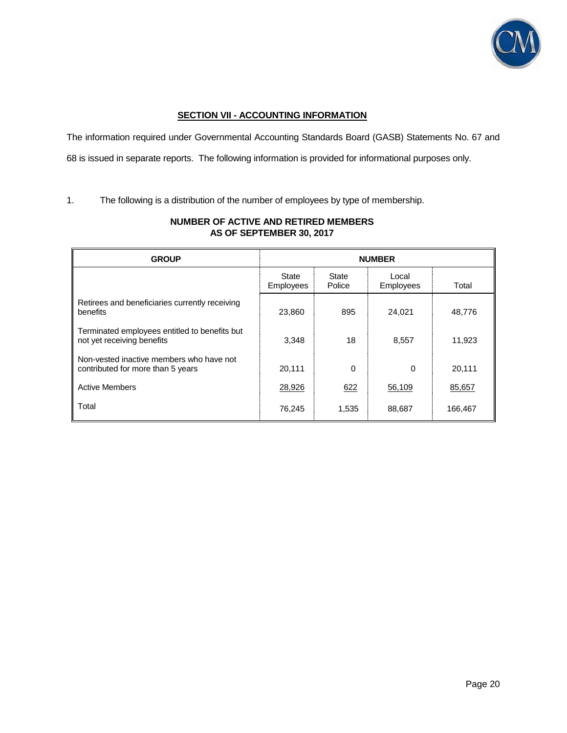## SECTION VII - ACCOUNTING INFORMATION

The information required under Governmental Accounting Standards Board (GASB) Statements No. 67 and 68 is issued in separate reports. The following information is provided for informational purposes only.

1. The following is a distribution of the number of employees by type of membership.

**NUMBER OF ACTIVE AND RETIRED MEMBERS**
**AS OF SEPTEMBER 30, 2017**

| GROUP | NUMBER | | | |
|---|---|---|---|---|
| | State Employees | State Police | Local Employees | Total |
| Retirees and beneficiaries currently receiving benefits | 23,860 | 895 | 24,021 | 48,776 |
| Terminated employees entitled to benefits but not yet receiving benefits | 3,348 | 18 | 8,557 | 11,923 |
| Non-vested inactive members who have not contributed for more than 5 years | 20,111 | 0 | 0 | 20,111 |
| Active Members | 28,926 | 622 | 56,109 | 85,657 |
| Total | 76,245 | 1,535 | 88,687 | 166,467 |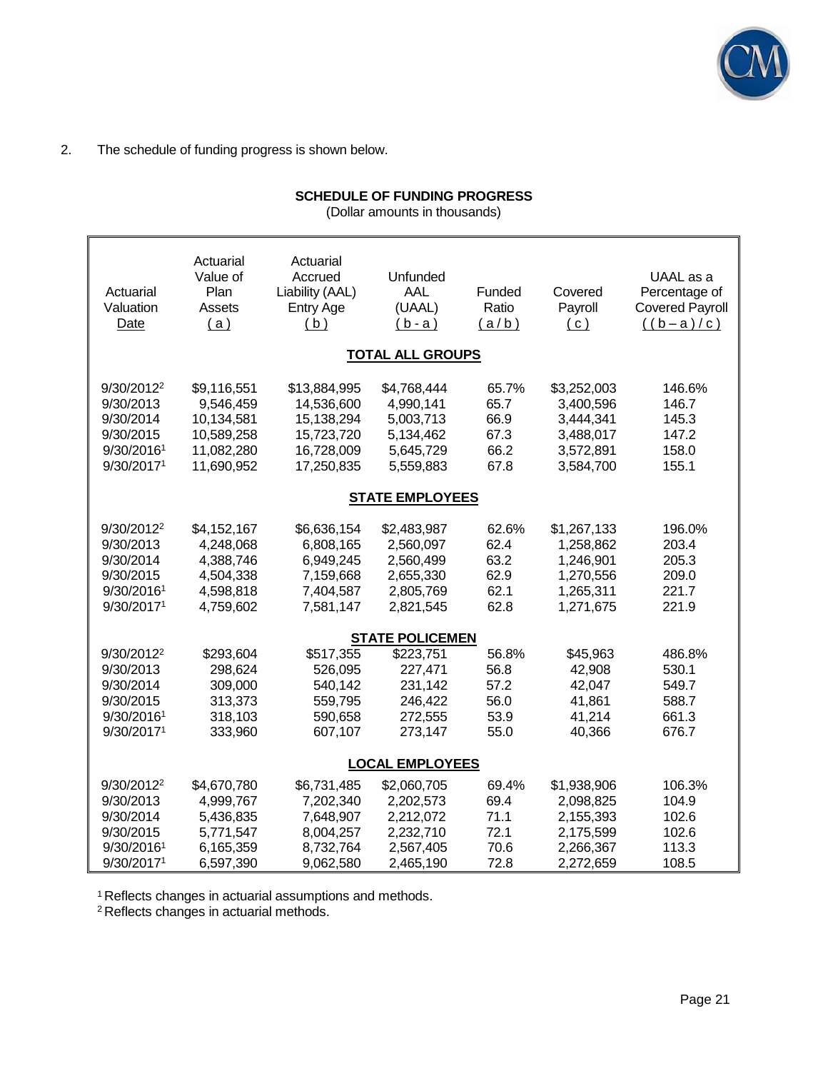2. The schedule of funding progress is shown below.

**SCHEDULE OF FUNDING PROGRESS**
(Dollar amounts in thousands)

| Actuarial Valuation Date | Actuarial Value of Plan Assets (a) | Actuarial Accrued Liability (AAL) Entry Age (b) | Unfunded AAL (UAAL) (b - a) | Funded Ratio (a / b) | Covered Payroll (c) | UAAL as a Percentage of Covered Payroll ((b – a) / c) |
|---|---|---|---|---|---|---|
| **TOTAL ALL GROUPS** | | | | | | |
| 9/30/2012[2] | $9,116,551 | $13,884,995 | $4,768,444 | 65.7% | $3,252,003 | 146.6% |
| 9/30/2013 | 9,546,459 | 14,536,600 | 4,990,141 | 65.7 | 3,400,596 | 146.7 |
| 9/30/2014 | 10,134,581 | 15,138,294 | 5,003,713 | 66.9 | 3,444,341 | 145.3 |
| 9/30/2015 | 10,589,258 | 15,723,720 | 5,134,462 | 67.3 | 3,488,017 | 147.2 |
| 9/30/2016[1] | 11,082,280 | 16,728,009 | 5,645,729 | 66.2 | 3,572,891 | 158.0 |
| 9/30/2017[1] | 11,690,952 | 17,250,835 | 5,559,883 | 67.8 | 3,584,700 | 155.1 |
| **STATE EMPLOYEES** | | | | | | |
| 9/30/2012[2] | $4,152,167 | $6,636,154 | $2,483,987 | 62.6% | $1,267,133 | 196.0% |
| 9/30/2013 | 4,248,068 | 6,808,165 | 2,560,097 | 62.4 | 1,258,862 | 203.4 |
| 9/30/2014 | 4,388,746 | 6,949,245 | 2,560,499 | 63.2 | 1,246,901 | 205.3 |
| 9/30/2015 | 4,504,338 | 7,159,668 | 2,655,330 | 62.9 | 1,270,556 | 209.0 |
| 9/30/2016[1] | 4,598,818 | 7,404,587 | 2,805,769 | 62.1 | 1,265,311 | 221.7 |
| 9/30/2017[1] | 4,759,602 | 7,581,147 | 2,821,545 | 62.8 | 1,271,675 | 221.9 |
| **STATE POLICEMEN** | | | | | | |
| 9/30/2012[2] | $293,604 | $517,355 | $223,751 | 56.8% | $45,963 | 486.8% |
| 9/30/2013 | 298,624 | 526,095 | 227,471 | 56.8 | 42,908 | 530.1 |
| 9/30/2014 | 309,000 | 540,142 | 231,142 | 57.2 | 42,047 | 549.7 |
| 9/30/2015 | 313,373 | 559,795 | 246,422 | 56.0 | 41,861 | 588.7 |
| 9/30/2016[1] | 318,103 | 590,658 | 272,555 | 53.9 | 41,214 | 661.3 |
| 9/30/2017[1] | 333,960 | 607,107 | 273,147 | 55.0 | 40,366 | 676.7 |
| **LOCAL EMPLOYEES** | | | | | | |
| 9/30/2012[2] | $4,670,780 | $6,731,485 | $2,060,705 | 69.4% | $1,938,906 | 106.3% |
| 9/30/2013 | 4,999,767 | 7,202,340 | 2,202,573 | 69.4 | 2,098,825 | 104.9 |
| 9/30/2014 | 5,436,835 | 7,648,907 | 2,212,072 | 71.1 | 2,155,393 | 102.6 |
| 9/30/2015 | 5,771,547 | 8,004,257 | 2,232,710 | 72.1 | 2,175,599 | 102.6 |
| 9/30/2016[1] | 6,165,359 | 8,732,764 | 2,567,405 | 70.6 | 2,266,367 | 113.3 |
| 9/30/2017[1] | 6,597,390 | 9,062,580 | 2,465,190 | 72.8 | 2,272,659 | 108.5 |

[1] Reflects changes in actuarial assumptions and methods.
[2] Reflects changes in actuarial methods.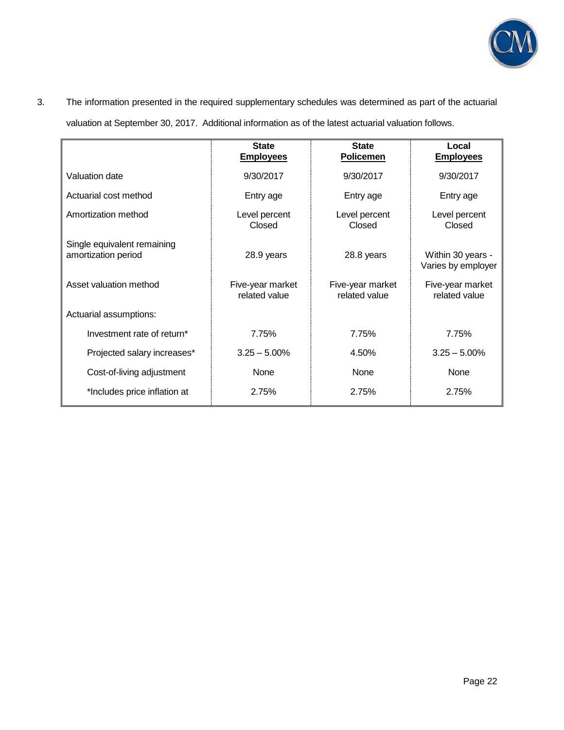3. The information presented in the required supplementary schedules was determined as part of the actuarial valuation at September 30, 2017. Additional information as of the latest actuarial valuation follows.

| | State Employees | State Policemen | Local Employees |
|---|---|---|---|
| Valuation date | 9/30/2017 | 9/30/2017 | 9/30/2017 |
| Actuarial cost method | Entry age | Entry age | Entry age |
| Amortization method | Level percent Closed | Level percent Closed | Level percent Closed |
| Single equivalent remaining amortization period | 28.9 years | 28.8 years | Within 30 years - Varies by employer |
| Asset valuation method | Five-year market related value | Five-year market related value | Five-year market related value |
| Actuarial assumptions: | | | |
| Investment rate of return* | 7.75% | 7.75% | 7.75% |
| Projected salary increases* | 3.25 – 5.00% | 4.50% | 3.25 – 5.00% |
| Cost-of-living adjustment | None | None | None |
| *Includes price inflation at | 2.75% | 2.75% | 2.75% |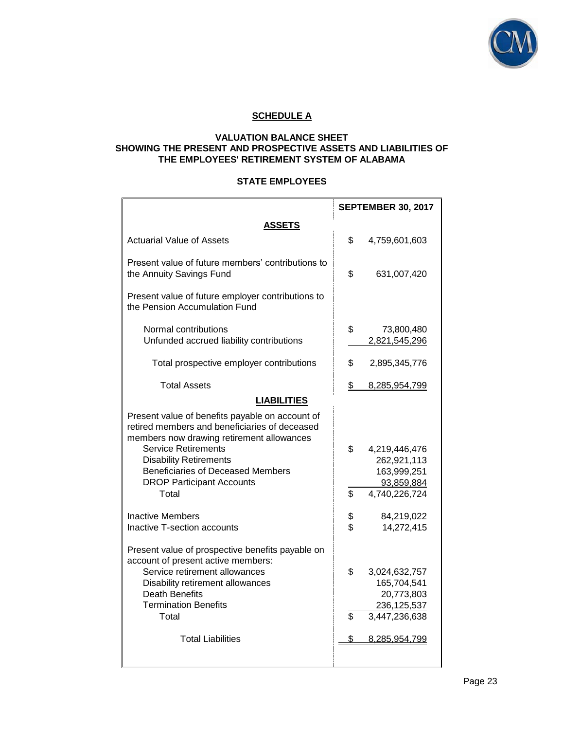## SCHEDULE A

### VALUATION BALANCE SHEET
### SHOWING THE PRESENT AND PROSPECTIVE ASSETS AND LIABILITIES OF THE EMPLOYEES' RETIREMENT SYSTEM OF ALABAMA

### STATE EMPLOYEES

| | SEPTEMBER 30, 2017 |
|---|---|
| **ASSETS** | |
| Actuarial Value of Assets | $ 4,759,601,603 |
| Present value of future members' contributions to the Annuity Savings Fund | $ 631,007,420 |
| Present value of future employer contributions to the Pension Accumulation Fund | |
| Normal contributions | $ 73,800,480 |
| Unfunded accrued liability contributions | 2,821,545,296 |
| Total prospective employer contributions | $ 2,895,345,776 |
| Total Assets | $ 8,285,954,799 |
| **LIABILITIES** | |
| Present value of benefits payable on account of retired members and beneficiaries of deceased members now drawing retirement allowances | |
| Service Retirements | $ 4,219,446,476 |
| Disability Retirements | 262,921,113 |
| Beneficiaries of Deceased Members | 163,999,251 |
| DROP Participant Accounts | 93,859,884 |
| Total | $ 4,740,226,724 |
| Inactive Members | $ 84,219,022 |
| Inactive T-section accounts | $ 14,272,415 |
| Present value of prospective benefits payable on account of present active members: | |
| Service retirement allowances | $ 3,024,632,757 |
| Disability retirement allowances | 165,704,541 |
| Death Benefits | 20,773,803 |
| Termination Benefits | 236,125,537 |
| Total | $ 3,447,236,638 |
| Total Liabilities | $ 8,285,954,799 |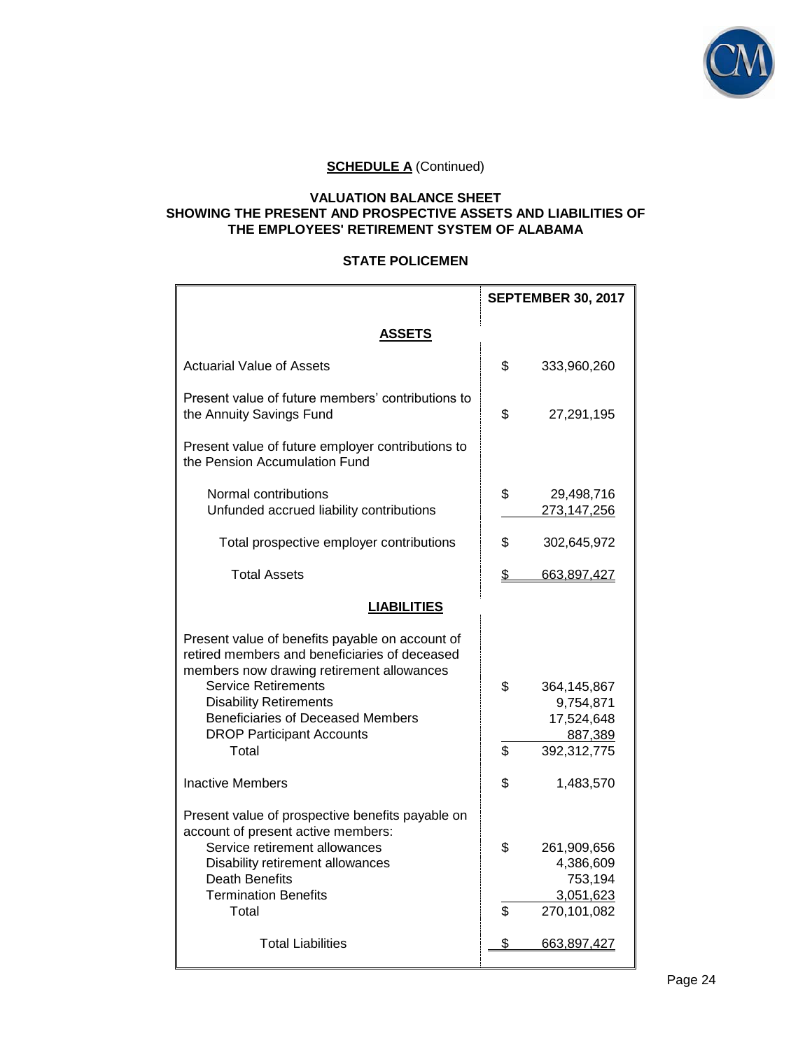**SCHEDULE A** (Continued)

**VALUATION BALANCE SHEET**
**SHOWING THE PRESENT AND PROSPECTIVE ASSETS AND LIABILITIES OF THE EMPLOYEES' RETIREMENT SYSTEM OF ALABAMA**

**STATE POLICEMEN**

| | | SEPTEMBER 30, 2017 |
|---|---|---|
| **ASSETS** | | |
| Actuarial Value of Assets | $ | 333,960,260 |
| Present value of future members' contributions to the Annuity Savings Fund | $ | 27,291,195 |
| Present value of future employer contributions to the Pension Accumulation Fund | | |
| Normal contributions | $ | 29,498,716 |
| Unfunded accrued liability contributions | | 273,147,256 |
| Total prospective employer contributions | $ | 302,645,972 |
| Total Assets | $ | 663,897,427 |
| **LIABILITIES** | | |
| Present value of benefits payable on account of retired members and beneficiaries of deceased members now drawing retirement allowances | | |
| Service Retirements | $ | 364,145,867 |
| Disability Retirements | | 9,754,871 |
| Beneficiaries of Deceased Members | | 17,524,648 |
| DROP Participant Accounts | | 887,389 |
| Total | $ | 392,312,775 |
| Inactive Members | $ | 1,483,570 |
| Present value of prospective benefits payable on account of present active members: | | |
| Service retirement allowances | $ | 261,909,656 |
| Disability retirement allowances | | 4,386,609 |
| Death Benefits | | 753,194 |
| Termination Benefits | | 3,051,623 |
| Total | $ | 270,101,082 |
| Total Liabilities | $ | 663,897,427 |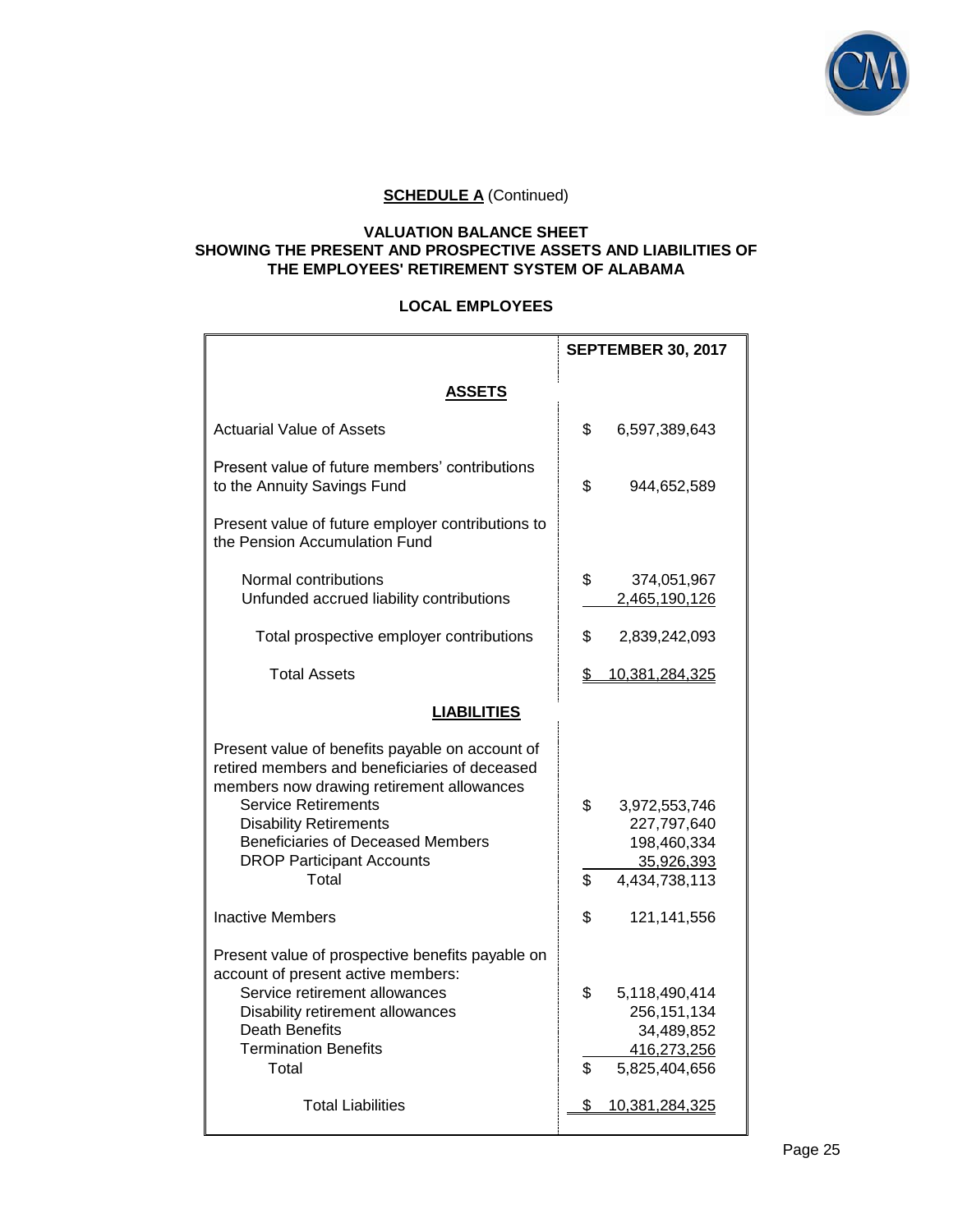**SCHEDULE A** (Continued)

**VALUATION BALANCE SHEET**
**SHOWING THE PRESENT AND PROSPECTIVE ASSETS AND LIABILITIES OF**
**THE EMPLOYEES' RETIREMENT SYSTEM OF ALABAMA**

**LOCAL EMPLOYEES**

| | SEPTEMBER 30, 2017 |
|---|---|
| **ASSETS** | |
| Actuarial Value of Assets | $ 6,597,389,643 |
| Present value of future members' contributions to the Annuity Savings Fund | $ 944,652,589 |
| Present value of future employer contributions to the Pension Accumulation Fund | |
| Normal contributions | $ 374,051,967 |
| Unfunded accrued liability contributions | 2,465,190,126 |
| Total prospective employer contributions | $ 2,839,242,093 |
| Total Assets | $ 10,381,284,325 |
| **LIABILITIES** | |
| Present value of benefits payable on account of retired members and beneficiaries of deceased members now drawing retirement allowances | |
| Service Retirements | $ 3,972,553,746 |
| Disability Retirements | 227,797,640 |
| Beneficiaries of Deceased Members | 198,460,334 |
| DROP Participant Accounts | 35,926,393 |
| Total | $ 4,434,738,113 |
| Inactive Members | $ 121,141,556 |
| Present value of prospective benefits payable on account of present active members: | |
| Service retirement allowances | $ 5,118,490,414 |
| Disability retirement allowances | 256,151,134 |
| Death Benefits | 34,489,852 |
| Termination Benefits | 416,273,256 |
| Total | $ 5,825,404,656 |
| Total Liabilities | $ 10,381,284,325 |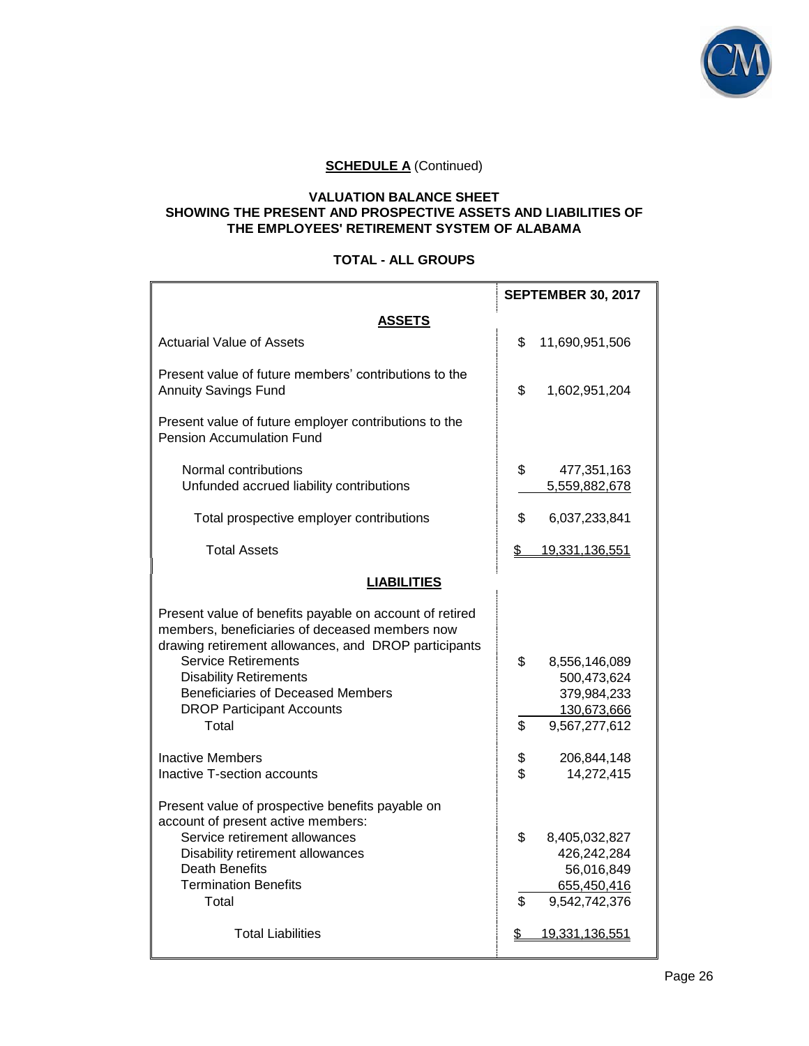**SCHEDULE A** (Continued)

**VALUATION BALANCE SHEET**
**SHOWING THE PRESENT AND PROSPECTIVE ASSETS AND LIABILITIES OF**
**THE EMPLOYEES' RETIREMENT SYSTEM OF ALABAMA**

**TOTAL - ALL GROUPS**

| | SEPTEMBER 30, 2017 |
|---|---|
| **ASSETS** | |
| Actuarial Value of Assets | $ 11,690,951,506 |
| Present value of future members' contributions to the Annuity Savings Fund | $ 1,602,951,204 |
| Present value of future employer contributions to the Pension Accumulation Fund | |
| Normal contributions | $ 477,351,163 |
| Unfunded accrued liability contributions | 5,559,882,678 |
| Total prospective employer contributions | $ 6,037,233,841 |
| Total Assets | $ 19,331,136,551 |
| **LIABILITIES** | |
| Present value of benefits payable on account of retired members, beneficiaries of deceased members now drawing retirement allowances, and DROP participants | |
| Service Retirements | $ 8,556,146,089 |
| Disability Retirements | 500,473,624 |
| Beneficiaries of Deceased Members | 379,984,233 |
| DROP Participant Accounts | 130,673,666 |
| Total | $ 9,567,277,612 |
| Inactive Members | $ 206,844,148 |
| Inactive T-section accounts | $ 14,272,415 |
| Present value of prospective benefits payable on account of present active members: | |
| Service retirement allowances | $ 8,405,032,827 |
| Disability retirement allowances | 426,242,284 |
| Death Benefits | 56,016,849 |
| Termination Benefits | 655,450,416 |
| Total | $ 9,542,742,376 |
| Total Liabilities | $ 19,331,136,551 |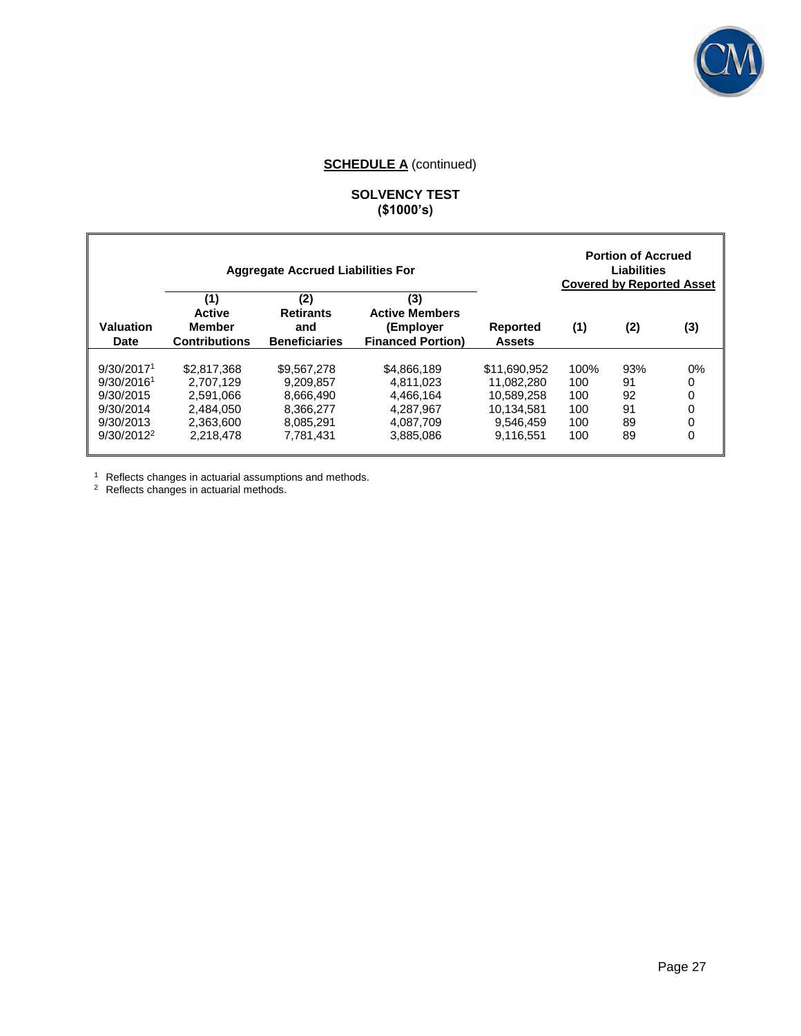**SCHEDULE A** (continued)

**SOLVENCY TEST**
**($1000's)**

| | Aggregate Accrued Liabilities For | | | | Portion of Accrued Liabilities Covered by Reported Asset | | |
|---|---|---|---|---|---|---|---|
| **Valuation Date** | **(1) Active Member Contributions** | **(2) Retirants and Beneficiaries** | **(3) Active Members (Employer Financed Portion)** | **Reported Assets** | **(1)** | **(2)** | **(3)** |
| 9/30/2017[1] | $2,817,368 | $9,567,278 | $4,866,189 | $11,690,952 | 100% | 93% | 0% |
| 9/30/2016[1] | 2,707,129 | 9,209,857 | 4,811,023 | 11,082,280 | 100 | 91 | 0 |
| 9/30/2015 | 2,591,066 | 8,666,490 | 4,466,164 | 10,589,258 | 100 | 92 | 0 |
| 9/30/2014 | 2,484,050 | 8,366,277 | 4,287,967 | 10,134,581 | 100 | 91 | 0 |
| 9/30/2013 | 2,363,600 | 8,085,291 | 4,087,709 | 9,546,459 | 100 | 89 | 0 |
| 9/30/2012[2] | 2,218,478 | 7,781,431 | 3,885,086 | 9,116,551 | 100 | 89 | 0 |

[1] Reflects changes in actuarial assumptions and methods.
[2] Reflects changes in actuarial methods.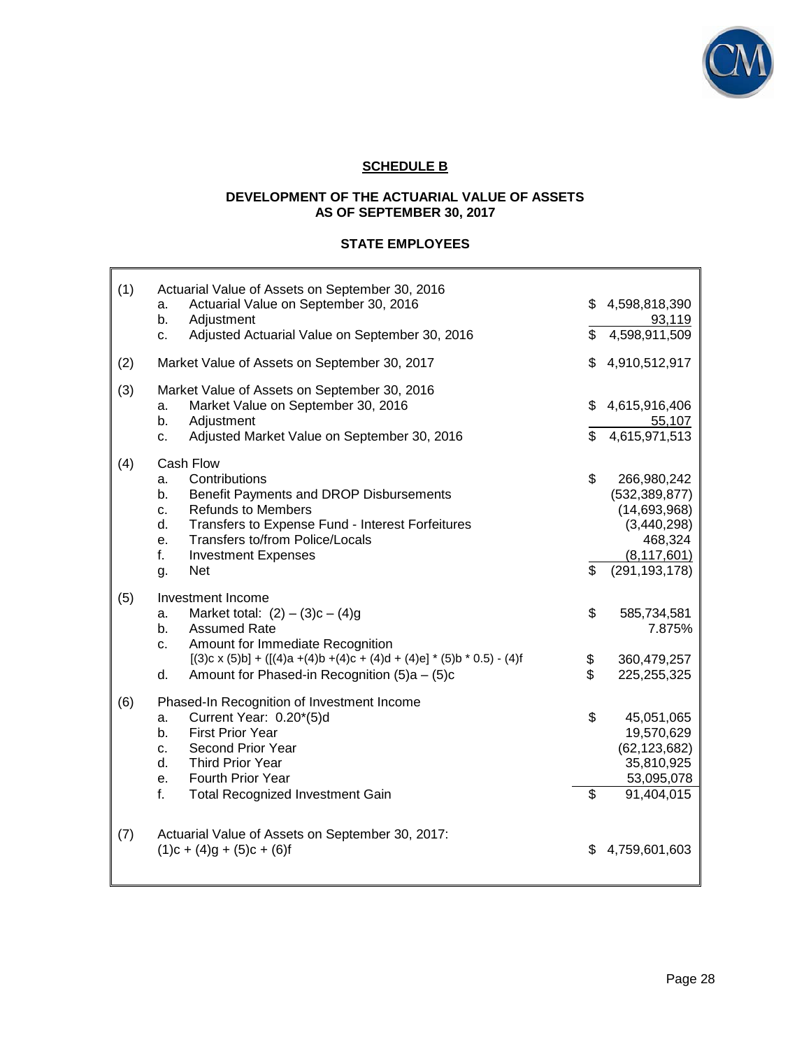## SCHEDULE B

### DEVELOPMENT OF THE ACTUARIAL VALUE OF ASSETS AS OF SEPTEMBER 30, 2017

### STATE EMPLOYEES

| | | |
|---|---|---|
| (1) | Actuarial Value of Assets on September 30, 2016 | |
| | a. Actuarial Value on September 30, 2016 | $ 4,598,818,390 |
| | b. Adjustment | 93,119 |
| | c. Adjusted Actuarial Value on September 30, 2016 | $ 4,598,911,509 |
| (2) | Market Value of Assets on September 30, 2017 | $ 4,910,512,917 |
| (3) | Market Value of Assets on September 30, 2016 | |
| | a. Market Value on September 30, 2016 | $ 4,615,916,406 |
| | b. Adjustment | 55,107 |
| | c. Adjusted Market Value on September 30, 2016 | $ 4,615,971,513 |
| (4) | Cash Flow | |
| | a. Contributions | $ 266,980,242 |
| | b. Benefit Payments and DROP Disbursements | (532,389,877) |
| | c. Refunds to Members | (14,693,968) |
| | d. Transfers to Expense Fund - Interest Forfeitures | (3,440,298) |
| | e. Transfers to/from Police/Locals | 468,324 |
| | f. Investment Expenses | (8,117,601) |
| | g. Net | $ (291,193,178) |
| (5) | Investment Income | |
| | a. Market total: (2) – (3)c – (4)g | $ 585,734,581 |
| | b. Assumed Rate | 7.875% |
| | c. Amount for Immediate Recognition [(3)c x (5)b] + ([(4)a +(4)b +(4)c + (4)d + (4)e] * (5)b * 0.5) - (4)f | $ 360,479,257 |
| | d. Amount for Phased-in Recognition (5)a – (5)c | $ 225,255,325 |
| (6) | Phased-In Recognition of Investment Income | |
| | a. Current Year: 0.20*(5)d | $ 45,051,065 |
| | b. First Prior Year | 19,570,629 |
| | c. Second Prior Year | (62,123,682) |
| | d. Third Prior Year | 35,810,925 |
| | e. Fourth Prior Year | 53,095,078 |
| | f. Total Recognized Investment Gain | $ 91,404,015 |
| (7) | Actuarial Value of Assets on September 30, 2017: (1)c + (4)g + (5)c + (6)f | $ 4,759,601,603 |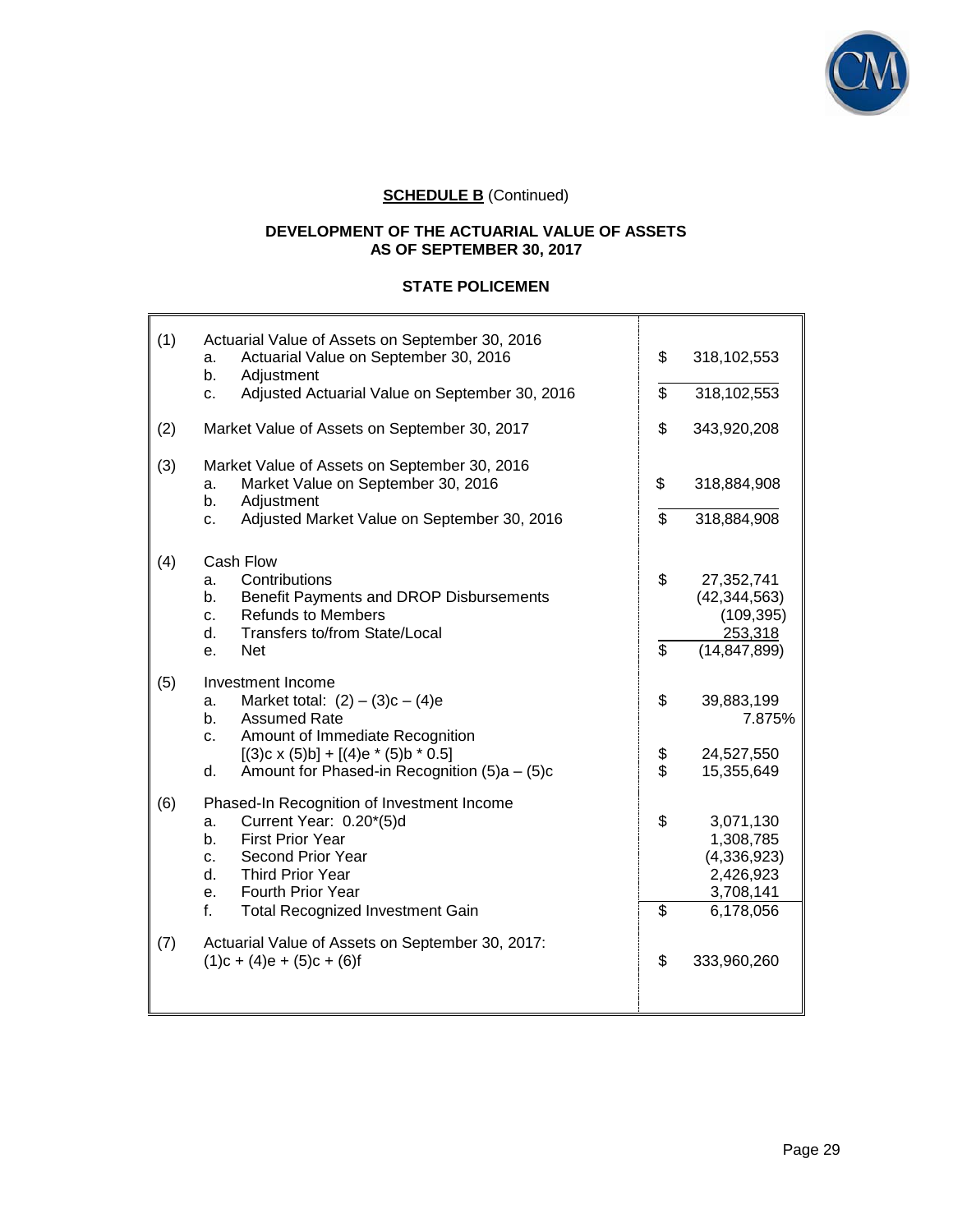**SCHEDULE B** (Continued)

**DEVELOPMENT OF THE ACTUARIAL VALUE OF ASSETS**
**AS OF SEPTEMBER 30, 2017**

**STATE POLICEMEN**

| | | | |
|---|---|---|---|
| (1) | Actuarial Value of Assets on September 30, 2016 | | |
| | a. Actuarial Value on September 30, 2016 | $ | 318,102,553 |
| | b. Adjustment | | |
| | c. Adjusted Actuarial Value on September 30, 2016 | $ | 318,102,553 |
| (2) | Market Value of Assets on September 30, 2017 | $ | 343,920,208 |
| (3) | Market Value of Assets on September 30, 2016 | | |
| | a. Market Value on September 30, 2016 | $ | 318,884,908 |
| | b. Adjustment | | |
| | c. Adjusted Market Value on September 30, 2016 | $ | 318,884,908 |
| (4) | Cash Flow | | |
| | a. Contributions | $ | 27,352,741 |
| | b. Benefit Payments and DROP Disbursements | | (42,344,563) |
| | c. Refunds to Members | | (109,395) |
| | d. Transfers to/from State/Local | | 253,318 |
| | e. Net | $ | (14,847,899) |
| (5) | Investment Income | | |
| | a. Market total: (2) – (3)c – (4)e | $ | 39,883,199 |
| | b. Assumed Rate | | 7.875% |
| | c. Amount of Immediate Recognition [(3)c x (5)b] + [(4)e * (5)b * 0.5] | $ | 24,527,550 |
| | d. Amount for Phased-in Recognition (5)a – (5)c | $ | 15,355,649 |
| (6) | Phased-In Recognition of Investment Income | | |
| | a. Current Year: 0.20*(5)d | $ | 3,071,130 |
| | b. First Prior Year | | 1,308,785 |
| | c. Second Prior Year | | (4,336,923) |
| | d. Third Prior Year | | 2,426,923 |
| | e. Fourth Prior Year | | 3,708,141 |
| | f. Total Recognized Investment Gain | $ | 6,178,056 |
| (7) | Actuarial Value of Assets on September 30, 2017: (1)c + (4)e + (5)c + (6)f | $ | 333,960,260 |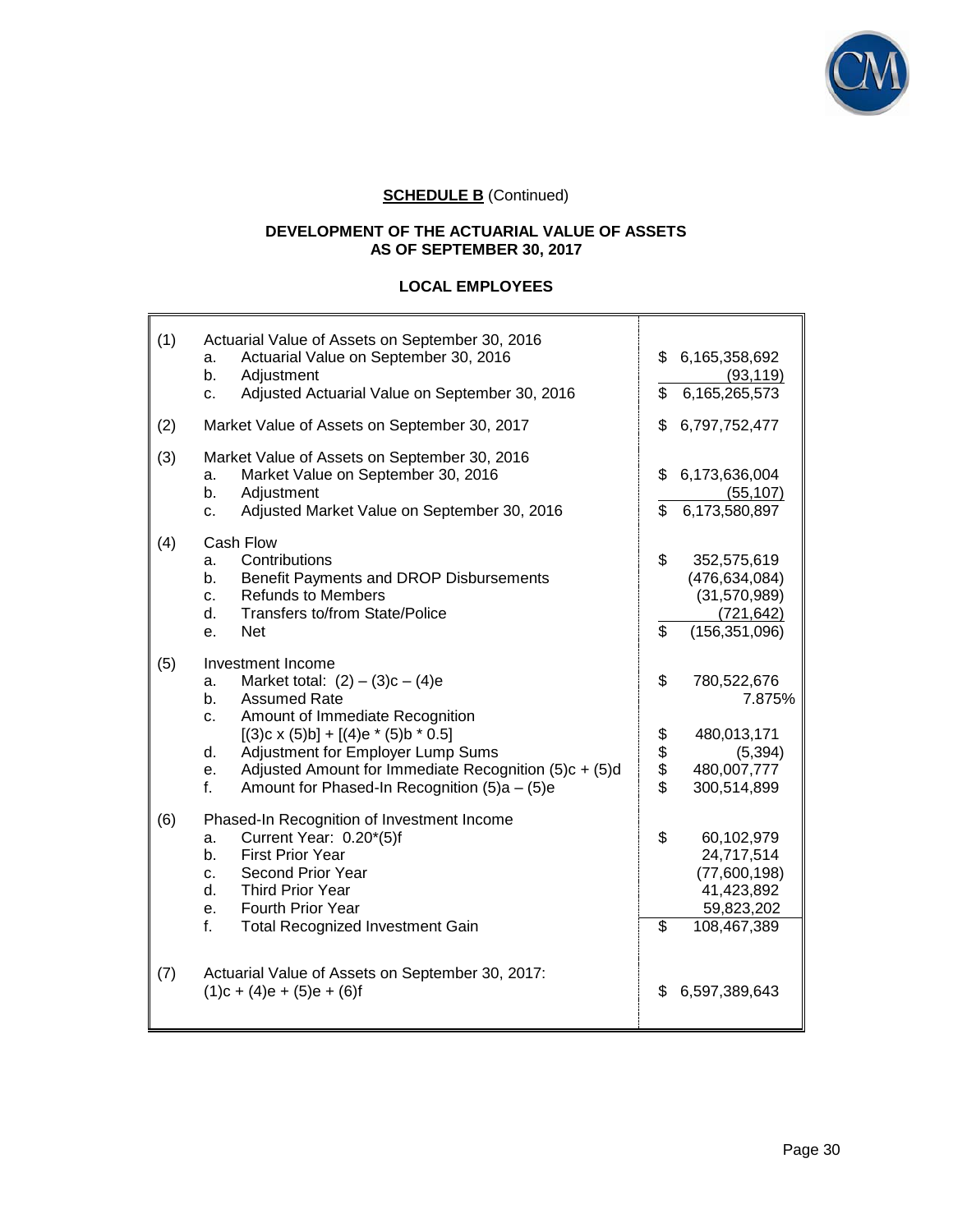**SCHEDULE B** (Continued)

**DEVELOPMENT OF THE ACTUARIAL VALUE OF ASSETS**
**AS OF SEPTEMBER 30, 2017**

**LOCAL EMPLOYEES**

| | | |
|---|---|---|
| (1) | Actuarial Value of Assets on September 30, 2016 | |
| | a. Actuarial Value on September 30, 2016 | $ 6,165,358,692 |
| | b. Adjustment | (93,119) |
| | c. Adjusted Actuarial Value on September 30, 2016 | $ 6,165,265,573 |
| (2) | Market Value of Assets on September 30, 2017 | $ 6,797,752,477 |
| (3) | Market Value of Assets on September 30, 2016 | |
| | a. Market Value on September 30, 2016 | $ 6,173,636,004 |
| | b. Adjustment | (55,107) |
| | c. Adjusted Market Value on September 30, 2016 | $ 6,173,580,897 |
| (4) | Cash Flow | |
| | a. Contributions | $ 352,575,619 |
| | b. Benefit Payments and DROP Disbursements | (476,634,084) |
| | c. Refunds to Members | (31,570,989) |
| | d. Transfers to/from State/Police | (721,642) |
| | e. Net | $ (156,351,096) |
| (5) | Investment Income | |
| | a. Market total: (2) – (3)c – (4)e | $ 780,522,676 |
| | b. Assumed Rate | 7.875% |
| | c. Amount of Immediate Recognition [(3)c x (5)b] + [(4)e * (5)b * 0.5] | $ 480,013,171 |
| | d. Adjustment for Employer Lump Sums | $ (5,394) |
| | e. Adjusted Amount for Immediate Recognition (5)c + (5)d | $ 480,007,777 |
| | f. Amount for Phased-In Recognition (5)a – (5)e | $ 300,514,899 |
| (6) | Phased-In Recognition of Investment Income | |
| | a. Current Year: 0.20*(5)f | $ 60,102,979 |
| | b. First Prior Year | 24,717,514 |
| | c. Second Prior Year | (77,600,198) |
| | d. Third Prior Year | 41,423,892 |
| | e. Fourth Prior Year | 59,823,202 |
| | f. Total Recognized Investment Gain | $ 108,467,389 |
| (7) | Actuarial Value of Assets on September 30, 2017: (1)c + (4)e + (5)e + (6)f | $ 6,597,389,643 |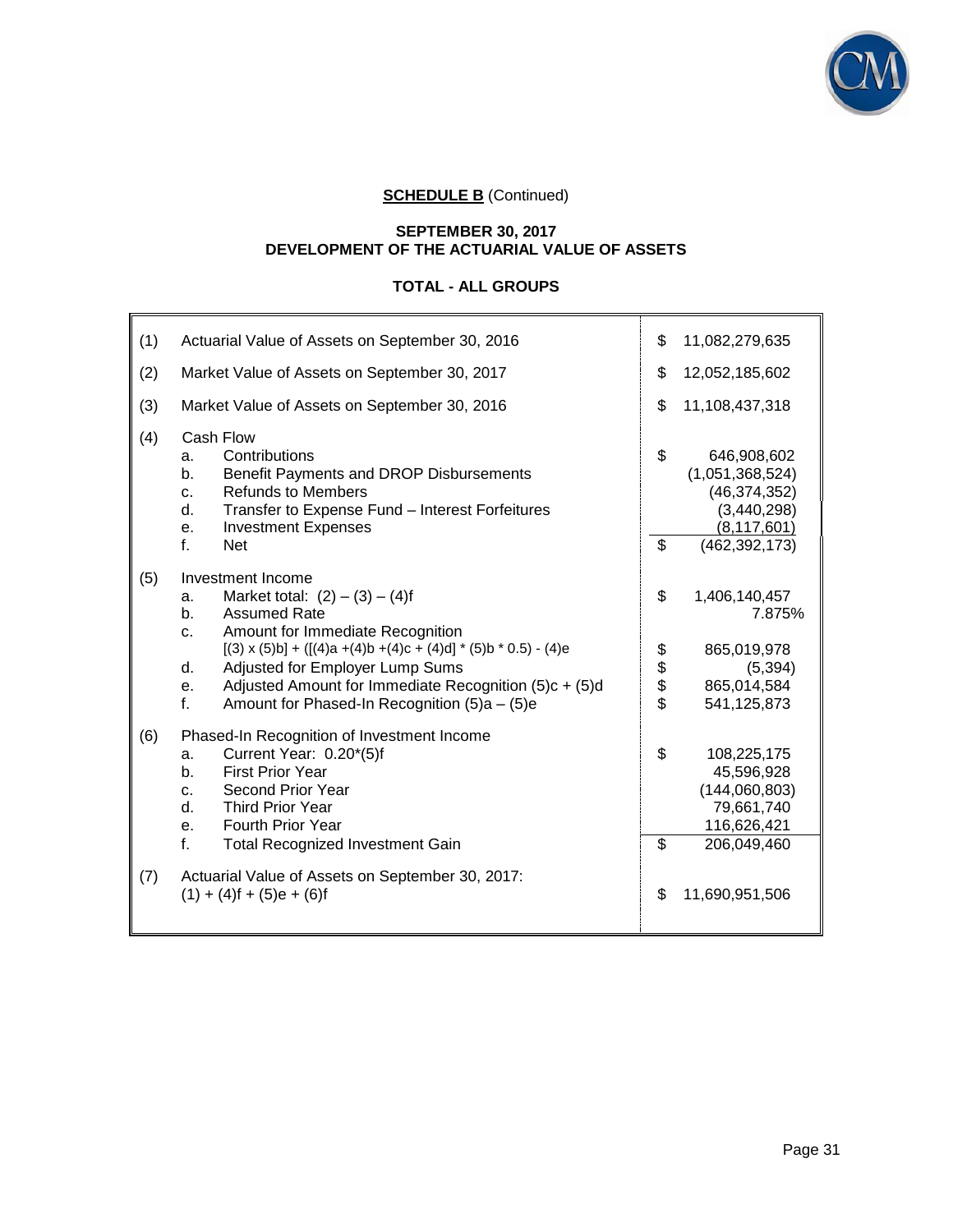**SCHEDULE B** (Continued)

**SEPTEMBER 30, 2017**
**DEVELOPMENT OF THE ACTUARIAL VALUE OF ASSETS**

**TOTAL - ALL GROUPS**

| | | | |
|---|---|---|---|
| (1) | Actuarial Value of Assets on September 30, 2016 | $ | 11,082,279,635 |
| (2) | Market Value of Assets on September 30, 2017 | $ | 12,052,185,602 |
| (3) | Market Value of Assets on September 30, 2016 | $ | 11,108,437,318 |
| (4) | Cash Flow | | |
| | a. Contributions | $ | 646,908,602 |
| | b. Benefit Payments and DROP Disbursements | | (1,051,368,524) |
| | c. Refunds to Members | | (46,374,352) |
| | d. Transfer to Expense Fund – Interest Forfeitures | | (3,440,298) |
| | e. Investment Expenses | | (8,117,601) |
| | f. Net | $ | (462,392,173) |
| (5) | Investment Income | | |
| | a. Market total: (2) – (3) – (4)f | $ | 1,406,140,457 |
| | b. Assumed Rate | | 7.875% |
| | c. Amount for Immediate Recognition<br>[(3) x (5)b] + ([(4)a +(4)b +(4)c + (4)d] * (5)b * 0.5) - (4)e | $ | 865,019,978 |
| | d. Adjusted for Employer Lump Sums | $ | (5,394) |
| | e. Adjusted Amount for Immediate Recognition (5)c + (5)d | $ | 865,014,584 |
| | f. Amount for Phased-In Recognition (5)a – (5)e | $ | 541,125,873 |
| (6) | Phased-In Recognition of Investment Income | | |
| | a. Current Year: 0.20*(5)f | $ | 108,225,175 |
| | b. First Prior Year | | 45,596,928 |
| | c. Second Prior Year | | (144,060,803) |
| | d. Third Prior Year | | 79,661,740 |
| | e. Fourth Prior Year | | 116,626,421 |
| | f. Total Recognized Investment Gain | $ | 206,049,460 |
| (7) | Actuarial Value of Assets on September 30, 2017:<br>(1) + (4)f + (5)e + (6)f | $ | 11,690,951,506 |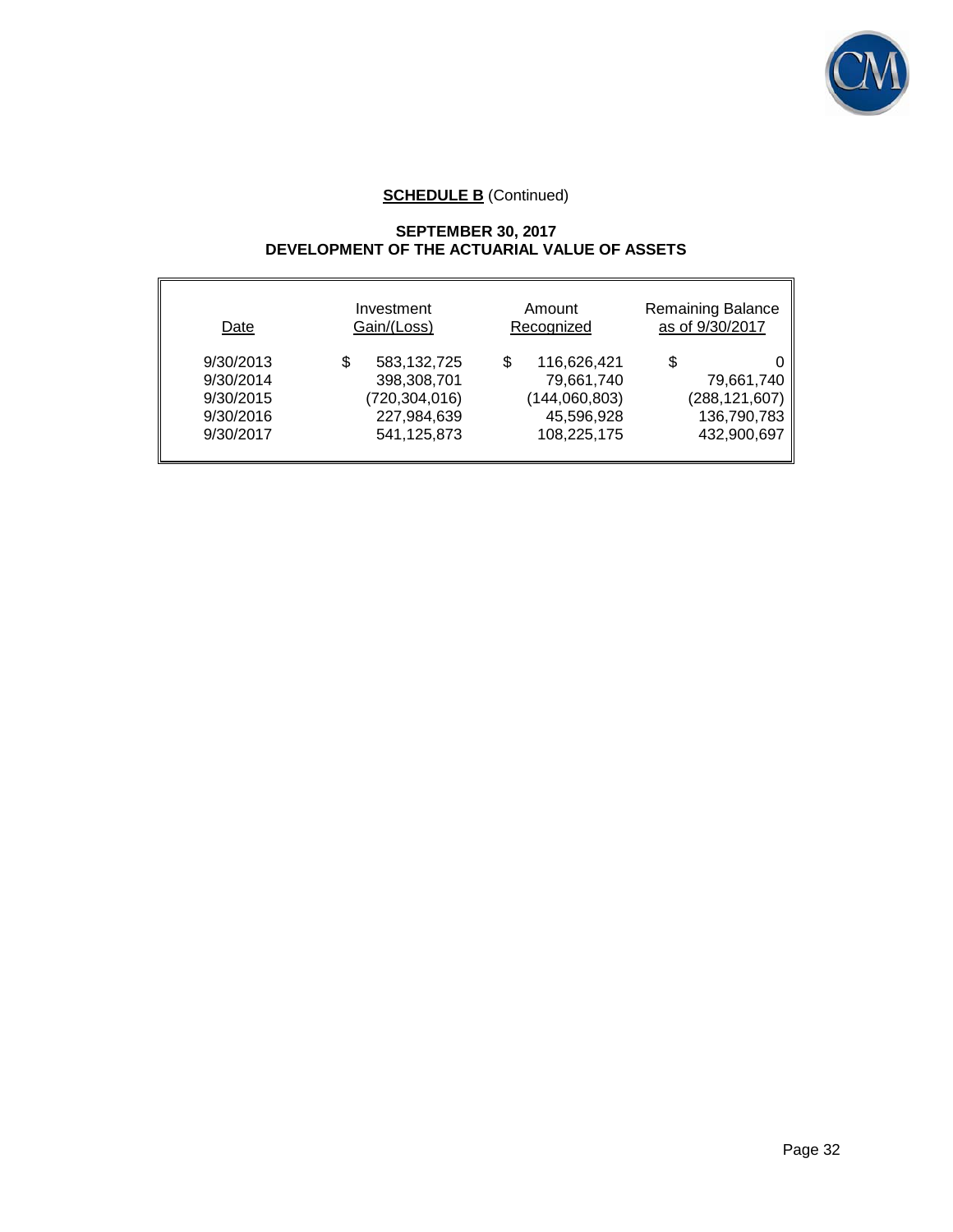**SCHEDULE B** (Continued)

**SEPTEMBER 30, 2017**
**DEVELOPMENT OF THE ACTUARIAL VALUE OF ASSETS**

| Date | Investment Gain/(Loss) | Amount Recognized | Remaining Balance as of 9/30/2017 |
|---|---|---|---|
| 9/30/2013 | $ 583,132,725 | $ 116,626,421 | $ 0 |
| 9/30/2014 | 398,308,701 | 79,661,740 | 79,661,740 |
| 9/30/2015 | (720,304,016) | (144,060,803) | (288,121,607) |
| 9/30/2016 | 227,984,639 | 45,596,928 | 136,790,783 |
| 9/30/2017 | 541,125,873 | 108,225,175 | 432,900,697 |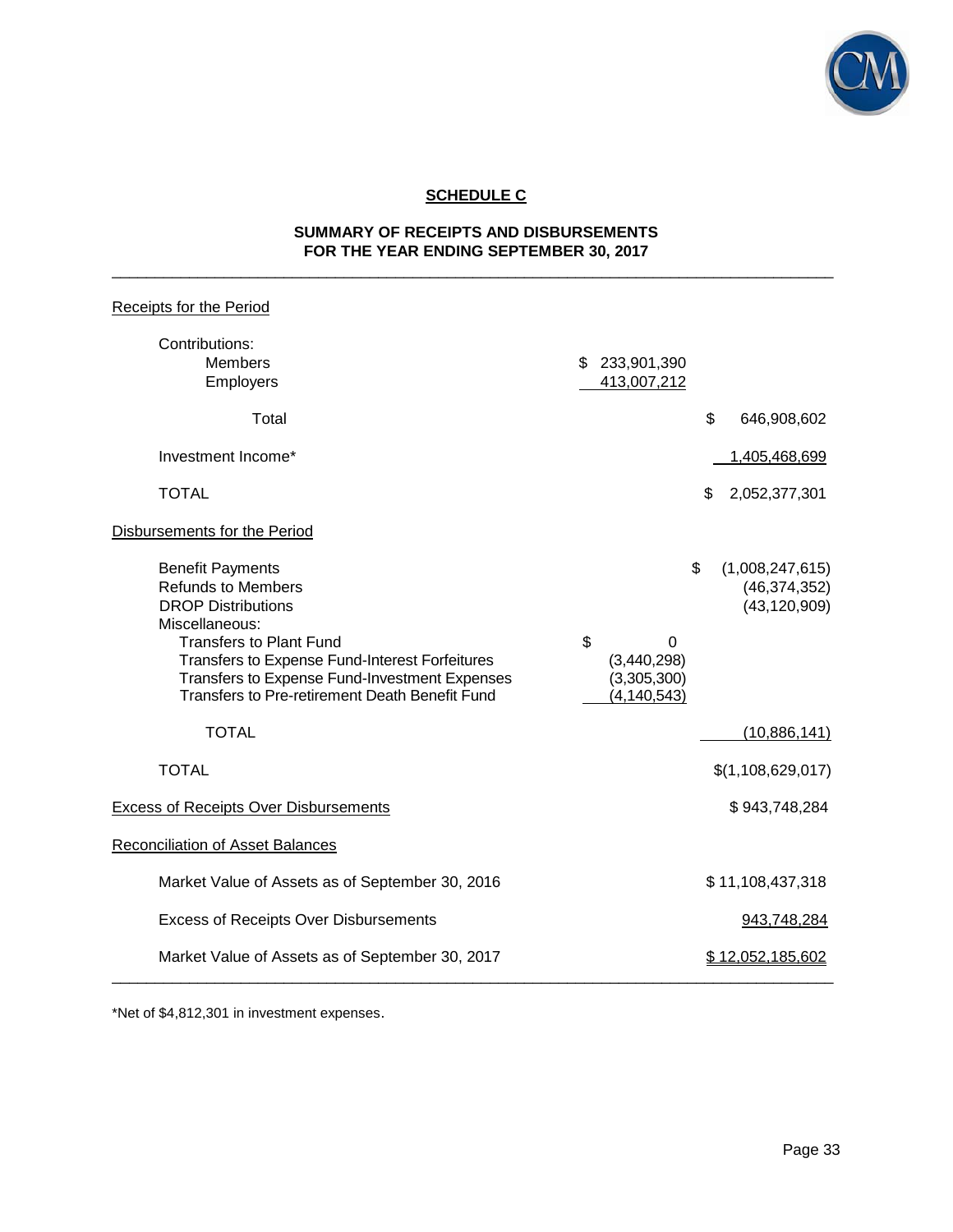## SCHEDULE C

### SUMMARY OF RECEIPTS AND DISBURSEMENTS
### FOR THE YEAR ENDING SEPTEMBER 30, 2017

| | | |
|---|---|---|
| **Receipts for the Period** | | |
| Contributions: | | |
| Members | $ 233,901,390 | |
| Employers | 413,007,212 | |
| Total | | $ 646,908,602 |
| Investment Income* | | 1,405,468,699 |
| TOTAL | | $ 2,052,377,301 |
| **Disbursements for the Period** | | |
| Benefit Payments | | $ (1,008,247,615) |
| Refunds to Members | | (46,374,352) |
| DROP Distributions | | (43,120,909) |
| Miscellaneous: | | |
| Transfers to Plant Fund | $ 0 | |
| Transfers to Expense Fund-Interest Forfeitures | (3,440,298) | |
| Transfers to Expense Fund-Investment Expenses | (3,305,300) | |
| Transfers to Pre-retirement Death Benefit Fund | (4,140,543) | |
| TOTAL | | (10,886,141) |
| TOTAL | | $(1,108,629,017) |
| **Excess of Receipts Over Disbursements** | | $ 943,748,284 |
| **Reconciliation of Asset Balances** | | |
| Market Value of Assets as of September 30, 2016 | | $ 11,108,437,318 |
| Excess of Receipts Over Disbursements | | 943,748,284 |
| Market Value of Assets as of September 30, 2017 | | $ 12,052,185,602 |

*Net of $4,812,301 in investment expenses.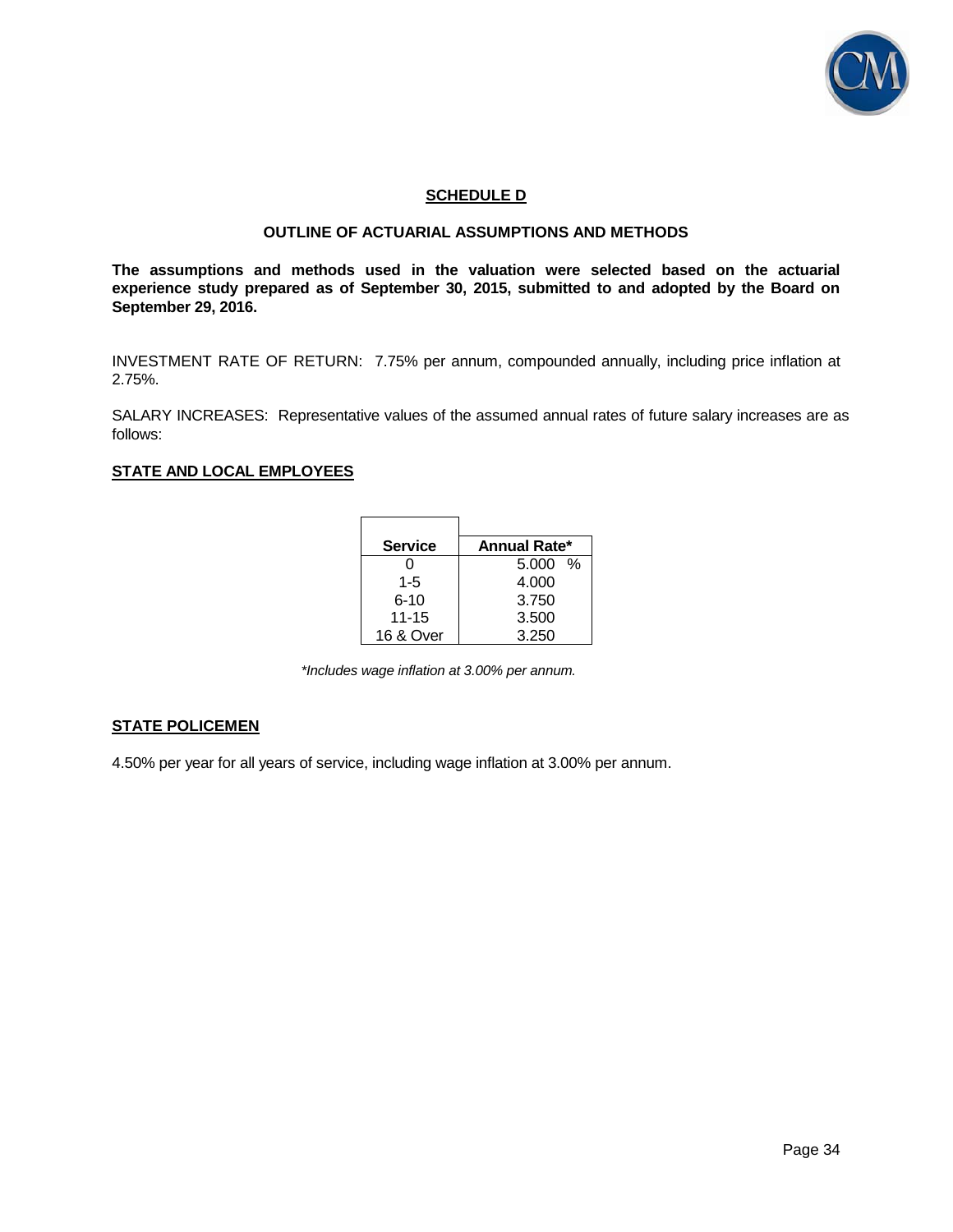## SCHEDULE D

### OUTLINE OF ACTUARIAL ASSUMPTIONS AND METHODS

**The assumptions and methods used in the valuation were selected based on the actuarial experience study prepared as of September 30, 2015, submitted to and adopted by the Board on September 29, 2016.**

INVESTMENT RATE OF RETURN: 7.75% per annum, compounded annually, including price inflation at 2.75%.

SALARY INCREASES: Representative values of the assumed annual rates of future salary increases are as follows:

**STATE AND LOCAL EMPLOYEES**

| Service | Annual Rate* |
|---|---|
| 0 | 5.000 % |
| 1-5 | 4.000 |
| 6-10 | 3.750 |
| 11-15 | 3.500 |
| 16 & Over | 3.250 |

*\*Includes wage inflation at 3.00% per annum.*

**STATE POLICEMEN**

4.50% per year for all years of service, including wage inflation at 3.00% per annum.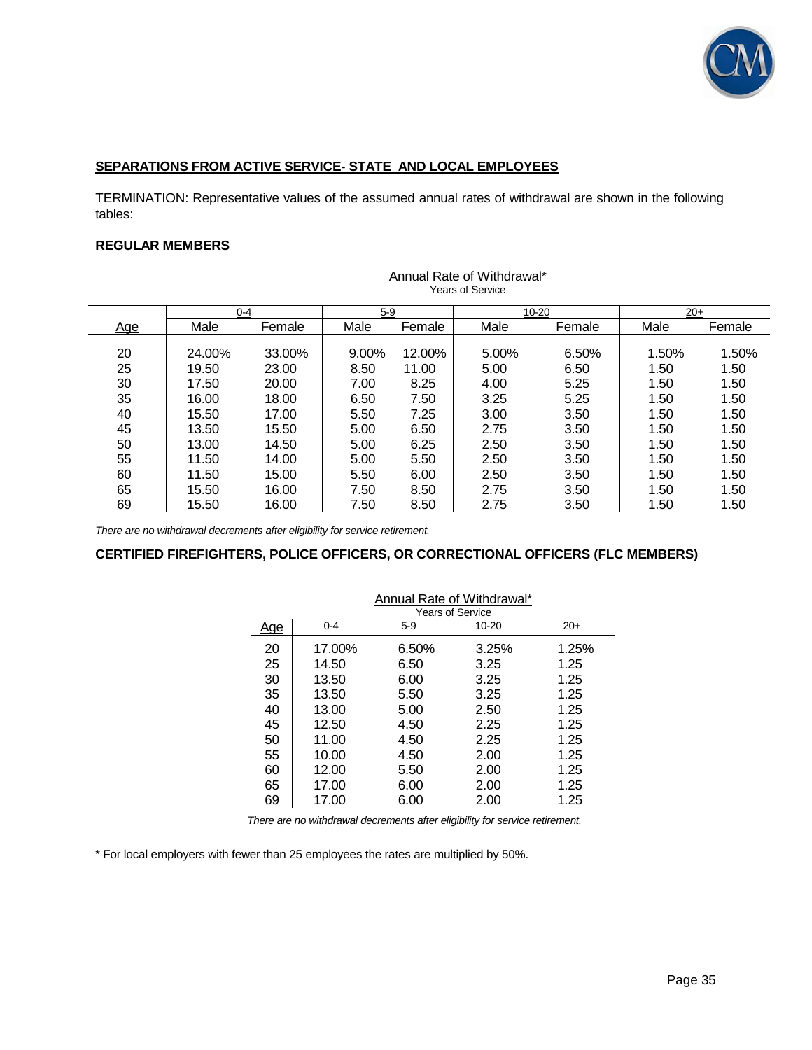## SEPARATIONS FROM ACTIVE SERVICE- STATE AND LOCAL EMPLOYEES

TERMINATION: Representative values of the assumed annual rates of withdrawal are shown in the following tables:

### REGULAR MEMBERS

Annual Rate of Withdrawal*

Years of Service

| | 0-4 | | 5-9 | | 10-20 | | 20+ | |
|---|---|---|---|---|---|---|---|---|
| Age | Male | Female | Male | Female | Male | Female | Male | Female |
| 20 | 24.00% | 33.00% | 9.00% | 12.00% | 5.00% | 6.50% | 1.50% | 1.50% |
| 25 | 19.50 | 23.00 | 8.50 | 11.00 | 5.00 | 6.50 | 1.50 | 1.50 |
| 30 | 17.50 | 20.00 | 7.00 | 8.25 | 4.00 | 5.25 | 1.50 | 1.50 |
| 35 | 16.00 | 18.00 | 6.50 | 7.50 | 3.25 | 5.25 | 1.50 | 1.50 |
| 40 | 15.50 | 17.00 | 5.50 | 7.25 | 3.00 | 3.50 | 1.50 | 1.50 |
| 45 | 13.50 | 15.50 | 5.00 | 6.50 | 2.75 | 3.50 | 1.50 | 1.50 |
| 50 | 13.00 | 14.50 | 5.00 | 6.25 | 2.50 | 3.50 | 1.50 | 1.50 |
| 55 | 11.50 | 14.00 | 5.00 | 5.50 | 2.50 | 3.50 | 1.50 | 1.50 |
| 60 | 11.50 | 15.00 | 5.50 | 6.00 | 2.50 | 3.50 | 1.50 | 1.50 |
| 65 | 15.50 | 16.00 | 7.50 | 8.50 | 2.75 | 3.50 | 1.50 | 1.50 |
| 69 | 15.50 | 16.00 | 7.50 | 8.50 | 2.75 | 3.50 | 1.50 | 1.50 |

*There are no withdrawal decrements after eligibility for service retirement.*

### CERTIFIED FIREFIGHTERS, POLICE OFFICERS, OR CORRECTIONAL OFFICERS (FLC MEMBERS)

Annual Rate of Withdrawal*

Years of Service

| Age | 0-4 | 5-9 | 10-20 | 20+ |
|---|---|---|---|---|
| 20 | 17.00% | 6.50% | 3.25% | 1.25% |
| 25 | 14.50 | 6.50 | 3.25 | 1.25 |
| 30 | 13.50 | 6.00 | 3.25 | 1.25 |
| 35 | 13.50 | 5.50 | 3.25 | 1.25 |
| 40 | 13.00 | 5.00 | 2.50 | 1.25 |
| 45 | 12.50 | 4.50 | 2.25 | 1.25 |
| 50 | 11.00 | 4.50 | 2.25 | 1.25 |
| 55 | 10.00 | 4.50 | 2.00 | 1.25 |
| 60 | 12.00 | 5.50 | 2.00 | 1.25 |
| 65 | 17.00 | 6.00 | 2.00 | 1.25 |
| 69 | 17.00 | 6.00 | 2.00 | 1.25 |

*There are no withdrawal decrements after eligibility for service retirement.*

* For local employers with fewer than 25 employees the rates are multiplied by 50%.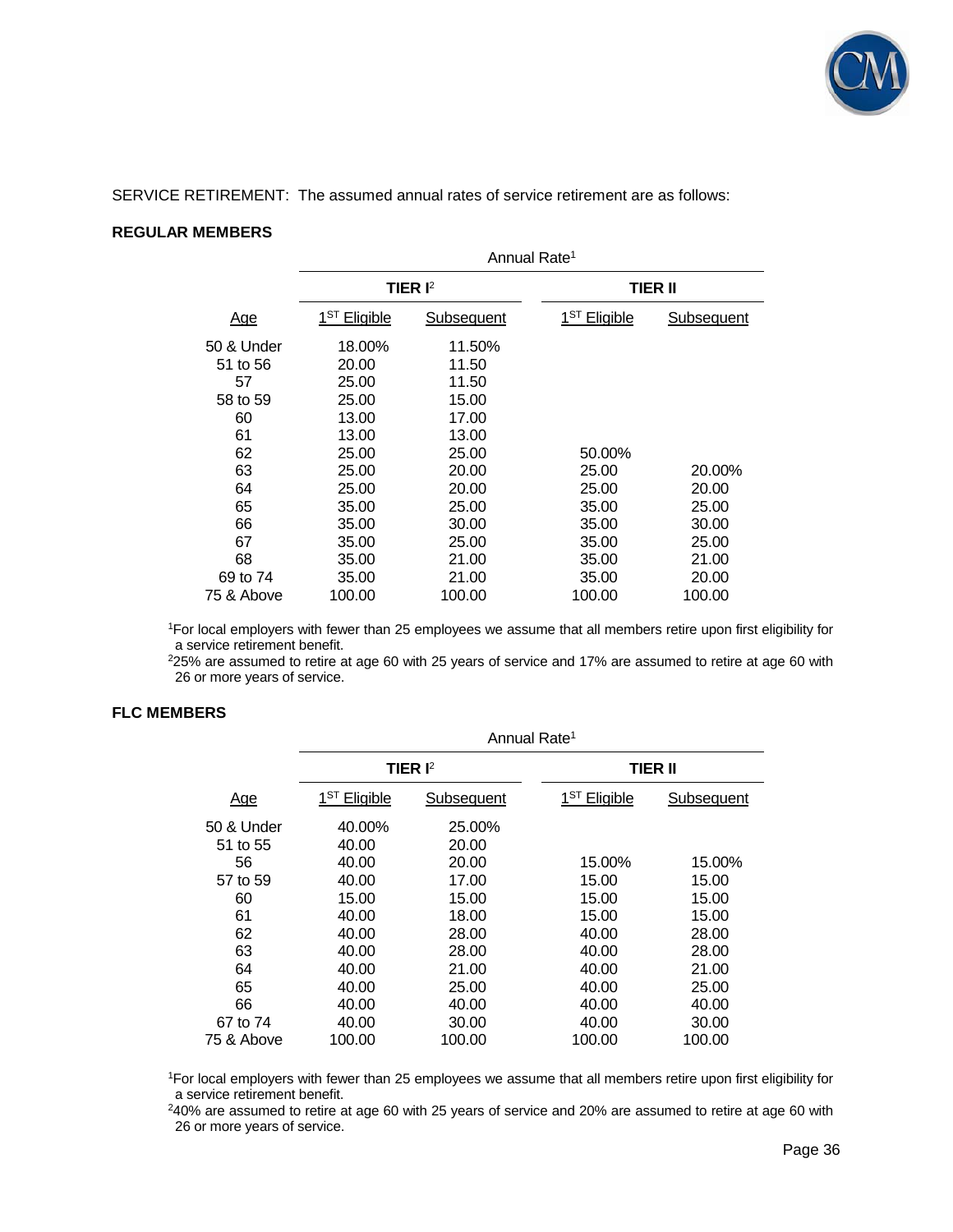SERVICE RETIREMENT: The assumed annual rates of service retirement are as follows:

**REGULAR MEMBERS**

| | Annual Rate[1] | | | |
|---|---|---|---|---|
| | **TIER I**[2] | | **TIER II** | |
| Age | 1[ST] Eligible | Subsequent | 1[ST] Eligible | Subsequent |
| 50 & Under | 18.00% | 11.50% | | |
| 51 to 56 | 20.00 | 11.50 | | |
| 57 | 25.00 | 11.50 | | |
| 58 to 59 | 25.00 | 15.00 | | |
| 60 | 13.00 | 17.00 | | |
| 61 | 13.00 | 13.00 | | |
| 62 | 25.00 | 25.00 | 50.00% | |
| 63 | 25.00 | 20.00 | 25.00 | 20.00% |
| 64 | 25.00 | 20.00 | 25.00 | 20.00 |
| 65 | 35.00 | 25.00 | 35.00 | 25.00 |
| 66 | 35.00 | 30.00 | 35.00 | 30.00 |
| 67 | 35.00 | 25.00 | 35.00 | 25.00 |
| 68 | 35.00 | 21.00 | 35.00 | 21.00 |
| 69 to 74 | 35.00 | 21.00 | 35.00 | 20.00 |
| 75 & Above | 100.00 | 100.00 | 100.00 | 100.00 |

[1]For local employers with fewer than 25 employees we assume that all members retire upon first eligibility for a service retirement benefit.
[2]25% are assumed to retire at age 60 with 25 years of service and 17% are assumed to retire at age 60 with 26 or more years of service.

**FLC MEMBERS**

| | Annual Rate[1] | | | |
|---|---|---|---|---|
| | **TIER I**[2] | | **TIER II** | |
| Age | 1[ST] Eligible | Subsequent | 1[ST] Eligible | Subsequent |
| 50 & Under | 40.00% | 25.00% | | |
| 51 to 55 | 40.00 | 20.00 | | |
| 56 | 40.00 | 20.00 | 15.00% | 15.00% |
| 57 to 59 | 40.00 | 17.00 | 15.00 | 15.00 |
| 60 | 15.00 | 15.00 | 15.00 | 15.00 |
| 61 | 40.00 | 18.00 | 15.00 | 15.00 |
| 62 | 40.00 | 28.00 | 40.00 | 28.00 |
| 63 | 40.00 | 28.00 | 40.00 | 28.00 |
| 64 | 40.00 | 21.00 | 40.00 | 21.00 |
| 65 | 40.00 | 25.00 | 40.00 | 25.00 |
| 66 | 40.00 | 40.00 | 40.00 | 40.00 |
| 67 to 74 | 40.00 | 30.00 | 40.00 | 30.00 |
| 75 & Above | 100.00 | 100.00 | 100.00 | 100.00 |

[1]For local employers with fewer than 25 employees we assume that all members retire upon first eligibility for a service retirement benefit.
[2]40% are assumed to retire at age 60 with 25 years of service and 20% are assumed to retire at age 60 with 26 or more years of service.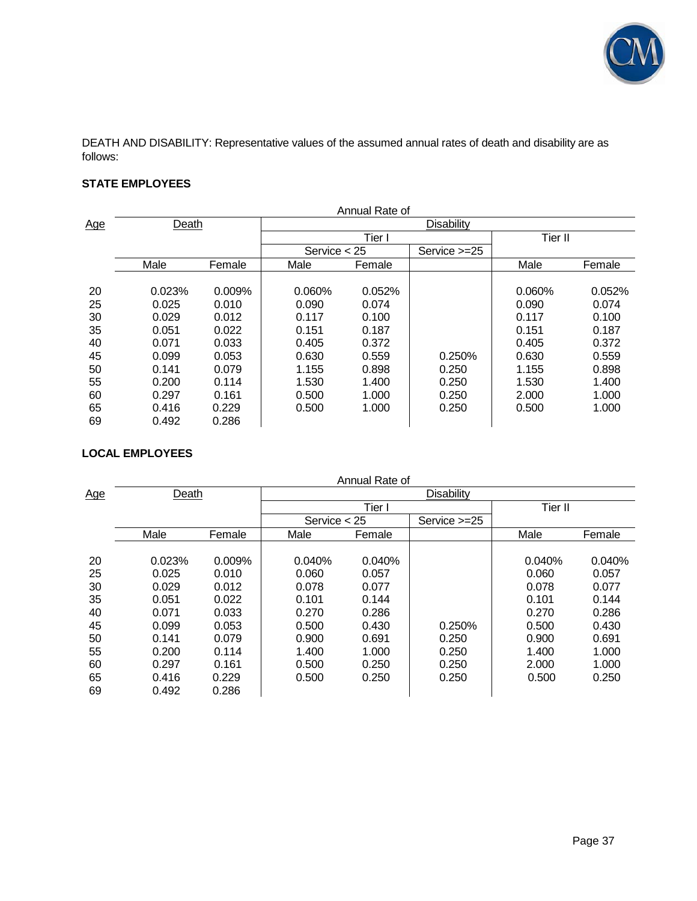DEATH AND DISABILITY: Representative values of the assumed annual rates of death and disability are as follows:

**STATE EMPLOYEES**

| Age | Annual Rate of | | | | | | |
|---|---|---|---|---|---|---|---|
| | Death | | Disability | | | | |
| | | | Tier I | | | Tier II | |
| | | | Service < 25 | | Service >=25 | | |
| | Male | Female | Male | Female | | Male | Female |
| 20 | 0.023% | 0.009% | 0.060% | 0.052% | | 0.060% | 0.052% |
| 25 | 0.025 | 0.010 | 0.090 | 0.074 | | 0.090 | 0.074 |
| 30 | 0.029 | 0.012 | 0.117 | 0.100 | | 0.117 | 0.100 |
| 35 | 0.051 | 0.022 | 0.151 | 0.187 | | 0.151 | 0.187 |
| 40 | 0.071 | 0.033 | 0.405 | 0.372 | | 0.405 | 0.372 |
| 45 | 0.099 | 0.053 | 0.630 | 0.559 | 0.250% | 0.630 | 0.559 |
| 50 | 0.141 | 0.079 | 1.155 | 0.898 | 0.250 | 1.155 | 0.898 |
| 55 | 0.200 | 0.114 | 1.530 | 1.400 | 0.250 | 1.530 | 1.400 |
| 60 | 0.297 | 0.161 | 0.500 | 1.000 | 0.250 | 2.000 | 1.000 |
| 65 | 0.416 | 0.229 | 0.500 | 1.000 | 0.250 | 0.500 | 1.000 |
| 69 | 0.492 | 0.286 | | | | | |

**LOCAL EMPLOYEES**

| Age | Annual Rate of | | | | | | |
|---|---|---|---|---|---|---|---|
| | Death | | Disability | | | | |
| | | | Tier I | | | Tier II | |
| | | | Service < 25 | | Service >=25 | | |
| | Male | Female | Male | Female | | Male | Female |
| 20 | 0.023% | 0.009% | 0.040% | 0.040% | | 0.040% | 0.040% |
| 25 | 0.025 | 0.010 | 0.060 | 0.057 | | 0.060 | 0.057 |
| 30 | 0.029 | 0.012 | 0.078 | 0.077 | | 0.078 | 0.077 |
| 35 | 0.051 | 0.022 | 0.101 | 0.144 | | 0.101 | 0.144 |
| 40 | 0.071 | 0.033 | 0.270 | 0.286 | | 0.270 | 0.286 |
| 45 | 0.099 | 0.053 | 0.500 | 0.430 | 0.250% | 0.500 | 0.430 |
| 50 | 0.141 | 0.079 | 0.900 | 0.691 | 0.250 | 0.900 | 0.691 |
| 55 | 0.200 | 0.114 | 1.400 | 1.000 | 0.250 | 1.400 | 1.000 |
| 60 | 0.297 | 0.161 | 0.500 | 0.250 | 0.250 | 2.000 | 1.000 |
| 65 | 0.416 | 0.229 | 0.500 | 0.250 | 0.250 | 0.500 | 0.250 |
| 69 | 0.492 | 0.286 | | | | | |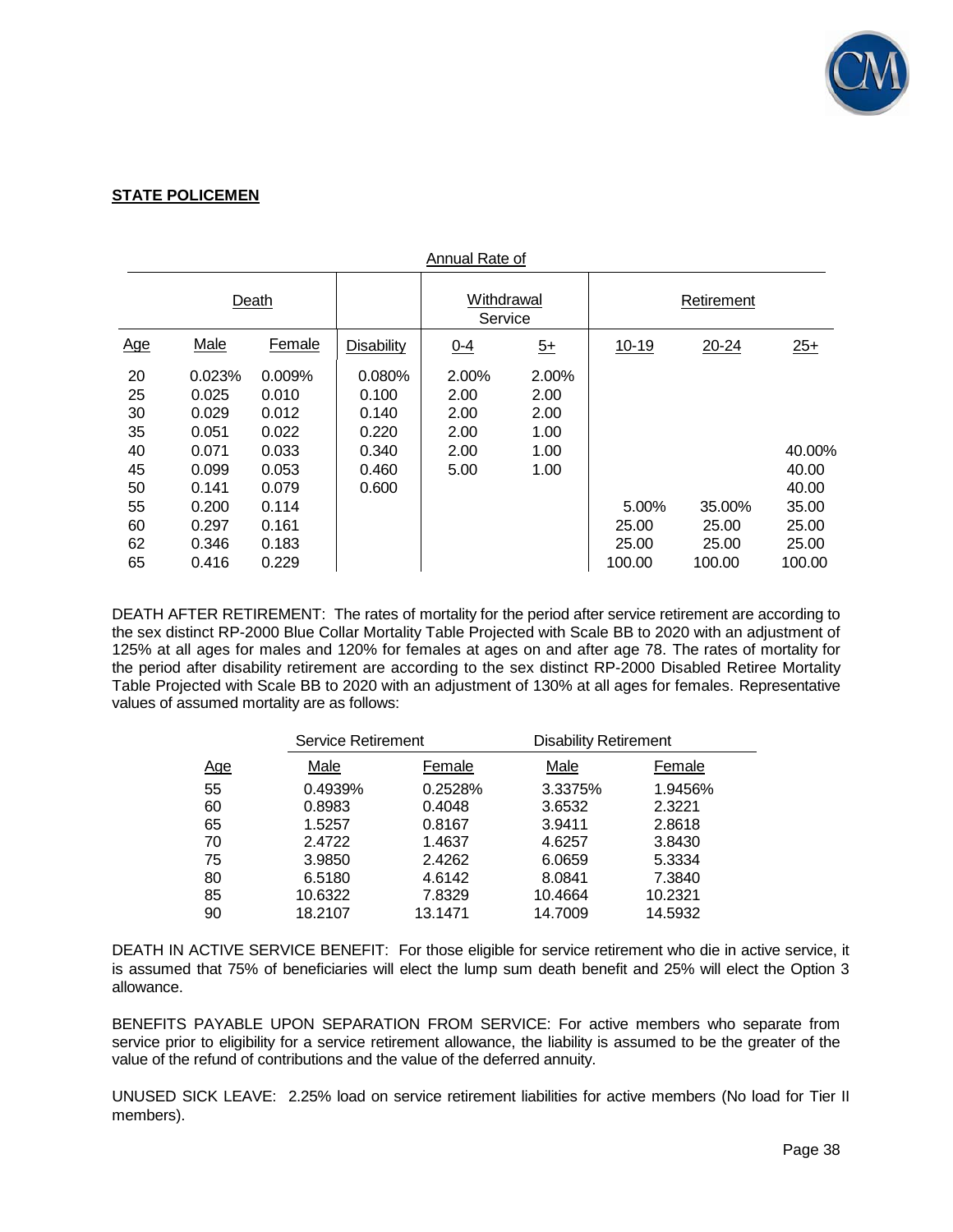**STATE POLICEMEN**

| | Annual Rate of | | | | | | | |
|---|---|---|---|---|---|---|---|---|
| | Death | | | Withdrawal Service | | Retirement | | |
| Age | Male | Female | Disability | 0-4 | 5+ | 10-19 | 20-24 | 25+ |
| 20 | 0.023% | 0.009% | 0.080% | 2.00% | 2.00% | | | |
| 25 | 0.025 | 0.010 | 0.100 | 2.00 | 2.00 | | | |
| 30 | 0.029 | 0.012 | 0.140 | 2.00 | 2.00 | | | |
| 35 | 0.051 | 0.022 | 0.220 | 2.00 | 1.00 | | | |
| 40 | 0.071 | 0.033 | 0.340 | 2.00 | 1.00 | | | 40.00% |
| 45 | 0.099 | 0.053 | 0.460 | 5.00 | 1.00 | | | 40.00 |
| 50 | 0.141 | 0.079 | 0.600 | | | | | 40.00 |
| 55 | 0.200 | 0.114 | | | | 5.00% | 35.00% | 35.00 |
| 60 | 0.297 | 0.161 | | | | 25.00 | 25.00 | 25.00 |
| 62 | 0.346 | 0.183 | | | | 25.00 | 25.00 | 25.00 |
| 65 | 0.416 | 0.229 | | | | 100.00 | 100.00 | 100.00 |

DEATH AFTER RETIREMENT: The rates of mortality for the period after service retirement are according to the sex distinct RP-2000 Blue Collar Mortality Table Projected with Scale BB to 2020 with an adjustment of 125% at all ages for males and 120% for females at ages on and after age 78. The rates of mortality for the period after disability retirement are according to the sex distinct RP-2000 Disabled Retiree Mortality Table Projected with Scale BB to 2020 with an adjustment of 130% at all ages for females. Representative values of assumed mortality are as follows:

| | Service Retirement | | Disability Retirement | |
|---|---|---|---|---|
| Age | Male | Female | Male | Female |
| 55 | 0.4939% | 0.2528% | 3.3375% | 1.9456% |
| 60 | 0.8983 | 0.4048 | 3.6532 | 2.3221 |
| 65 | 1.5257 | 0.8167 | 3.9411 | 2.8618 |
| 70 | 2.4722 | 1.4637 | 4.6257 | 3.8430 |
| 75 | 3.9850 | 2.4262 | 6.0659 | 5.3334 |
| 80 | 6.5180 | 4.6142 | 8.0841 | 7.3840 |
| 85 | 10.6322 | 7.8329 | 10.4664 | 10.2321 |
| 90 | 18.2107 | 13.1471 | 14.7009 | 14.5932 |

DEATH IN ACTIVE SERVICE BENEFIT: For those eligible for service retirement who die in active service, it is assumed that 75% of beneficiaries will elect the lump sum death benefit and 25% will elect the Option 3 allowance.

BENEFITS PAYABLE UPON SEPARATION FROM SERVICE: For active members who separate from service prior to eligibility for a service retirement allowance, the liability is assumed to be the greater of the value of the refund of contributions and the value of the deferred annuity.

UNUSED SICK LEAVE: 2.25% load on service retirement liabilities for active members (No load for Tier II members).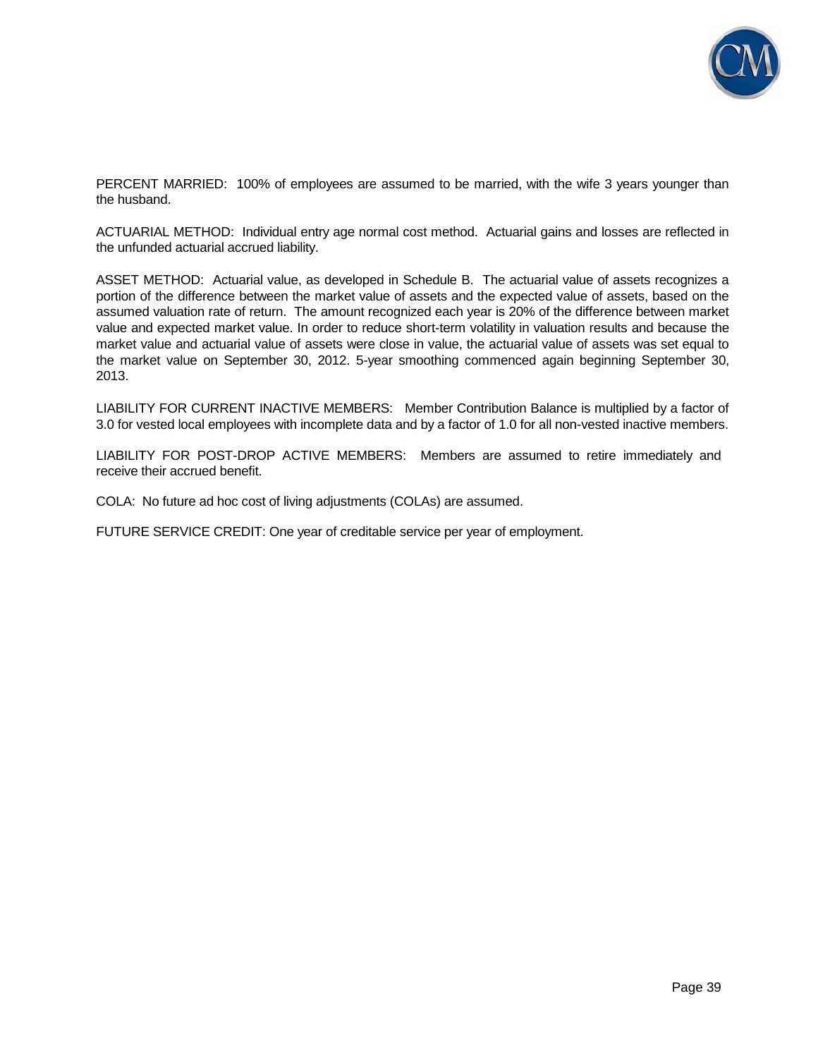PERCENT MARRIED: 100% of employees are assumed to be married, with the wife 3 years younger than the husband.

ACTUARIAL METHOD: Individual entry age normal cost method. Actuarial gains and losses are reflected in the unfunded actuarial accrued liability.

ASSET METHOD: Actuarial value, as developed in Schedule B. The actuarial value of assets recognizes a portion of the difference between the market value of assets and the expected value of assets, based on the assumed valuation rate of return. The amount recognized each year is 20% of the difference between market value and expected market value. In order to reduce short-term volatility in valuation results and because the market value and actuarial value of assets were close in value, the actuarial value of assets was set equal to the market value on September 30, 2012. 5-year smoothing commenced again beginning September 30, 2013.

LIABILITY FOR CURRENT INACTIVE MEMBERS: Member Contribution Balance is multiplied by a factor of 3.0 for vested local employees with incomplete data and by a factor of 1.0 for all non-vested inactive members.

LIABILITY FOR POST-DROP ACTIVE MEMBERS: Members are assumed to retire immediately and receive their accrued benefit.

COLA: No future ad hoc cost of living adjustments (COLAs) are assumed.

FUTURE SERVICE CREDIT: One year of creditable service per year of employment.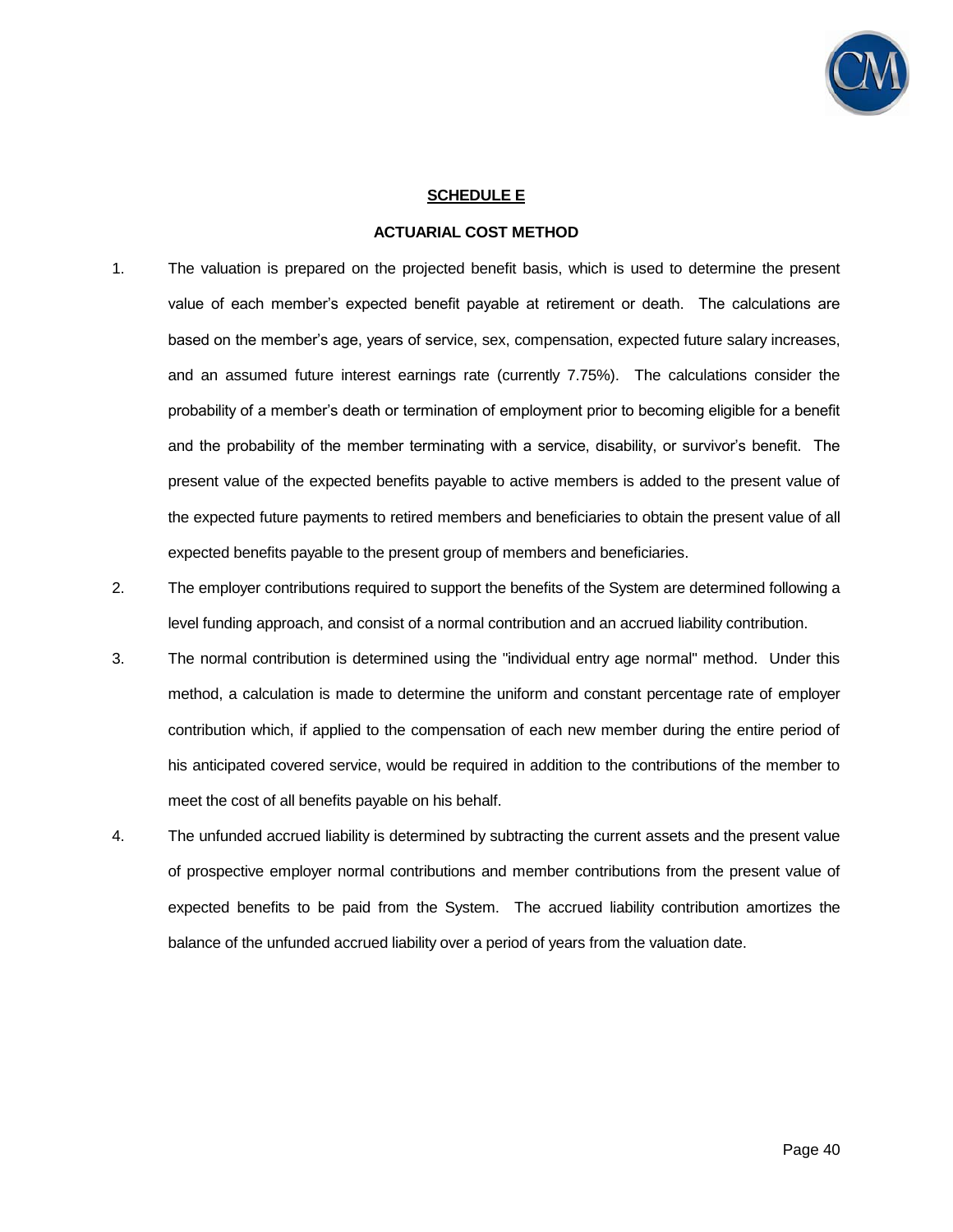## SCHEDULE E

### ACTUARIAL COST METHOD

1. The valuation is prepared on the projected benefit basis, which is used to determine the present value of each member's expected benefit payable at retirement or death. The calculations are based on the member's age, years of service, sex, compensation, expected future salary increases, and an assumed future interest earnings rate (currently 7.75%). The calculations consider the probability of a member's death or termination of employment prior to becoming eligible for a benefit and the probability of the member terminating with a service, disability, or survivor's benefit. The present value of the expected benefits payable to active members is added to the present value of the expected future payments to retired members and beneficiaries to obtain the present value of all expected benefits payable to the present group of members and beneficiaries.

2. The employer contributions required to support the benefits of the System are determined following a level funding approach, and consist of a normal contribution and an accrued liability contribution.

3. The normal contribution is determined using the "individual entry age normal" method. Under this method, a calculation is made to determine the uniform and constant percentage rate of employer contribution which, if applied to the compensation of each new member during the entire period of his anticipated covered service, would be required in addition to the contributions of the member to meet the cost of all benefits payable on his behalf.

4. The unfunded accrued liability is determined by subtracting the current assets and the present value of prospective employer normal contributions and member contributions from the present value of expected benefits to be paid from the System. The accrued liability contribution amortizes the balance of the unfunded accrued liability over a period of years from the valuation date.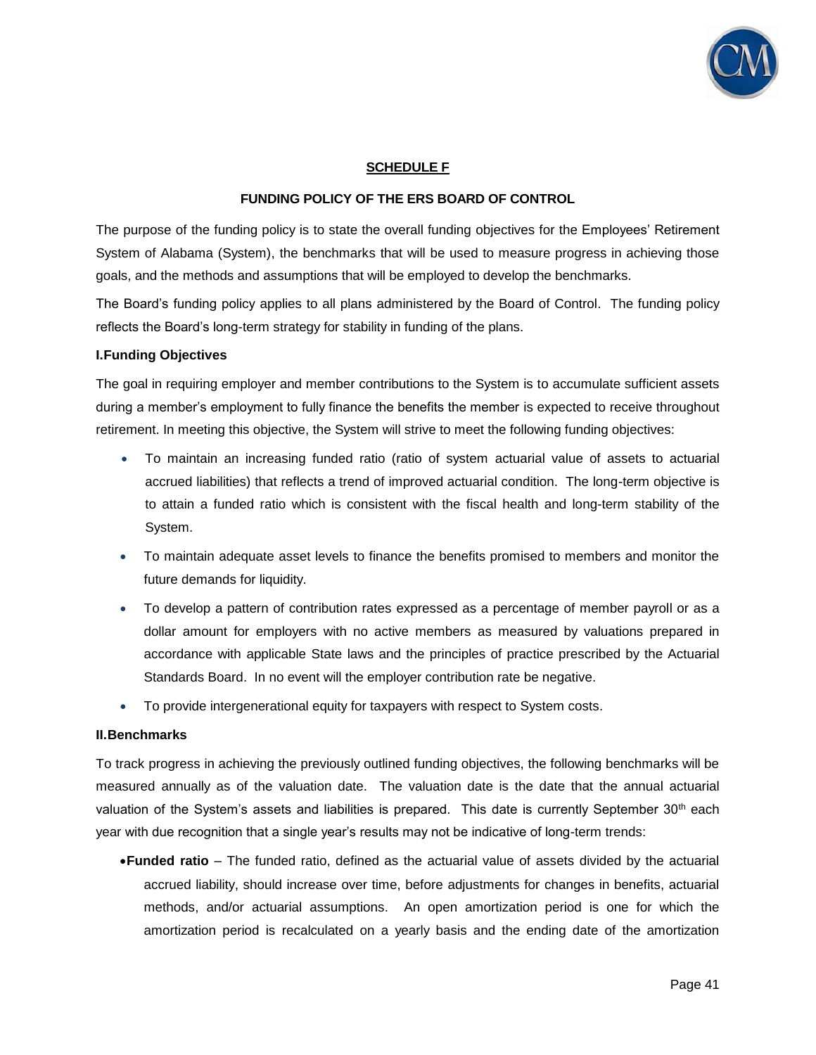## SCHEDULE F

### FUNDING POLICY OF THE ERS BOARD OF CONTROL

The purpose of the funding policy is to state the overall funding objectives for the Employees' Retirement System of Alabama (System), the benchmarks that will be used to measure progress in achieving those goals, and the methods and assumptions that will be employed to develop the benchmarks.

The Board's funding policy applies to all plans administered by the Board of Control. The funding policy reflects the Board's long-term strategy for stability in funding of the plans.

**I.Funding Objectives**

The goal in requiring employer and member contributions to the System is to accumulate sufficient assets during a member's employment to fully finance the benefits the member is expected to receive throughout retirement. In meeting this objective, the System will strive to meet the following funding objectives:

- To maintain an increasing funded ratio (ratio of system actuarial value of assets to actuarial accrued liabilities) that reflects a trend of improved actuarial condition. The long-term objective is to attain a funded ratio which is consistent with the fiscal health and long-term stability of the System.
- To maintain adequate asset levels to finance the benefits promised to members and monitor the future demands for liquidity.
- To develop a pattern of contribution rates expressed as a percentage of member payroll or as a dollar amount for employers with no active members as measured by valuations prepared in accordance with applicable State laws and the principles of practice prescribed by the Actuarial Standards Board. In no event will the employer contribution rate be negative.
- To provide intergenerational equity for taxpayers with respect to System costs.

**II.Benchmarks**

To track progress in achieving the previously outlined funding objectives, the following benchmarks will be measured annually as of the valuation date. The valuation date is the date that the annual actuarial valuation of the System's assets and liabilities is prepared. This date is currently September 30th each year with due recognition that a single year's results may not be indicative of long-term trends:

- **Funded ratio** – The funded ratio, defined as the actuarial value of assets divided by the actuarial accrued liability, should increase over time, before adjustments for changes in benefits, actuarial methods, and/or actuarial assumptions. An open amortization period is one for which the amortization period is recalculated on a yearly basis and the ending date of the amortization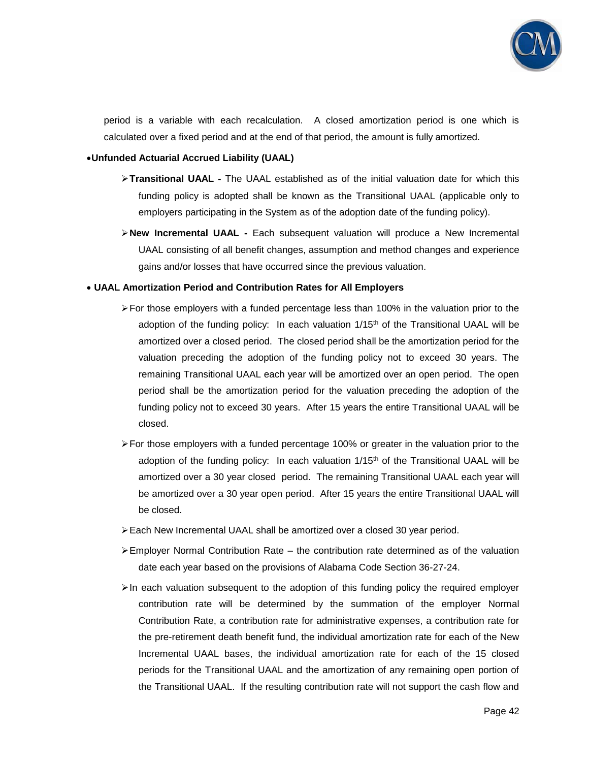period is a variable with each recalculation. A closed amortization period is one which is calculated over a fixed period and at the end of that period, the amount is fully amortized.

- **Unfunded Actuarial Accrued Liability (UAAL)**
  - **Transitional UAAL -** The UAAL established as of the initial valuation date for which this funding policy is adopted shall be known as the Transitional UAAL (applicable only to employers participating in the System as of the adoption date of the funding policy).
  - **New Incremental UAAL -** Each subsequent valuation will produce a New Incremental UAAL consisting of all benefit changes, assumption and method changes and experience gains and/or losses that have occurred since the previous valuation.

- **UAAL Amortization Period and Contribution Rates for All Employers**
  - For those employers with a funded percentage less than 100% in the valuation prior to the adoption of the funding policy: In each valuation 1/15th of the Transitional UAAL will be amortized over a closed period. The closed period shall be the amortization period for the valuation preceding the adoption of the funding policy not to exceed 30 years. The remaining Transitional UAAL each year will be amortized over an open period. The open period shall be the amortization period for the valuation preceding the adoption of the funding policy not to exceed 30 years. After 15 years the entire Transitional UAAL will be closed.
  - For those employers with a funded percentage 100% or greater in the valuation prior to the adoption of the funding policy: In each valuation 1/15th of the Transitional UAAL will be amortized over a 30 year closed period. The remaining Transitional UAAL each year will be amortized over a 30 year open period. After 15 years the entire Transitional UAAL will be closed.
  - Each New Incremental UAAL shall be amortized over a closed 30 year period.
  - Employer Normal Contribution Rate – the contribution rate determined as of the valuation date each year based on the provisions of Alabama Code Section 36-27-24.
  - In each valuation subsequent to the adoption of this funding policy the required employer contribution rate will be determined by the summation of the employer Normal Contribution Rate, a contribution rate for administrative expenses, a contribution rate for the pre-retirement death benefit fund, the individual amortization rate for each of the New Incremental UAAL bases, the individual amortization rate for each of the 15 closed periods for the Transitional UAAL and the amortization of any remaining open portion of the Transitional UAAL. If the resulting contribution rate will not support the cash flow and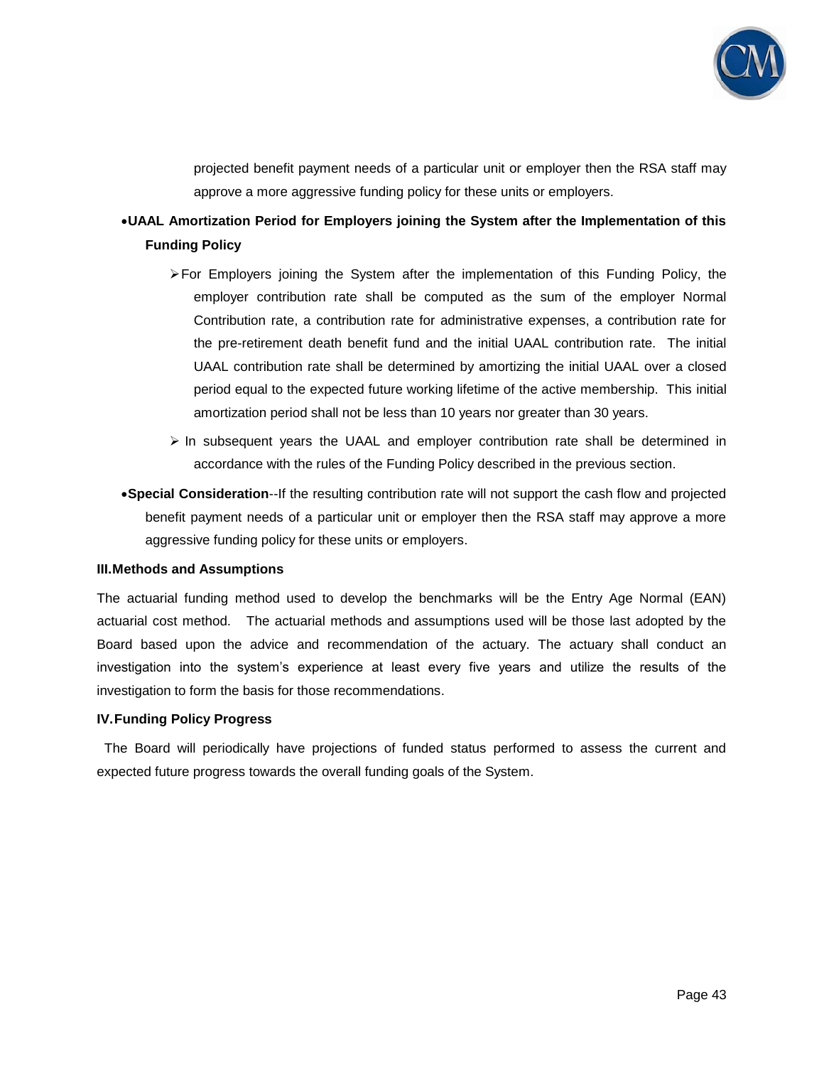projected benefit payment needs of a particular unit or employer then the RSA staff may approve a more aggressive funding policy for these units or employers.

- **UAAL Amortization Period for Employers joining the System after the Implementation of this Funding Policy**
    - For Employers joining the System after the implementation of this Funding Policy, the employer contribution rate shall be computed as the sum of the employer Normal Contribution rate, a contribution rate for administrative expenses, a contribution rate for the pre-retirement death benefit fund and the initial UAAL contribution rate. The initial UAAL contribution rate shall be determined by amortizing the initial UAAL over a closed period equal to the expected future working lifetime of the active membership. This initial amortization period shall not be less than 10 years nor greater than 30 years.
    - In subsequent years the UAAL and employer contribution rate shall be determined in accordance with the rules of the Funding Policy described in the previous section.
- **Special Consideration**--If the resulting contribution rate will not support the cash flow and projected benefit payment needs of a particular unit or employer then the RSA staff may approve a more aggressive funding policy for these units or employers.

### III. Methods and Assumptions

The actuarial funding method used to develop the benchmarks will be the Entry Age Normal (EAN) actuarial cost method. The actuarial methods and assumptions used will be those last adopted by the Board based upon the advice and recommendation of the actuary. The actuary shall conduct an investigation into the system's experience at least every five years and utilize the results of the investigation to form the basis for those recommendations.

### IV. Funding Policy Progress

The Board will periodically have projections of funded status performed to assess the current and expected future progress towards the overall funding goals of the System.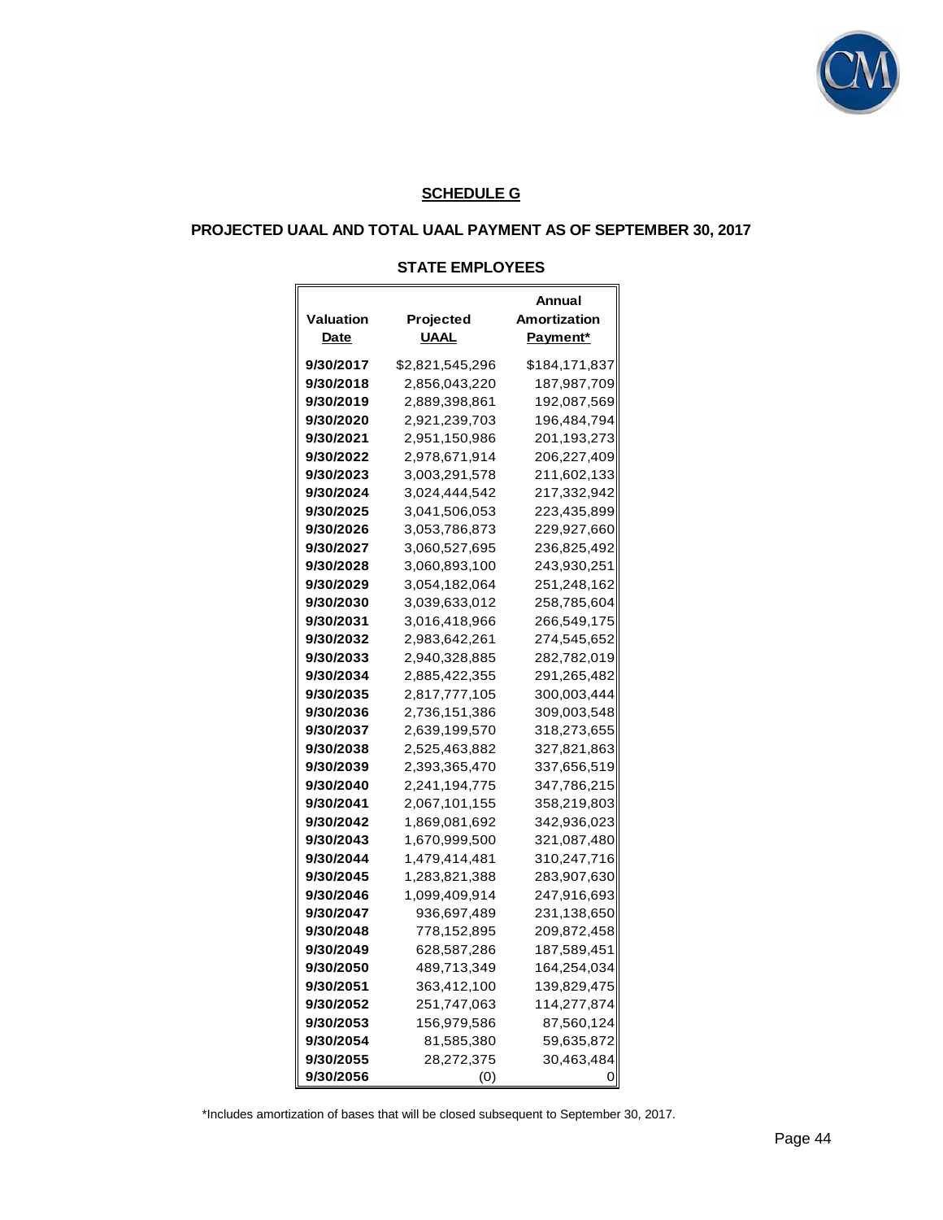## SCHEDULE G

## PROJECTED UAAL AND TOTAL UAAL PAYMENT AS OF SEPTEMBER 30, 2017

### STATE EMPLOYEES

| Valuation Date | Projected UAAL | Annual Amortization Payment* |
|---|---|---|
| 9/30/2017 | $2,821,545,296 | $184,171,837 |
| 9/30/2018 | 2,856,043,220 | 187,987,709 |
| 9/30/2019 | 2,889,398,861 | 192,087,569 |
| 9/30/2020 | 2,921,239,703 | 196,484,794 |
| 9/30/2021 | 2,951,150,986 | 201,193,273 |
| 9/30/2022 | 2,978,671,914 | 206,227,409 |
| 9/30/2023 | 3,003,291,578 | 211,602,133 |
| 9/30/2024 | 3,024,444,542 | 217,332,942 |
| 9/30/2025 | 3,041,506,053 | 223,435,899 |
| 9/30/2026 | 3,053,786,873 | 229,927,660 |
| 9/30/2027 | 3,060,527,695 | 236,825,492 |
| 9/30/2028 | 3,060,893,100 | 243,930,251 |
| 9/30/2029 | 3,054,182,064 | 251,248,162 |
| 9/30/2030 | 3,039,633,012 | 258,785,604 |
| 9/30/2031 | 3,016,418,966 | 266,549,175 |
| 9/30/2032 | 2,983,642,261 | 274,545,652 |
| 9/30/2033 | 2,940,328,885 | 282,782,019 |
| 9/30/2034 | 2,885,422,355 | 291,265,482 |
| 9/30/2035 | 2,817,777,105 | 300,003,444 |
| 9/30/2036 | 2,736,151,386 | 309,003,548 |
| 9/30/2037 | 2,639,199,570 | 318,273,655 |
| 9/30/2038 | 2,525,463,882 | 327,821,863 |
| 9/30/2039 | 2,393,365,470 | 337,656,519 |
| 9/30/2040 | 2,241,194,775 | 347,786,215 |
| 9/30/2041 | 2,067,101,155 | 358,219,803 |
| 9/30/2042 | 1,869,081,692 | 342,936,023 |
| 9/30/2043 | 1,670,999,500 | 321,087,480 |
| 9/30/2044 | 1,479,414,481 | 310,247,716 |
| 9/30/2045 | 1,283,821,388 | 283,907,630 |
| 9/30/2046 | 1,099,409,914 | 247,916,693 |
| 9/30/2047 | 936,697,489 | 231,138,650 |
| 9/30/2048 | 778,152,895 | 209,872,458 |
| 9/30/2049 | 628,587,286 | 187,589,451 |
| 9/30/2050 | 489,713,349 | 164,254,034 |
| 9/30/2051 | 363,412,100 | 139,829,475 |
| 9/30/2052 | 251,747,063 | 114,277,874 |
| 9/30/2053 | 156,979,586 | 87,560,124 |
| 9/30/2054 | 81,585,380 | 59,635,872 |
| 9/30/2055 | 28,272,375 | 30,463,484 |
| 9/30/2056 | (0) | 0 |

*Includes amortization of bases that will be closed subsequent to September 30, 2017.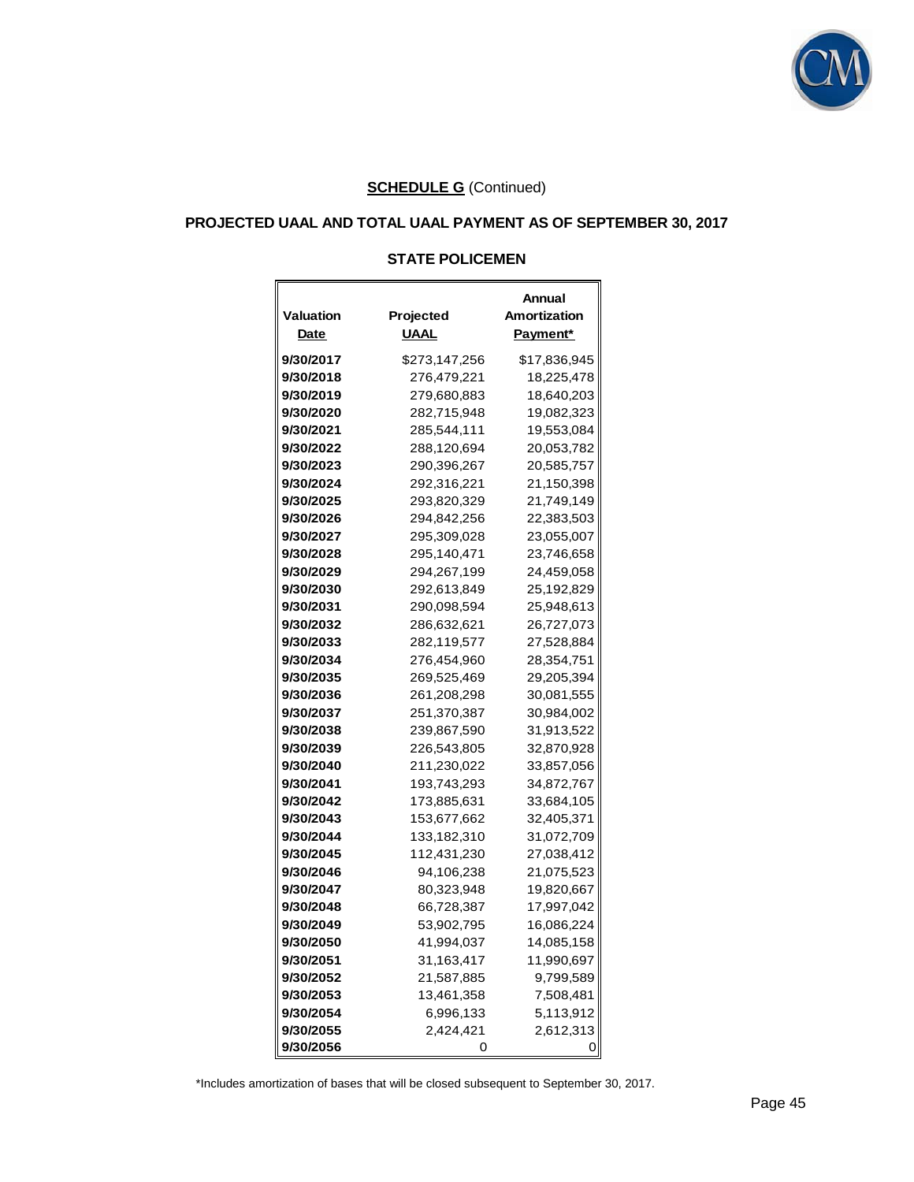**SCHEDULE G** (Continued)

## PROJECTED UAAL AND TOTAL UAAL PAYMENT AS OF SEPTEMBER 30, 2017

### STATE POLICEMEN

| Valuation Date | Projected UAAL | Annual Amortization Payment* |
|---|---|---|
| 9/30/2017 | $273,147,256 | $17,836,945 |
| 9/30/2018 | 276,479,221 | 18,225,478 |
| 9/30/2019 | 279,680,883 | 18,640,203 |
| 9/30/2020 | 282,715,948 | 19,082,323 |
| 9/30/2021 | 285,544,111 | 19,553,084 |
| 9/30/2022 | 288,120,694 | 20,053,782 |
| 9/30/2023 | 290,396,267 | 20,585,757 |
| 9/30/2024 | 292,316,221 | 21,150,398 |
| 9/30/2025 | 293,820,329 | 21,749,149 |
| 9/30/2026 | 294,842,256 | 22,383,503 |
| 9/30/2027 | 295,309,028 | 23,055,007 |
| 9/30/2028 | 295,140,471 | 23,746,658 |
| 9/30/2029 | 294,267,199 | 24,459,058 |
| 9/30/2030 | 292,613,849 | 25,192,829 |
| 9/30/2031 | 290,098,594 | 25,948,613 |
| 9/30/2032 | 286,632,621 | 26,727,073 |
| 9/30/2033 | 282,119,577 | 27,528,884 |
| 9/30/2034 | 276,454,960 | 28,354,751 |
| 9/30/2035 | 269,525,469 | 29,205,394 |
| 9/30/2036 | 261,208,298 | 30,081,555 |
| 9/30/2037 | 251,370,387 | 30,984,002 |
| 9/30/2038 | 239,867,590 | 31,913,522 |
| 9/30/2039 | 226,543,805 | 32,870,928 |
| 9/30/2040 | 211,230,022 | 33,857,056 |
| 9/30/2041 | 193,743,293 | 34,872,767 |
| 9/30/2042 | 173,885,631 | 33,684,105 |
| 9/30/2043 | 153,677,662 | 32,405,371 |
| 9/30/2044 | 133,182,310 | 31,072,709 |
| 9/30/2045 | 112,431,230 | 27,038,412 |
| 9/30/2046 | 94,106,238 | 21,075,523 |
| 9/30/2047 | 80,323,948 | 19,820,667 |
| 9/30/2048 | 66,728,387 | 17,997,042 |
| 9/30/2049 | 53,902,795 | 16,086,224 |
| 9/30/2050 | 41,994,037 | 14,085,158 |
| 9/30/2051 | 31,163,417 | 11,990,697 |
| 9/30/2052 | 21,587,885 | 9,799,589 |
| 9/30/2053 | 13,461,358 | 7,508,481 |
| 9/30/2054 | 6,996,133 | 5,113,912 |
| 9/30/2055 | 2,424,421 | 2,612,313 |
| 9/30/2056 | 0 | 0 |

*Includes amortization of bases that will be closed subsequent to September 30, 2017.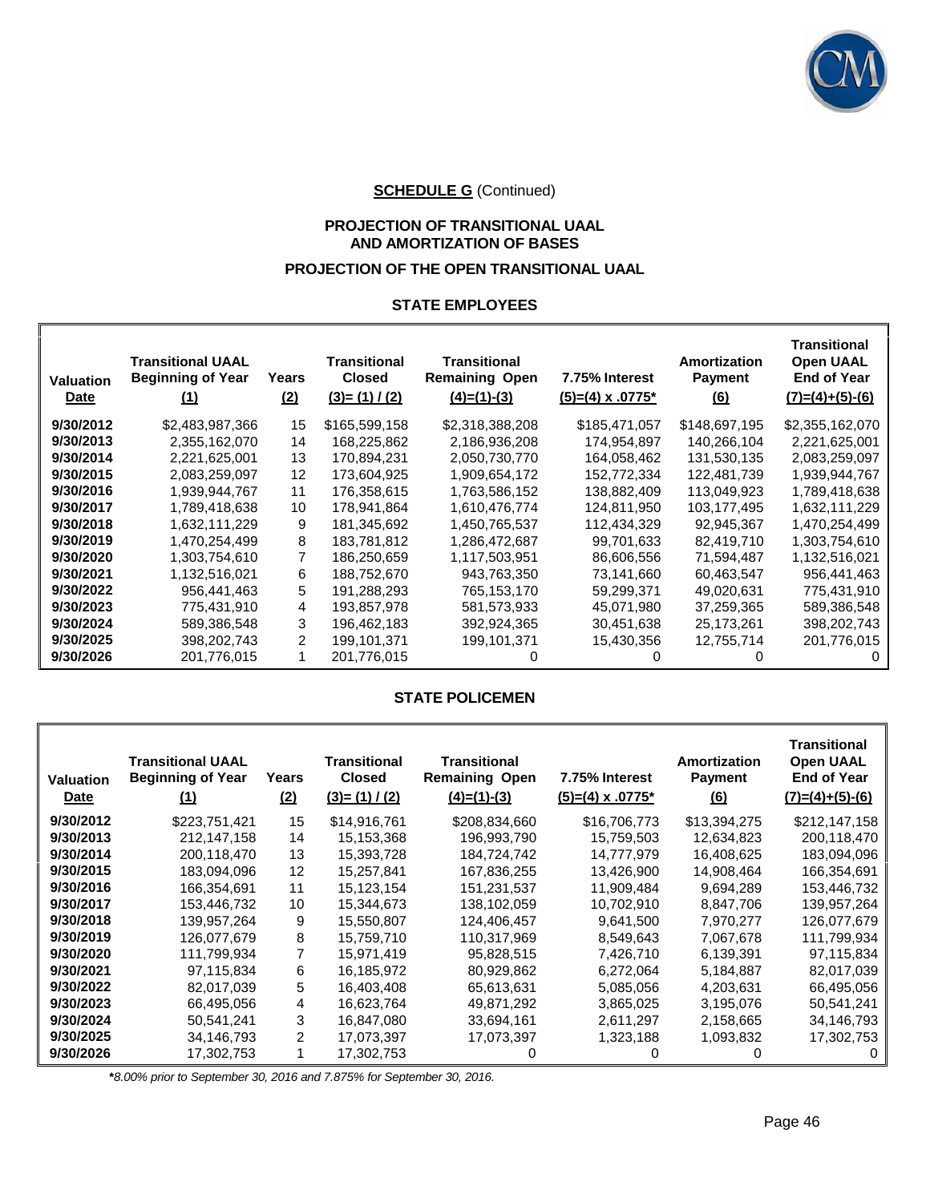**SCHEDULE G** (Continued)

## PROJECTION OF TRANSITIONAL UAAL AND AMORTIZATION OF BASES

## PROJECTION OF THE OPEN TRANSITIONAL UAAL

### STATE EMPLOYEES

| Valuation Date | Transitional UAAL Beginning of Year (1) | Years (2) | Transitional Closed (3)= (1) / (2) | Transitional Remaining Open (4)=(1)-(3) | 7.75% Interest (5)=(4) x .0775* | Amortization Payment (6) | Transitional Open UAAL End of Year (7)=(4)+(5)-(6) |
|---|---|---|---|---|---|---|---|
| 9/30/2012 | $2,483,987,366 | 15 | $165,599,158 | $2,318,388,208 | $185,471,057 | $148,697,195 | $2,355,162,070 |
| 9/30/2013 | 2,355,162,070 | 14 | 168,225,862 | 2,186,936,208 | 174,954,897 | 140,266,104 | 2,221,625,001 |
| 9/30/2014 | 2,221,625,001 | 13 | 170,894,231 | 2,050,730,770 | 164,058,462 | 131,530,135 | 2,083,259,097 |
| 9/30/2015 | 2,083,259,097 | 12 | 173,604,925 | 1,909,654,172 | 152,772,334 | 122,481,739 | 1,939,944,767 |
| 9/30/2016 | 1,939,944,767 | 11 | 176,358,615 | 1,763,586,152 | 138,882,409 | 113,049,923 | 1,789,418,638 |
| 9/30/2017 | 1,789,418,638 | 10 | 178,941,864 | 1,610,476,774 | 124,811,950 | 103,177,495 | 1,632,111,229 |
| 9/30/2018 | 1,632,111,229 | 9 | 181,345,692 | 1,450,765,537 | 112,434,329 | 92,945,367 | 1,470,254,499 |
| 9/30/2019 | 1,470,254,499 | 8 | 183,781,812 | 1,286,472,687 | 99,701,633 | 82,419,710 | 1,303,754,610 |
| 9/30/2020 | 1,303,754,610 | 7 | 186,250,659 | 1,117,503,951 | 86,606,556 | 71,594,487 | 1,132,516,021 |
| 9/30/2021 | 1,132,516,021 | 6 | 188,752,670 | 943,763,350 | 73,141,660 | 60,463,547 | 956,441,463 |
| 9/30/2022 | 956,441,463 | 5 | 191,288,293 | 765,153,170 | 59,299,371 | 49,020,631 | 775,431,910 |
| 9/30/2023 | 775,431,910 | 4 | 193,857,978 | 581,573,933 | 45,071,980 | 37,259,365 | 589,386,548 |
| 9/30/2024 | 589,386,548 | 3 | 196,462,183 | 392,924,365 | 30,451,638 | 25,173,261 | 398,202,743 |
| 9/30/2025 | 398,202,743 | 2 | 199,101,371 | 199,101,371 | 15,430,356 | 12,755,714 | 201,776,015 |
| 9/30/2026 | 201,776,015 | 1 | 201,776,015 | 0 | 0 | 0 | 0 |

### STATE POLICEMEN

| Valuation Date | Transitional UAAL Beginning of Year (1) | Years (2) | Transitional Closed (3)= (1) / (2) | Transitional Remaining Open (4)=(1)-(3) | 7.75% Interest (5)=(4) x .0775* | Amortization Payment (6) | Transitional Open UAAL End of Year (7)=(4)+(5)-(6) |
|---|---|---|---|---|---|---|---|
| 9/30/2012 | $223,751,421 | 15 | $14,916,761 | $208,834,660 | $16,706,773 | $13,394,275 | $212,147,158 |
| 9/30/2013 | 212,147,158 | 14 | 15,153,368 | 196,993,790 | 15,759,503 | 12,634,823 | 200,118,470 |
| 9/30/2014 | 200,118,470 | 13 | 15,393,728 | 184,724,742 | 14,777,979 | 16,408,625 | 183,094,096 |
| 9/30/2015 | 183,094,096 | 12 | 15,257,841 | 167,836,255 | 13,426,900 | 14,908,464 | 166,354,691 |
| 9/30/2016 | 166,354,691 | 11 | 15,123,154 | 151,231,537 | 11,909,484 | 9,694,289 | 153,446,732 |
| 9/30/2017 | 153,446,732 | 10 | 15,344,673 | 138,102,059 | 10,702,910 | 8,847,706 | 139,957,264 |
| 9/30/2018 | 139,957,264 | 9 | 15,550,807 | 124,406,457 | 9,641,500 | 7,970,277 | 126,077,679 |
| 9/30/2019 | 126,077,679 | 8 | 15,759,710 | 110,317,969 | 8,549,643 | 7,067,678 | 111,799,934 |
| 9/30/2020 | 111,799,934 | 7 | 15,971,419 | 95,828,515 | 7,426,710 | 6,139,391 | 97,115,834 |
| 9/30/2021 | 97,115,834 | 6 | 16,185,972 | 80,929,862 | 6,272,064 | 5,184,887 | 82,017,039 |
| 9/30/2022 | 82,017,039 | 5 | 16,403,408 | 65,613,631 | 5,085,056 | 4,203,631 | 66,495,056 |
| 9/30/2023 | 66,495,056 | 4 | 16,623,764 | 49,871,292 | 3,865,025 | 3,195,076 | 50,541,241 |
| 9/30/2024 | 50,541,241 | 3 | 16,847,080 | 33,694,161 | 2,611,297 | 2,158,665 | 34,146,793 |
| 9/30/2025 | 34,146,793 | 2 | 17,073,397 | 17,073,397 | 1,323,188 | 1,093,832 | 17,302,753 |
| 9/30/2026 | 17,302,753 | 1 | 17,302,753 | 0 | 0 | 0 | 0 |

*\*8.00% prior to September 30, 2016 and 7.875% for September 30, 2016.*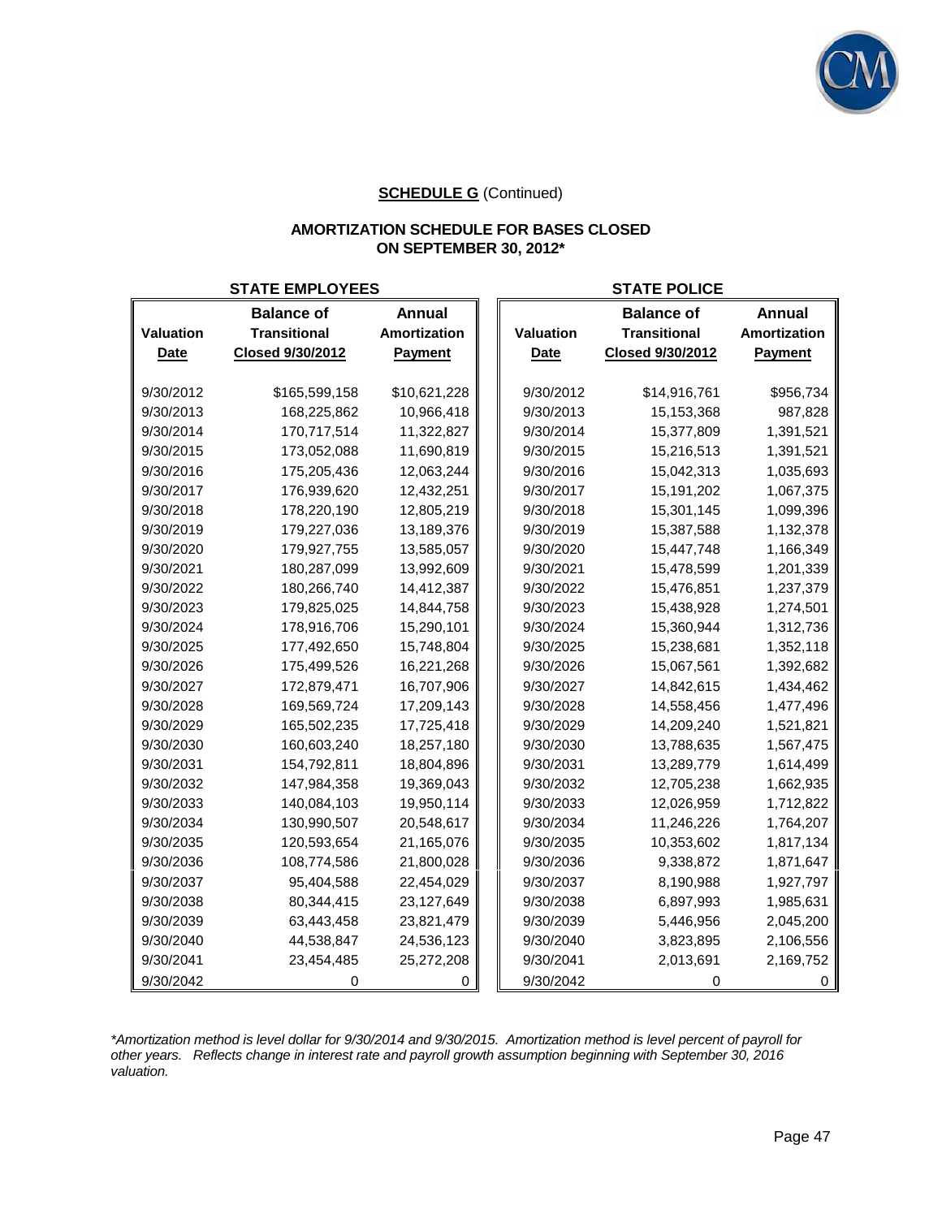**SCHEDULE G** (Continued)

**AMORTIZATION SCHEDULE FOR BASES CLOSED ON SEPTEMBER 30, 2012***

| STATE EMPLOYEES | | | STATE POLICE | | |
|---|---|---|---|---|---|
| **Valuation Date** | **Balance of Transitional Closed 9/30/2012** | **Annual Amortization Payment** | **Valuation Date** | **Balance of Transitional Closed 9/30/2012** | **Annual Amortization Payment** |
| 9/30/2012 | $165,599,158 | $10,621,228 | 9/30/2012 | $14,916,761 | $956,734 |
| 9/30/2013 | 168,225,862 | 10,966,418 | 9/30/2013 | 15,153,368 | 987,828 |
| 9/30/2014 | 170,717,514 | 11,322,827 | 9/30/2014 | 15,377,809 | 1,391,521 |
| 9/30/2015 | 173,052,088 | 11,690,819 | 9/30/2015 | 15,216,513 | 1,391,521 |
| 9/30/2016 | 175,205,436 | 12,063,244 | 9/30/2016 | 15,042,313 | 1,035,693 |
| 9/30/2017 | 176,939,620 | 12,432,251 | 9/30/2017 | 15,191,202 | 1,067,375 |
| 9/30/2018 | 178,220,190 | 12,805,219 | 9/30/2018 | 15,301,145 | 1,099,396 |
| 9/30/2019 | 179,227,036 | 13,189,376 | 9/30/2019 | 15,387,588 | 1,132,378 |
| 9/30/2020 | 179,927,755 | 13,585,057 | 9/30/2020 | 15,447,748 | 1,166,349 |
| 9/30/2021 | 180,287,099 | 13,992,609 | 9/30/2021 | 15,478,599 | 1,201,339 |
| 9/30/2022 | 180,266,740 | 14,412,387 | 9/30/2022 | 15,476,851 | 1,237,379 |
| 9/30/2023 | 179,825,025 | 14,844,758 | 9/30/2023 | 15,438,928 | 1,274,501 |
| 9/30/2024 | 178,916,706 | 15,290,101 | 9/30/2024 | 15,360,944 | 1,312,736 |
| 9/30/2025 | 177,492,650 | 15,748,804 | 9/30/2025 | 15,238,681 | 1,352,118 |
| 9/30/2026 | 175,499,526 | 16,221,268 | 9/30/2026 | 15,067,561 | 1,392,682 |
| 9/30/2027 | 172,879,471 | 16,707,906 | 9/30/2027 | 14,842,615 | 1,434,462 |
| 9/30/2028 | 169,569,724 | 17,209,143 | 9/30/2028 | 14,558,456 | 1,477,496 |
| 9/30/2029 | 165,502,235 | 17,725,418 | 9/30/2029 | 14,209,240 | 1,521,821 |
| 9/30/2030 | 160,603,240 | 18,257,180 | 9/30/2030 | 13,788,635 | 1,567,475 |
| 9/30/2031 | 154,792,811 | 18,804,896 | 9/30/2031 | 13,289,779 | 1,614,499 |
| 9/30/2032 | 147,984,358 | 19,369,043 | 9/30/2032 | 12,705,238 | 1,662,935 |
| 9/30/2033 | 140,084,103 | 19,950,114 | 9/30/2033 | 12,026,959 | 1,712,822 |
| 9/30/2034 | 130,990,507 | 20,548,617 | 9/30/2034 | 11,246,226 | 1,764,207 |
| 9/30/2035 | 120,593,654 | 21,165,076 | 9/30/2035 | 10,353,602 | 1,817,134 |
| 9/30/2036 | 108,774,586 | 21,800,028 | 9/30/2036 | 9,338,872 | 1,871,647 |
| 9/30/2037 | 95,404,588 | 22,454,029 | 9/30/2037 | 8,190,988 | 1,927,797 |
| 9/30/2038 | 80,344,415 | 23,127,649 | 9/30/2038 | 6,897,993 | 1,985,631 |
| 9/30/2039 | 63,443,458 | 23,821,479 | 9/30/2039 | 5,446,956 | 2,045,200 |
| 9/30/2040 | 44,538,847 | 24,536,123 | 9/30/2040 | 3,823,895 | 2,106,556 |
| 9/30/2041 | 23,454,485 | 25,272,208 | 9/30/2041 | 2,013,691 | 2,169,752 |
| 9/30/2042 | 0 | 0 | 9/30/2042 | 0 | 0 |

*\*Amortization method is level dollar for 9/30/2014 and 9/30/2015. Amortization method is level percent of payroll for other years. Reflects change in interest rate and payroll growth assumption beginning with September 30, 2016 valuation.*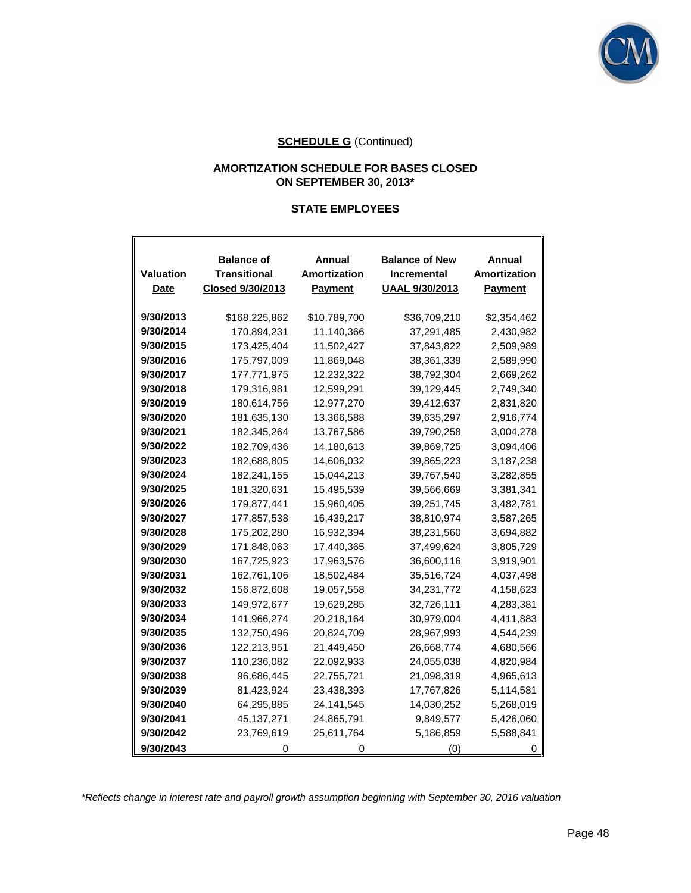**SCHEDULE G** (Continued)

## AMORTIZATION SCHEDULE FOR BASES CLOSED ON SEPTEMBER 30, 2013*

### STATE EMPLOYEES

| Valuation Date | Balance of Transitional Closed 9/30/2013 | Annual Amortization Payment | Balance of New Incremental UAAL 9/30/2013 | Annual Amortization Payment |
|---|---|---|---|---|
| 9/30/2013 | $168,225,862 | $10,789,700 | $36,709,210 | $2,354,462 |
| 9/30/2014 | 170,894,231 | 11,140,366 | 37,291,485 | 2,430,982 |
| 9/30/2015 | 173,425,404 | 11,502,427 | 37,843,822 | 2,509,989 |
| 9/30/2016 | 175,797,009 | 11,869,048 | 38,361,339 | 2,589,990 |
| 9/30/2017 | 177,771,975 | 12,232,322 | 38,792,304 | 2,669,262 |
| 9/30/2018 | 179,316,981 | 12,599,291 | 39,129,445 | 2,749,340 |
| 9/30/2019 | 180,614,756 | 12,977,270 | 39,412,637 | 2,831,820 |
| 9/30/2020 | 181,635,130 | 13,366,588 | 39,635,297 | 2,916,774 |
| 9/30/2021 | 182,345,264 | 13,767,586 | 39,790,258 | 3,004,278 |
| 9/30/2022 | 182,709,436 | 14,180,613 | 39,869,725 | 3,094,406 |
| 9/30/2023 | 182,688,805 | 14,606,032 | 39,865,223 | 3,187,238 |
| 9/30/2024 | 182,241,155 | 15,044,213 | 39,767,540 | 3,282,855 |
| 9/30/2025 | 181,320,631 | 15,495,539 | 39,566,669 | 3,381,341 |
| 9/30/2026 | 179,877,441 | 15,960,405 | 39,251,745 | 3,482,781 |
| 9/30/2027 | 177,857,538 | 16,439,217 | 38,810,974 | 3,587,265 |
| 9/30/2028 | 175,202,280 | 16,932,394 | 38,231,560 | 3,694,882 |
| 9/30/2029 | 171,848,063 | 17,440,365 | 37,499,624 | 3,805,729 |
| 9/30/2030 | 167,725,923 | 17,963,576 | 36,600,116 | 3,919,901 |
| 9/30/2031 | 162,761,106 | 18,502,484 | 35,516,724 | 4,037,498 |
| 9/30/2032 | 156,872,608 | 19,057,558 | 34,231,772 | 4,158,623 |
| 9/30/2033 | 149,972,677 | 19,629,285 | 32,726,111 | 4,283,381 |
| 9/30/2034 | 141,966,274 | 20,218,164 | 30,979,004 | 4,411,883 |
| 9/30/2035 | 132,750,496 | 20,824,709 | 28,967,993 | 4,544,239 |
| 9/30/2036 | 122,213,951 | 21,449,450 | 26,668,774 | 4,680,566 |
| 9/30/2037 | 110,236,082 | 22,092,933 | 24,055,038 | 4,820,984 |
| 9/30/2038 | 96,686,445 | 22,755,721 | 21,098,319 | 4,965,613 |
| 9/30/2039 | 81,423,924 | 23,438,393 | 17,767,826 | 5,114,581 |
| 9/30/2040 | 64,295,885 | 24,141,545 | 14,030,252 | 5,268,019 |
| 9/30/2041 | 45,137,271 | 24,865,791 | 9,849,577 | 5,426,060 |
| 9/30/2042 | 23,769,619 | 25,611,764 | 5,186,859 | 5,588,841 |
| 9/30/2043 | 0 | 0 | (0) | 0 |

*Reflects change in interest rate and payroll growth assumption beginning with September 30, 2016 valuation*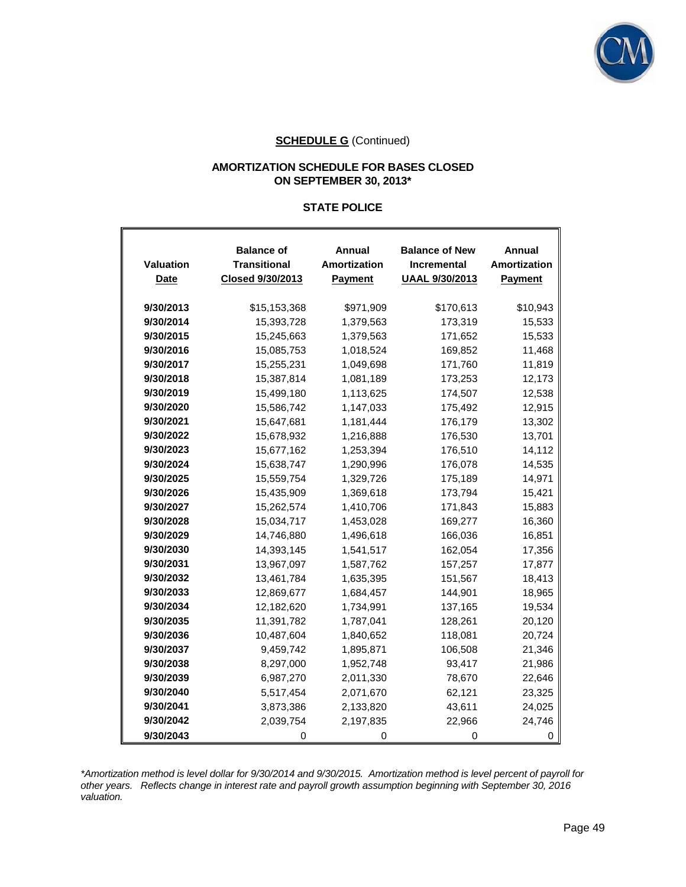**SCHEDULE G** (Continued)

## AMORTIZATION SCHEDULE FOR BASES CLOSED ON SEPTEMBER 30, 2013*

### STATE POLICE

| Valuation Date | Balance of Transitional Closed 9/30/2013 | Annual Amortization Payment | Balance of New Incremental UAAL 9/30/2013 | Annual Amortization Payment |
|---|---|---|---|---|
| 9/30/2013 | $15,153,368 | $971,909 | $170,613 | $10,943 |
| 9/30/2014 | 15,393,728 | 1,379,563 | 173,319 | 15,533 |
| 9/30/2015 | 15,245,663 | 1,379,563 | 171,652 | 15,533 |
| 9/30/2016 | 15,085,753 | 1,018,524 | 169,852 | 11,468 |
| 9/30/2017 | 15,255,231 | 1,049,698 | 171,760 | 11,819 |
| 9/30/2018 | 15,387,814 | 1,081,189 | 173,253 | 12,173 |
| 9/30/2019 | 15,499,180 | 1,113,625 | 174,507 | 12,538 |
| 9/30/2020 | 15,586,742 | 1,147,033 | 175,492 | 12,915 |
| 9/30/2021 | 15,647,681 | 1,181,444 | 176,179 | 13,302 |
| 9/30/2022 | 15,678,932 | 1,216,888 | 176,530 | 13,701 |
| 9/30/2023 | 15,677,162 | 1,253,394 | 176,510 | 14,112 |
| 9/30/2024 | 15,638,747 | 1,290,996 | 176,078 | 14,535 |
| 9/30/2025 | 15,559,754 | 1,329,726 | 175,189 | 14,971 |
| 9/30/2026 | 15,435,909 | 1,369,618 | 173,794 | 15,421 |
| 9/30/2027 | 15,262,574 | 1,410,706 | 171,843 | 15,883 |
| 9/30/2028 | 15,034,717 | 1,453,028 | 169,277 | 16,360 |
| 9/30/2029 | 14,746,880 | 1,496,618 | 166,036 | 16,851 |
| 9/30/2030 | 14,393,145 | 1,541,517 | 162,054 | 17,356 |
| 9/30/2031 | 13,967,097 | 1,587,762 | 157,257 | 17,877 |
| 9/30/2032 | 13,461,784 | 1,635,395 | 151,567 | 18,413 |
| 9/30/2033 | 12,869,677 | 1,684,457 | 144,901 | 18,965 |
| 9/30/2034 | 12,182,620 | 1,734,991 | 137,165 | 19,534 |
| 9/30/2035 | 11,391,782 | 1,787,041 | 128,261 | 20,120 |
| 9/30/2036 | 10,487,604 | 1,840,652 | 118,081 | 20,724 |
| 9/30/2037 | 9,459,742 | 1,895,871 | 106,508 | 21,346 |
| 9/30/2038 | 8,297,000 | 1,952,748 | 93,417 | 21,986 |
| 9/30/2039 | 6,987,270 | 2,011,330 | 78,670 | 22,646 |
| 9/30/2040 | 5,517,454 | 2,071,670 | 62,121 | 23,325 |
| 9/30/2041 | 3,873,386 | 2,133,820 | 43,611 | 24,025 |
| 9/30/2042 | 2,039,754 | 2,197,835 | 22,966 | 24,746 |
| 9/30/2043 | 0 | 0 | 0 | 0 |

*Amortization method is level dollar for 9/30/2014 and 9/30/2015. Amortization method is level percent of payroll for other years. Reflects change in interest rate and payroll growth assumption beginning with September 30, 2016 valuation.*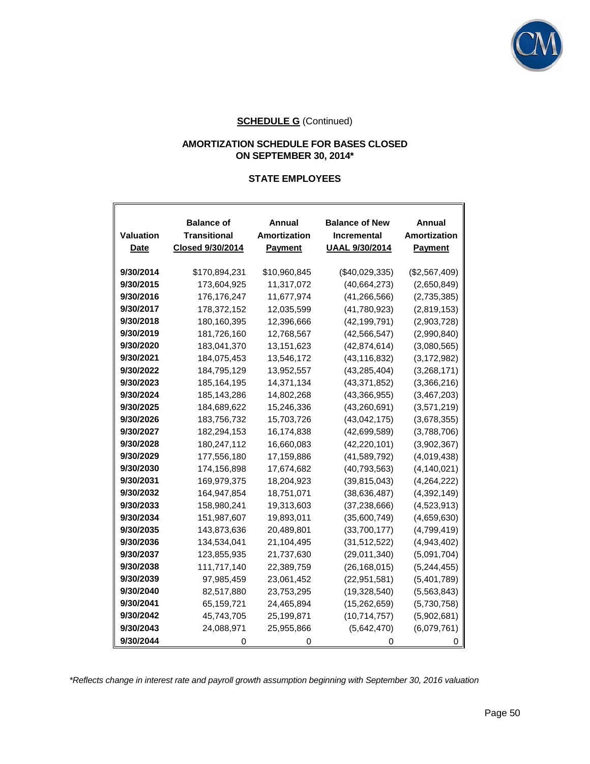**SCHEDULE G** (Continued)

**AMORTIZATION SCHEDULE FOR BASES CLOSED ON SEPTEMBER 30, 2014***

**STATE EMPLOYEES**

| Valuation Date | Balance of Transitional Closed 9/30/2014 | Annual Amortization Payment | Balance of New Incremental UAAL 9/30/2014 | Annual Amortization Payment |
|---|---|---|---|---|
| 9/30/2014 | $170,894,231 | $10,960,845 | ($40,029,335) | ($2,567,409) |
| 9/30/2015 | 173,604,925 | 11,317,072 | (40,664,273) | (2,650,849) |
| 9/30/2016 | 176,176,247 | 11,677,974 | (41,266,566) | (2,735,385) |
| 9/30/2017 | 178,372,152 | 12,035,599 | (41,780,923) | (2,819,153) |
| 9/30/2018 | 180,160,395 | 12,396,666 | (42,199,791) | (2,903,728) |
| 9/30/2019 | 181,726,160 | 12,768,567 | (42,566,547) | (2,990,840) |
| 9/30/2020 | 183,041,370 | 13,151,623 | (42,874,614) | (3,080,565) |
| 9/30/2021 | 184,075,453 | 13,546,172 | (43,116,832) | (3,172,982) |
| 9/30/2022 | 184,795,129 | 13,952,557 | (43,285,404) | (3,268,171) |
| 9/30/2023 | 185,164,195 | 14,371,134 | (43,371,852) | (3,366,216) |
| 9/30/2024 | 185,143,286 | 14,802,268 | (43,366,955) | (3,467,203) |
| 9/30/2025 | 184,689,622 | 15,246,336 | (43,260,691) | (3,571,219) |
| 9/30/2026 | 183,756,732 | 15,703,726 | (43,042,175) | (3,678,355) |
| 9/30/2027 | 182,294,153 | 16,174,838 | (42,699,589) | (3,788,706) |
| 9/30/2028 | 180,247,112 | 16,660,083 | (42,220,101) | (3,902,367) |
| 9/30/2029 | 177,556,180 | 17,159,886 | (41,589,792) | (4,019,438) |
| 9/30/2030 | 174,156,898 | 17,674,682 | (40,793,563) | (4,140,021) |
| 9/30/2031 | 169,979,375 | 18,204,923 | (39,815,043) | (4,264,222) |
| 9/30/2032 | 164,947,854 | 18,751,071 | (38,636,487) | (4,392,149) |
| 9/30/2033 | 158,980,241 | 19,313,603 | (37,238,666) | (4,523,913) |
| 9/30/2034 | 151,987,607 | 19,893,011 | (35,600,749) | (4,659,630) |
| 9/30/2035 | 143,873,636 | 20,489,801 | (33,700,177) | (4,799,419) |
| 9/30/2036 | 134,534,041 | 21,104,495 | (31,512,522) | (4,943,402) |
| 9/30/2037 | 123,855,935 | 21,737,630 | (29,011,340) | (5,091,704) |
| 9/30/2038 | 111,717,140 | 22,389,759 | (26,168,015) | (5,244,455) |
| 9/30/2039 | 97,985,459 | 23,061,452 | (22,951,581) | (5,401,789) |
| 9/30/2040 | 82,517,880 | 23,753,295 | (19,328,540) | (5,563,843) |
| 9/30/2041 | 65,159,721 | 24,465,894 | (15,262,659) | (5,730,758) |
| 9/30/2042 | 45,743,705 | 25,199,871 | (10,714,757) | (5,902,681) |
| 9/30/2043 | 24,088,971 | 25,955,866 | (5,642,470) | (6,079,761) |
| 9/30/2044 | 0 | 0 | 0 | 0 |

*\*Reflects change in interest rate and payroll growth assumption beginning with September 30, 2016 valuation*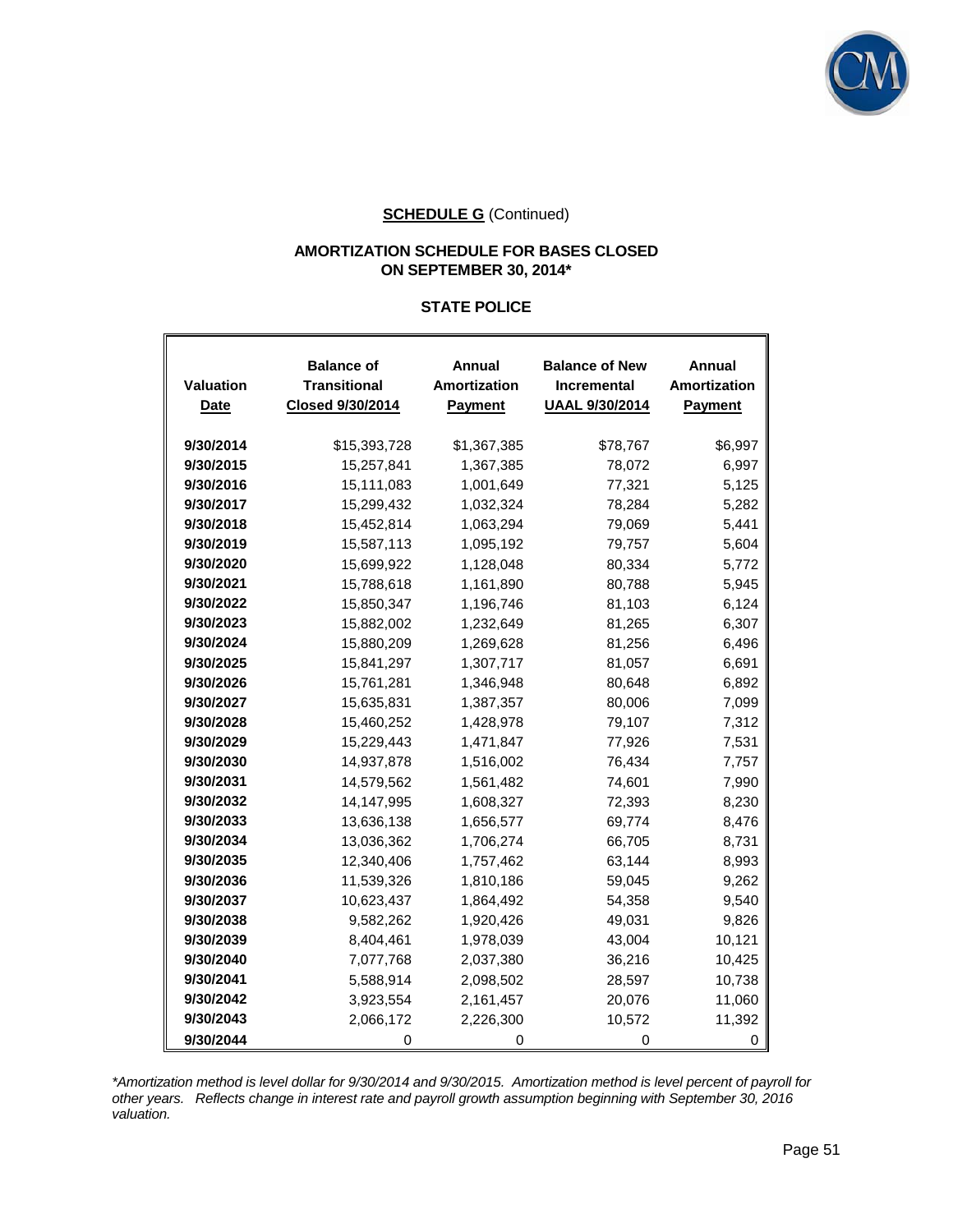**SCHEDULE G** (Continued)

**AMORTIZATION SCHEDULE FOR BASES CLOSED ON SEPTEMBER 30, 2014***

**STATE POLICE**

| Valuation Date | Balance of Transitional Closed 9/30/2014 | Annual Amortization Payment | Balance of New Incremental UAAL 9/30/2014 | Annual Amortization Payment |
|---|---|---|---|---|
| 9/30/2014 | $15,393,728 | $1,367,385 | $78,767 | $6,997 |
| 9/30/2015 | 15,257,841 | 1,367,385 | 78,072 | 6,997 |
| 9/30/2016 | 15,111,083 | 1,001,649 | 77,321 | 5,125 |
| 9/30/2017 | 15,299,432 | 1,032,324 | 78,284 | 5,282 |
| 9/30/2018 | 15,452,814 | 1,063,294 | 79,069 | 5,441 |
| 9/30/2019 | 15,587,113 | 1,095,192 | 79,757 | 5,604 |
| 9/30/2020 | 15,699,922 | 1,128,048 | 80,334 | 5,772 |
| 9/30/2021 | 15,788,618 | 1,161,890 | 80,788 | 5,945 |
| 9/30/2022 | 15,850,347 | 1,196,746 | 81,103 | 6,124 |
| 9/30/2023 | 15,882,002 | 1,232,649 | 81,265 | 6,307 |
| 9/30/2024 | 15,880,209 | 1,269,628 | 81,256 | 6,496 |
| 9/30/2025 | 15,841,297 | 1,307,717 | 81,057 | 6,691 |
| 9/30/2026 | 15,761,281 | 1,346,948 | 80,648 | 6,892 |
| 9/30/2027 | 15,635,831 | 1,387,357 | 80,006 | 7,099 |
| 9/30/2028 | 15,460,252 | 1,428,978 | 79,107 | 7,312 |
| 9/30/2029 | 15,229,443 | 1,471,847 | 77,926 | 7,531 |
| 9/30/2030 | 14,937,878 | 1,516,002 | 76,434 | 7,757 |
| 9/30/2031 | 14,579,562 | 1,561,482 | 74,601 | 7,990 |
| 9/30/2032 | 14,147,995 | 1,608,327 | 72,393 | 8,230 |
| 9/30/2033 | 13,636,138 | 1,656,577 | 69,774 | 8,476 |
| 9/30/2034 | 13,036,362 | 1,706,274 | 66,705 | 8,731 |
| 9/30/2035 | 12,340,406 | 1,757,462 | 63,144 | 8,993 |
| 9/30/2036 | 11,539,326 | 1,810,186 | 59,045 | 9,262 |
| 9/30/2037 | 10,623,437 | 1,864,492 | 54,358 | 9,540 |
| 9/30/2038 | 9,582,262 | 1,920,426 | 49,031 | 9,826 |
| 9/30/2039 | 8,404,461 | 1,978,039 | 43,004 | 10,121 |
| 9/30/2040 | 7,077,768 | 2,037,380 | 36,216 | 10,425 |
| 9/30/2041 | 5,588,914 | 2,098,502 | 28,597 | 10,738 |
| 9/30/2042 | 3,923,554 | 2,161,457 | 20,076 | 11,060 |
| 9/30/2043 | 2,066,172 | 2,226,300 | 10,572 | 11,392 |
| 9/30/2044 | 0 | 0 | 0 | 0 |

*\*Amortization method is level dollar for 9/30/2014 and 9/30/2015. Amortization method is level percent of payroll for other years. Reflects change in interest rate and payroll growth assumption beginning with September 30, 2016 valuation.*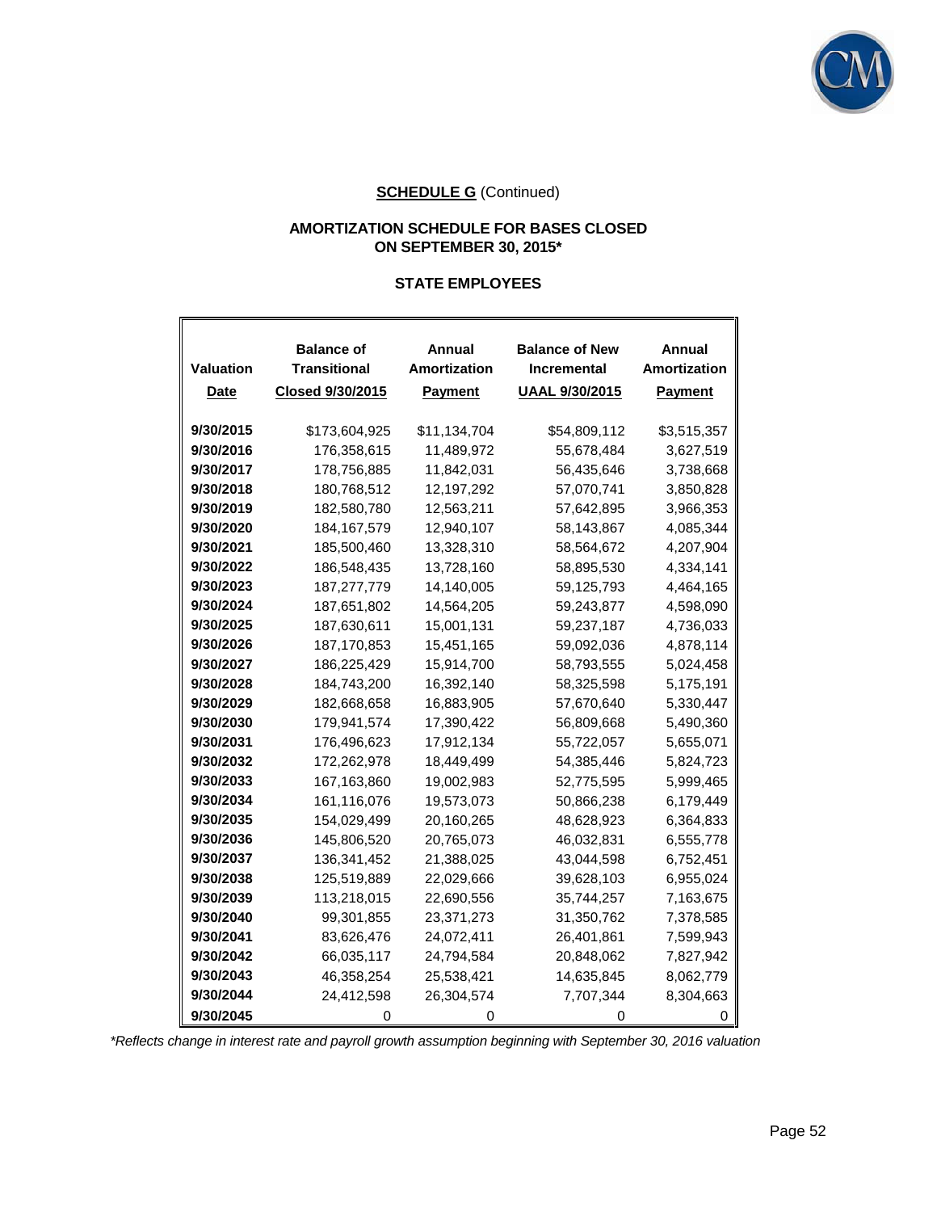**SCHEDULE G** (Continued)

## AMORTIZATION SCHEDULE FOR BASES CLOSED ON SEPTEMBER 30, 2015*

### STATE EMPLOYEES

| Valuation Date | Balance of Transitional Closed 9/30/2015 | Annual Amortization Payment | Balance of New Incremental UAAL 9/30/2015 | Annual Amortization Payment |
|---|---|---|---|---|
| 9/30/2015 | $173,604,925 | $11,134,704 | $54,809,112 | $3,515,357 |
| 9/30/2016 | 176,358,615 | 11,489,972 | 55,678,484 | 3,627,519 |
| 9/30/2017 | 178,756,885 | 11,842,031 | 56,435,646 | 3,738,668 |
| 9/30/2018 | 180,768,512 | 12,197,292 | 57,070,741 | 3,850,828 |
| 9/30/2019 | 182,580,780 | 12,563,211 | 57,642,895 | 3,966,353 |
| 9/30/2020 | 184,167,579 | 12,940,107 | 58,143,867 | 4,085,344 |
| 9/30/2021 | 185,500,460 | 13,328,310 | 58,564,672 | 4,207,904 |
| 9/30/2022 | 186,548,435 | 13,728,160 | 58,895,530 | 4,334,141 |
| 9/30/2023 | 187,277,779 | 14,140,005 | 59,125,793 | 4,464,165 |
| 9/30/2024 | 187,651,802 | 14,564,205 | 59,243,877 | 4,598,090 |
| 9/30/2025 | 187,630,611 | 15,001,131 | 59,237,187 | 4,736,033 |
| 9/30/2026 | 187,170,853 | 15,451,165 | 59,092,036 | 4,878,114 |
| 9/30/2027 | 186,225,429 | 15,914,700 | 58,793,555 | 5,024,458 |
| 9/30/2028 | 184,743,200 | 16,392,140 | 58,325,598 | 5,175,191 |
| 9/30/2029 | 182,668,658 | 16,883,905 | 57,670,640 | 5,330,447 |
| 9/30/2030 | 179,941,574 | 17,390,422 | 56,809,668 | 5,490,360 |
| 9/30/2031 | 176,496,623 | 17,912,134 | 55,722,057 | 5,655,071 |
| 9/30/2032 | 172,262,978 | 18,449,499 | 54,385,446 | 5,824,723 |
| 9/30/2033 | 167,163,860 | 19,002,983 | 52,775,595 | 5,999,465 |
| 9/30/2034 | 161,116,076 | 19,573,073 | 50,866,238 | 6,179,449 |
| 9/30/2035 | 154,029,499 | 20,160,265 | 48,628,923 | 6,364,833 |
| 9/30/2036 | 145,806,520 | 20,765,073 | 46,032,831 | 6,555,778 |
| 9/30/2037 | 136,341,452 | 21,388,025 | 43,044,598 | 6,752,451 |
| 9/30/2038 | 125,519,889 | 22,029,666 | 39,628,103 | 6,955,024 |
| 9/30/2039 | 113,218,015 | 22,690,556 | 35,744,257 | 7,163,675 |
| 9/30/2040 | 99,301,855 | 23,371,273 | 31,350,762 | 7,378,585 |
| 9/30/2041 | 83,626,476 | 24,072,411 | 26,401,861 | 7,599,943 |
| 9/30/2042 | 66,035,117 | 24,794,584 | 20,848,062 | 7,827,942 |
| 9/30/2043 | 46,358,254 | 25,538,421 | 14,635,845 | 8,062,779 |
| 9/30/2044 | 24,412,598 | 26,304,574 | 7,707,344 | 8,304,663 |
| 9/30/2045 | 0 | 0 | 0 | 0 |

*Reflects change in interest rate and payroll growth assumption beginning with September 30, 2016 valuation*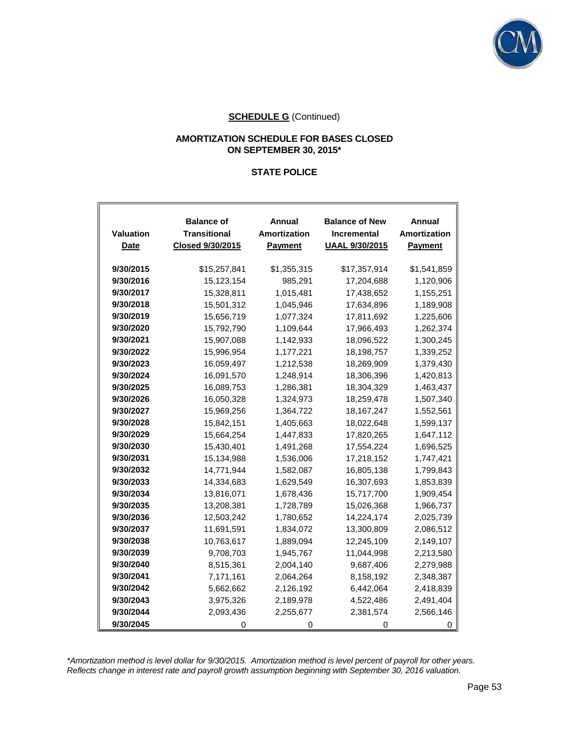**SCHEDULE G** (Continued)

**AMORTIZATION SCHEDULE FOR BASES CLOSED ON SEPTEMBER 30, 2015***

**STATE POLICE**

| Valuation Date | Balance of Transitional Closed 9/30/2015 | Annual Amortization Payment | Balance of New Incremental UAAL 9/30/2015 | Annual Amortization Payment |
|---|---|---|---|---|
| 9/30/2015 | $15,257,841 | $1,355,315 | $17,357,914 | $1,541,859 |
| 9/30/2016 | 15,123,154 | 985,291 | 17,204,688 | 1,120,906 |
| 9/30/2017 | 15,328,811 | 1,015,481 | 17,438,652 | 1,155,251 |
| 9/30/2018 | 15,501,312 | 1,045,946 | 17,634,896 | 1,189,908 |
| 9/30/2019 | 15,656,719 | 1,077,324 | 17,811,692 | 1,225,606 |
| 9/30/2020 | 15,792,790 | 1,109,644 | 17,966,493 | 1,262,374 |
| 9/30/2021 | 15,907,088 | 1,142,933 | 18,096,522 | 1,300,245 |
| 9/30/2022 | 15,996,954 | 1,177,221 | 18,198,757 | 1,339,252 |
| 9/30/2023 | 16,059,497 | 1,212,538 | 18,269,909 | 1,379,430 |
| 9/30/2024 | 16,091,570 | 1,248,914 | 18,306,396 | 1,420,813 |
| 9/30/2025 | 16,089,753 | 1,286,381 | 18,304,329 | 1,463,437 |
| 9/30/2026 | 16,050,328 | 1,324,973 | 18,259,478 | 1,507,340 |
| 9/30/2027 | 15,969,256 | 1,364,722 | 18,167,247 | 1,552,561 |
| 9/30/2028 | 15,842,151 | 1,405,663 | 18,022,648 | 1,599,137 |
| 9/30/2029 | 15,664,254 | 1,447,833 | 17,820,265 | 1,647,112 |
| 9/30/2030 | 15,430,401 | 1,491,268 | 17,554,224 | 1,696,525 |
| 9/30/2031 | 15,134,988 | 1,536,006 | 17,218,152 | 1,747,421 |
| 9/30/2032 | 14,771,944 | 1,582,087 | 16,805,138 | 1,799,843 |
| 9/30/2033 | 14,334,683 | 1,629,549 | 16,307,693 | 1,853,839 |
| 9/30/2034 | 13,816,071 | 1,678,436 | 15,717,700 | 1,909,454 |
| 9/30/2035 | 13,208,381 | 1,728,789 | 15,026,368 | 1,966,737 |
| 9/30/2036 | 12,503,242 | 1,780,652 | 14,224,174 | 2,025,739 |
| 9/30/2037 | 11,691,591 | 1,834,072 | 13,300,809 | 2,086,512 |
| 9/30/2038 | 10,763,617 | 1,889,094 | 12,245,109 | 2,149,107 |
| 9/30/2039 | 9,708,703 | 1,945,767 | 11,044,998 | 2,213,580 |
| 9/30/2040 | 8,515,361 | 2,004,140 | 9,687,406 | 2,279,988 |
| 9/30/2041 | 7,171,161 | 2,064,264 | 8,158,192 | 2,348,387 |
| 9/30/2042 | 5,662,662 | 2,126,192 | 6,442,064 | 2,418,839 |
| 9/30/2043 | 3,975,326 | 2,189,978 | 4,522,486 | 2,491,404 |
| 9/30/2044 | 2,093,436 | 2,255,677 | 2,381,574 | 2,566,146 |
| 9/30/2045 | 0 | 0 | 0 | 0 |

**Amortization method is level dollar for 9/30/2015. Amortization method is level percent of payroll for other years. Reflects change in interest rate and payroll growth assumption beginning with September 30, 2016 valuation.**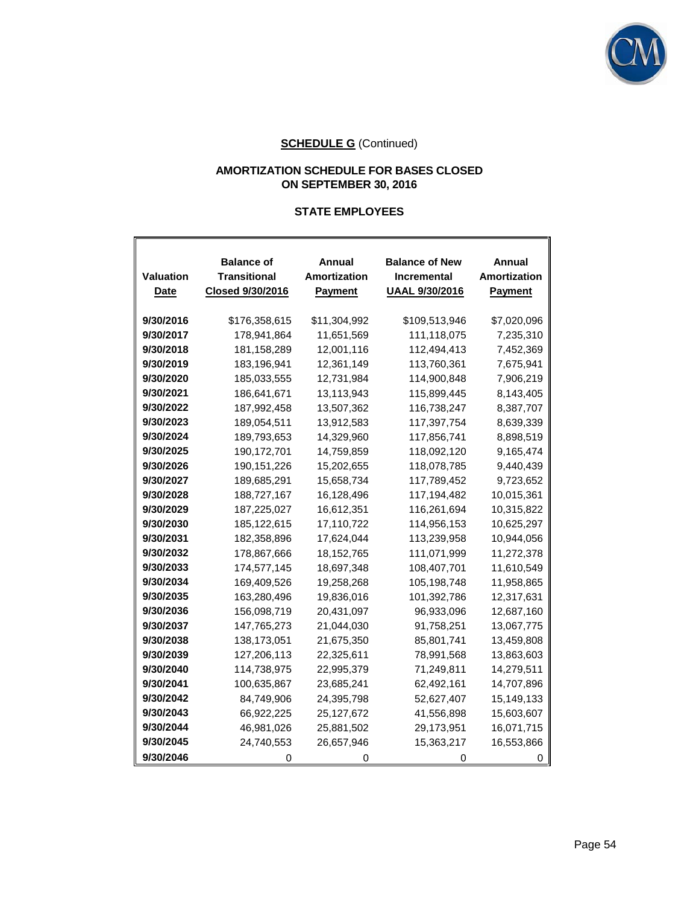**SCHEDULE G** (Continued)

**AMORTIZATION SCHEDULE FOR BASES CLOSED ON SEPTEMBER 30, 2016**

**STATE EMPLOYEES**

| Valuation Date | Balance of Transitional Closed 9/30/2016 | Annual Amortization Payment | Balance of New Incremental UAAL 9/30/2016 | Annual Amortization Payment |
|---|---|---|---|---|
| 9/30/2016 | $176,358,615 | $11,304,992 | $109,513,946 | $7,020,096 |
| 9/30/2017 | 178,941,864 | 11,651,569 | 111,118,075 | 7,235,310 |
| 9/30/2018 | 181,158,289 | 12,001,116 | 112,494,413 | 7,452,369 |
| 9/30/2019 | 183,196,941 | 12,361,149 | 113,760,361 | 7,675,941 |
| 9/30/2020 | 185,033,555 | 12,731,984 | 114,900,848 | 7,906,219 |
| 9/30/2021 | 186,641,671 | 13,113,943 | 115,899,445 | 8,143,405 |
| 9/30/2022 | 187,992,458 | 13,507,362 | 116,738,247 | 8,387,707 |
| 9/30/2023 | 189,054,511 | 13,912,583 | 117,397,754 | 8,639,339 |
| 9/30/2024 | 189,793,653 | 14,329,960 | 117,856,741 | 8,898,519 |
| 9/30/2025 | 190,172,701 | 14,759,859 | 118,092,120 | 9,165,474 |
| 9/30/2026 | 190,151,226 | 15,202,655 | 118,078,785 | 9,440,439 |
| 9/30/2027 | 189,685,291 | 15,658,734 | 117,789,452 | 9,723,652 |
| 9/30/2028 | 188,727,167 | 16,128,496 | 117,194,482 | 10,015,361 |
| 9/30/2029 | 187,225,027 | 16,612,351 | 116,261,694 | 10,315,822 |
| 9/30/2030 | 185,122,615 | 17,110,722 | 114,956,153 | 10,625,297 |
| 9/30/2031 | 182,358,896 | 17,624,044 | 113,239,958 | 10,944,056 |
| 9/30/2032 | 178,867,666 | 18,152,765 | 111,071,999 | 11,272,378 |
| 9/30/2033 | 174,577,145 | 18,697,348 | 108,407,701 | 11,610,549 |
| 9/30/2034 | 169,409,526 | 19,258,268 | 105,198,748 | 11,958,865 |
| 9/30/2035 | 163,280,496 | 19,836,016 | 101,392,786 | 12,317,631 |
| 9/30/2036 | 156,098,719 | 20,431,097 | 96,933,096 | 12,687,160 |
| 9/30/2037 | 147,765,273 | 21,044,030 | 91,758,251 | 13,067,775 |
| 9/30/2038 | 138,173,051 | 21,675,350 | 85,801,741 | 13,459,808 |
| 9/30/2039 | 127,206,113 | 22,325,611 | 78,991,568 | 13,863,603 |
| 9/30/2040 | 114,738,975 | 22,995,379 | 71,249,811 | 14,279,511 |
| 9/30/2041 | 100,635,867 | 23,685,241 | 62,492,161 | 14,707,896 |
| 9/30/2042 | 84,749,906 | 24,395,798 | 52,627,407 | 15,149,133 |
| 9/30/2043 | 66,922,225 | 25,127,672 | 41,556,898 | 15,603,607 |
| 9/30/2044 | 46,981,026 | 25,881,502 | 29,173,951 | 16,071,715 |
| 9/30/2045 | 24,740,553 | 26,657,946 | 15,363,217 | 16,553,866 |
| 9/30/2046 | 0 | 0 | 0 | 0 |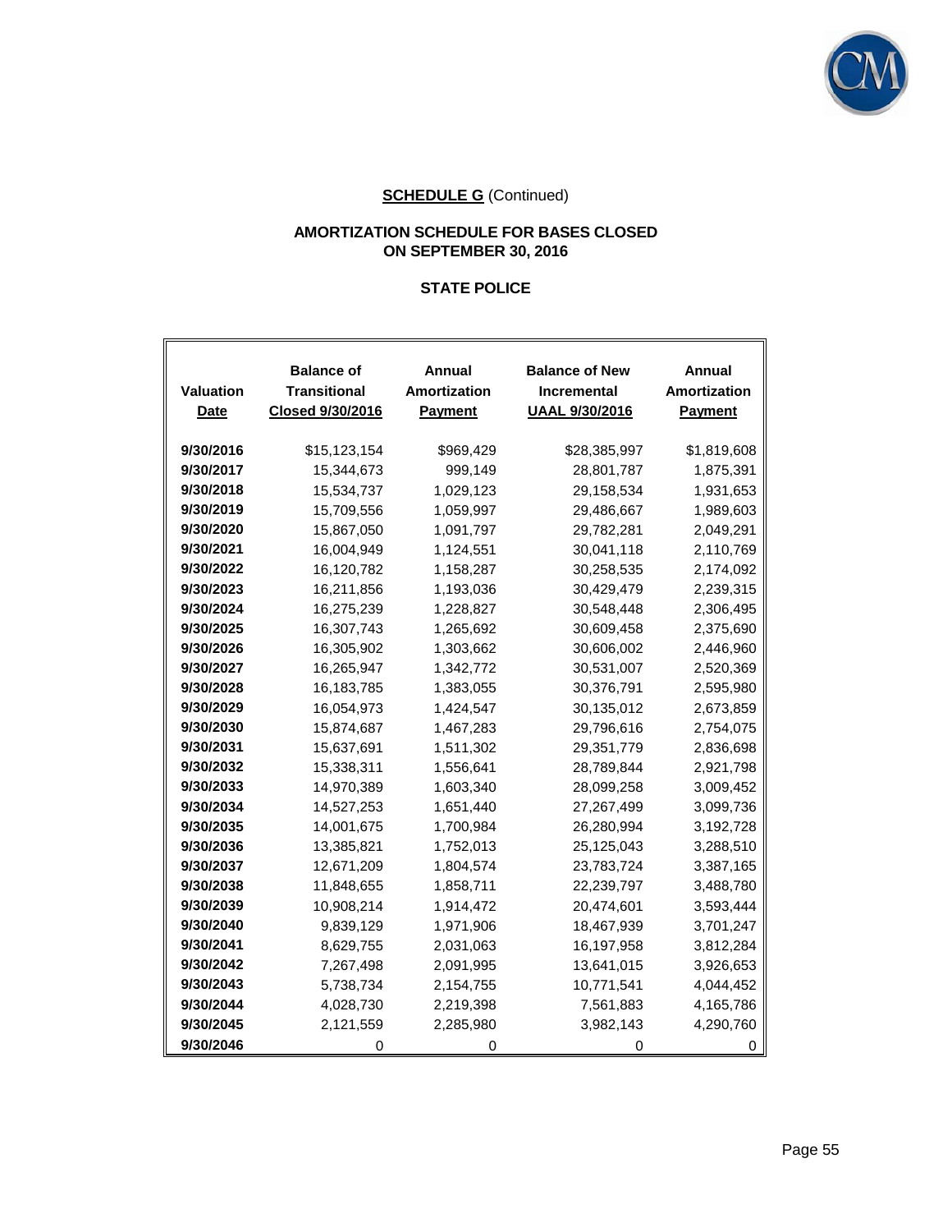**SCHEDULE G** (Continued)

**AMORTIZATION SCHEDULE FOR BASES CLOSED ON SEPTEMBER 30, 2016**

**STATE POLICE**

| Valuation Date | Balance of Transitional Closed 9/30/2016 | Annual Amortization Payment | Balance of New Incremental UAAL 9/30/2016 | Annual Amortization Payment |
|---|---|---|---|---|
| 9/30/2016 | $15,123,154 | $969,429 | $28,385,997 | $1,819,608 |
| 9/30/2017 | 15,344,673 | 999,149 | 28,801,787 | 1,875,391 |
| 9/30/2018 | 15,534,737 | 1,029,123 | 29,158,534 | 1,931,653 |
| 9/30/2019 | 15,709,556 | 1,059,997 | 29,486,667 | 1,989,603 |
| 9/30/2020 | 15,867,050 | 1,091,797 | 29,782,281 | 2,049,291 |
| 9/30/2021 | 16,004,949 | 1,124,551 | 30,041,118 | 2,110,769 |
| 9/30/2022 | 16,120,782 | 1,158,287 | 30,258,535 | 2,174,092 |
| 9/30/2023 | 16,211,856 | 1,193,036 | 30,429,479 | 2,239,315 |
| 9/30/2024 | 16,275,239 | 1,228,827 | 30,548,448 | 2,306,495 |
| 9/30/2025 | 16,307,743 | 1,265,692 | 30,609,458 | 2,375,690 |
| 9/30/2026 | 16,305,902 | 1,303,662 | 30,606,002 | 2,446,960 |
| 9/30/2027 | 16,265,947 | 1,342,772 | 30,531,007 | 2,520,369 |
| 9/30/2028 | 16,183,785 | 1,383,055 | 30,376,791 | 2,595,980 |
| 9/30/2029 | 16,054,973 | 1,424,547 | 30,135,012 | 2,673,859 |
| 9/30/2030 | 15,874,687 | 1,467,283 | 29,796,616 | 2,754,075 |
| 9/30/2031 | 15,637,691 | 1,511,302 | 29,351,779 | 2,836,698 |
| 9/30/2032 | 15,338,311 | 1,556,641 | 28,789,844 | 2,921,798 |
| 9/30/2033 | 14,970,389 | 1,603,340 | 28,099,258 | 3,009,452 |
| 9/30/2034 | 14,527,253 | 1,651,440 | 27,267,499 | 3,099,736 |
| 9/30/2035 | 14,001,675 | 1,700,984 | 26,280,994 | 3,192,728 |
| 9/30/2036 | 13,385,821 | 1,752,013 | 25,125,043 | 3,288,510 |
| 9/30/2037 | 12,671,209 | 1,804,574 | 23,783,724 | 3,387,165 |
| 9/30/2038 | 11,848,655 | 1,858,711 | 22,239,797 | 3,488,780 |
| 9/30/2039 | 10,908,214 | 1,914,472 | 20,474,601 | 3,593,444 |
| 9/30/2040 | 9,839,129 | 1,971,906 | 18,467,939 | 3,701,247 |
| 9/30/2041 | 8,629,755 | 2,031,063 | 16,197,958 | 3,812,284 |
| 9/30/2042 | 7,267,498 | 2,091,995 | 13,641,015 | 3,926,653 |
| 9/30/2043 | 5,738,734 | 2,154,755 | 10,771,541 | 4,044,452 |
| 9/30/2044 | 4,028,730 | 2,219,398 | 7,561,883 | 4,165,786 |
| 9/30/2045 | 2,121,559 | 2,285,980 | 3,982,143 | 4,290,760 |
| 9/30/2046 | 0 | 0 | 0 | 0 |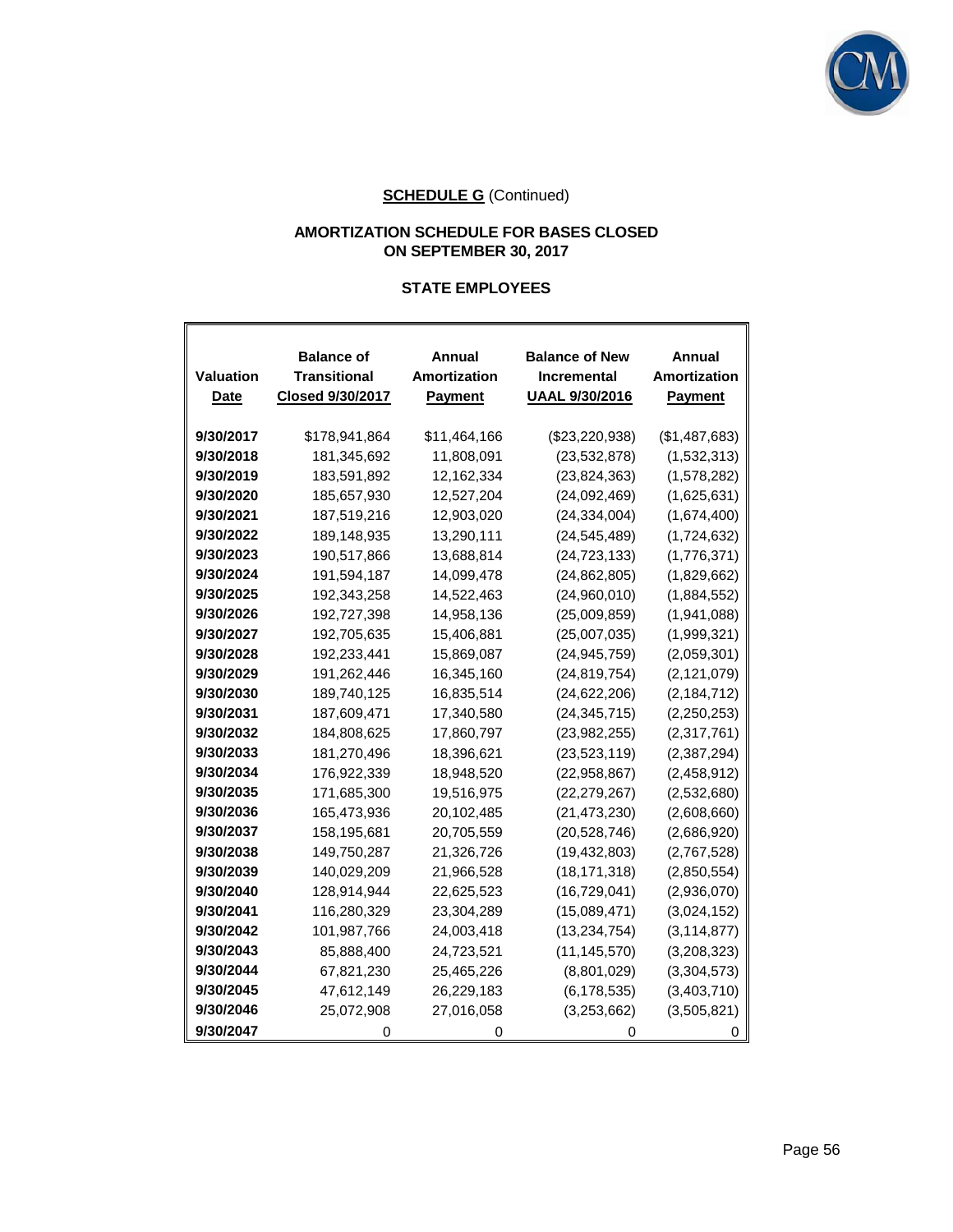**SCHEDULE G** (Continued)

**AMORTIZATION SCHEDULE FOR BASES CLOSED ON SEPTEMBER 30, 2017**

**STATE EMPLOYEES**

| Valuation Date | Balance of Transitional Closed 9/30/2017 | Annual Amortization Payment | Balance of New Incremental UAAL 9/30/2016 | Annual Amortization Payment |
|---|---|---|---|---|
| **9/30/2017** | $178,941,864 | $11,464,166 | ($23,220,938) | ($1,487,683) |
| **9/30/2018** | 181,345,692 | 11,808,091 | (23,532,878) | (1,532,313) |
| **9/30/2019** | 183,591,892 | 12,162,334 | (23,824,363) | (1,578,282) |
| **9/30/2020** | 185,657,930 | 12,527,204 | (24,092,469) | (1,625,631) |
| **9/30/2021** | 187,519,216 | 12,903,020 | (24,334,004) | (1,674,400) |
| **9/30/2022** | 189,148,935 | 13,290,111 | (24,545,489) | (1,724,632) |
| **9/30/2023** | 190,517,866 | 13,688,814 | (24,723,133) | (1,776,371) |
| **9/30/2024** | 191,594,187 | 14,099,478 | (24,862,805) | (1,829,662) |
| **9/30/2025** | 192,343,258 | 14,522,463 | (24,960,010) | (1,884,552) |
| **9/30/2026** | 192,727,398 | 14,958,136 | (25,009,859) | (1,941,088) |
| **9/30/2027** | 192,705,635 | 15,406,881 | (25,007,035) | (1,999,321) |
| **9/30/2028** | 192,233,441 | 15,869,087 | (24,945,759) | (2,059,301) |
| **9/30/2029** | 191,262,446 | 16,345,160 | (24,819,754) | (2,121,079) |
| **9/30/2030** | 189,740,125 | 16,835,514 | (24,622,206) | (2,184,712) |
| **9/30/2031** | 187,609,471 | 17,340,580 | (24,345,715) | (2,250,253) |
| **9/30/2032** | 184,808,625 | 17,860,797 | (23,982,255) | (2,317,761) |
| **9/30/2033** | 181,270,496 | 18,396,621 | (23,523,119) | (2,387,294) |
| **9/30/2034** | 176,922,339 | 18,948,520 | (22,958,867) | (2,458,912) |
| **9/30/2035** | 171,685,300 | 19,516,975 | (22,279,267) | (2,532,680) |
| **9/30/2036** | 165,473,936 | 20,102,485 | (21,473,230) | (2,608,660) |
| **9/30/2037** | 158,195,681 | 20,705,559 | (20,528,746) | (2,686,920) |
| **9/30/2038** | 149,750,287 | 21,326,726 | (19,432,803) | (2,767,528) |
| **9/30/2039** | 140,029,209 | 21,966,528 | (18,171,318) | (2,850,554) |
| **9/30/2040** | 128,914,944 | 22,625,523 | (16,729,041) | (2,936,070) |
| **9/30/2041** | 116,280,329 | 23,304,289 | (15,089,471) | (3,024,152) |
| **9/30/2042** | 101,987,766 | 24,003,418 | (13,234,754) | (3,114,877) |
| **9/30/2043** | 85,888,400 | 24,723,521 | (11,145,570) | (3,208,323) |
| **9/30/2044** | 67,821,230 | 25,465,226 | (8,801,029) | (3,304,573) |
| **9/30/2045** | 47,612,149 | 26,229,183 | (6,178,535) | (3,403,710) |
| **9/30/2046** | 25,072,908 | 27,016,058 | (3,253,662) | (3,505,821) |
| **9/30/2047** | 0 | 0 | 0 | 0 |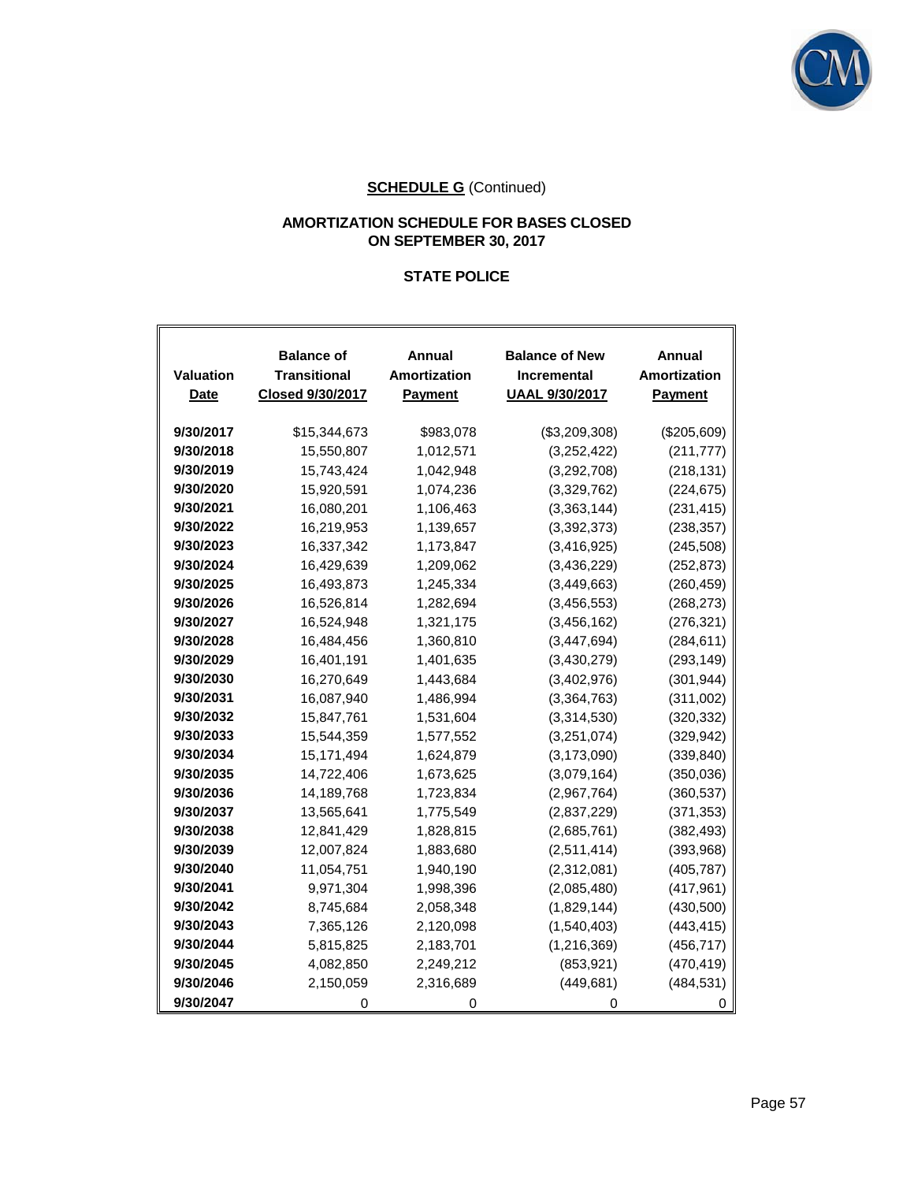**SCHEDULE G** (Continued)

**AMORTIZATION SCHEDULE FOR BASES CLOSED ON SEPTEMBER 30, 2017**

**STATE POLICE**

| Valuation Date | Balance of Transitional Closed 9/30/2017 | Annual Amortization Payment | Balance of New Incremental UAAL 9/30/2017 | Annual Amortization Payment |
|---|---|---|---|---|
| 9/30/2017 | $15,344,673 | $983,078 | ($3,209,308) | ($205,609) |
| 9/30/2018 | 15,550,807 | 1,012,571 | (3,252,422) | (211,777) |
| 9/30/2019 | 15,743,424 | 1,042,948 | (3,292,708) | (218,131) |
| 9/30/2020 | 15,920,591 | 1,074,236 | (3,329,762) | (224,675) |
| 9/30/2021 | 16,080,201 | 1,106,463 | (3,363,144) | (231,415) |
| 9/30/2022 | 16,219,953 | 1,139,657 | (3,392,373) | (238,357) |
| 9/30/2023 | 16,337,342 | 1,173,847 | (3,416,925) | (245,508) |
| 9/30/2024 | 16,429,639 | 1,209,062 | (3,436,229) | (252,873) |
| 9/30/2025 | 16,493,873 | 1,245,334 | (3,449,663) | (260,459) |
| 9/30/2026 | 16,526,814 | 1,282,694 | (3,456,553) | (268,273) |
| 9/30/2027 | 16,524,948 | 1,321,175 | (3,456,162) | (276,321) |
| 9/30/2028 | 16,484,456 | 1,360,810 | (3,447,694) | (284,611) |
| 9/30/2029 | 16,401,191 | 1,401,635 | (3,430,279) | (293,149) |
| 9/30/2030 | 16,270,649 | 1,443,684 | (3,402,976) | (301,944) |
| 9/30/2031 | 16,087,940 | 1,486,994 | (3,364,763) | (311,002) |
| 9/30/2032 | 15,847,761 | 1,531,604 | (3,314,530) | (320,332) |
| 9/30/2033 | 15,544,359 | 1,577,552 | (3,251,074) | (329,942) |
| 9/30/2034 | 15,171,494 | 1,624,879 | (3,173,090) | (339,840) |
| 9/30/2035 | 14,722,406 | 1,673,625 | (3,079,164) | (350,036) |
| 9/30/2036 | 14,189,768 | 1,723,834 | (2,967,764) | (360,537) |
| 9/30/2037 | 13,565,641 | 1,775,549 | (2,837,229) | (371,353) |
| 9/30/2038 | 12,841,429 | 1,828,815 | (2,685,761) | (382,493) |
| 9/30/2039 | 12,007,824 | 1,883,680 | (2,511,414) | (393,968) |
| 9/30/2040 | 11,054,751 | 1,940,190 | (2,312,081) | (405,787) |
| 9/30/2041 | 9,971,304 | 1,998,396 | (2,085,480) | (417,961) |
| 9/30/2042 | 8,745,684 | 2,058,348 | (1,829,144) | (430,500) |
| 9/30/2043 | 7,365,126 | 2,120,098 | (1,540,403) | (443,415) |
| 9/30/2044 | 5,815,825 | 2,183,701 | (1,216,369) | (456,717) |
| 9/30/2045 | 4,082,850 | 2,249,212 | (853,921) | (470,419) |
| 9/30/2046 | 2,150,059 | 2,316,689 | (449,681) | (484,531) |
| 9/30/2047 | 0 | 0 | 0 | 0 |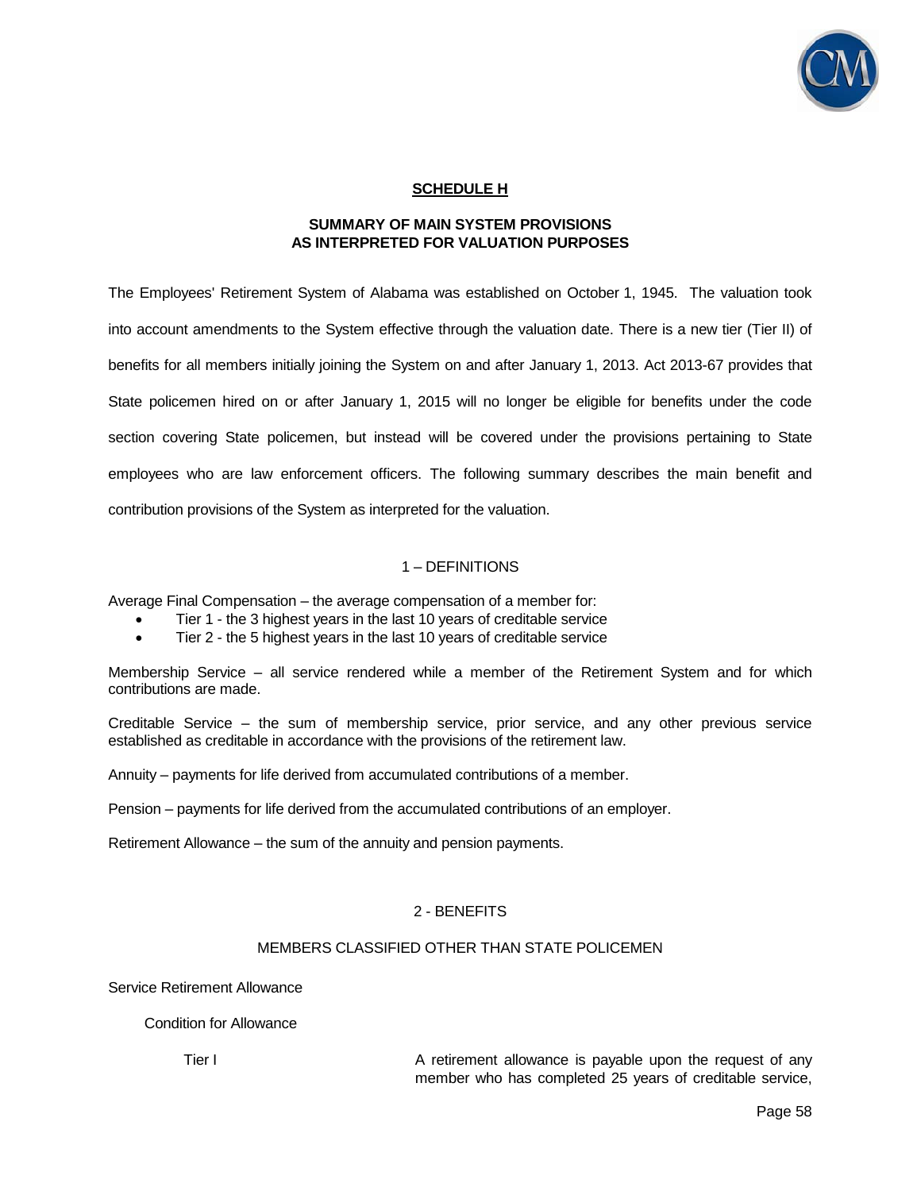## SCHEDULE H

### SUMMARY OF MAIN SYSTEM PROVISIONS AS INTERPRETED FOR VALUATION PURPOSES

The Employees' Retirement System of Alabama was established on October 1, 1945. The valuation took into account amendments to the System effective through the valuation date. There is a new tier (Tier II) of benefits for all members initially joining the System on and after January 1, 2013. Act 2013-67 provides that State policemen hired on or after January 1, 2015 will no longer be eligible for benefits under the code section covering State policemen, but instead will be covered under the provisions pertaining to State employees who are law enforcement officers. The following summary describes the main benefit and contribution provisions of the System as interpreted for the valuation.

### 1 – DEFINITIONS

Average Final Compensation – the average compensation of a member for:

- Tier 1 - the 3 highest years in the last 10 years of creditable service
- Tier 2 - the 5 highest years in the last 10 years of creditable service

Membership Service – all service rendered while a member of the Retirement System and for which contributions are made.

Creditable Service – the sum of membership service, prior service, and any other previous service established as creditable in accordance with the provisions of the retirement law.

Annuity – payments for life derived from accumulated contributions of a member.

Pension – payments for life derived from the accumulated contributions of an employer.

Retirement Allowance – the sum of the annuity and pension payments.

### 2 - BENEFITS

#### MEMBERS CLASSIFIED OTHER THAN STATE POLICEMEN

Service Retirement Allowance

Condition for Allowance

Tier I — A retirement allowance is payable upon the request of any member who has completed 25 years of creditable service,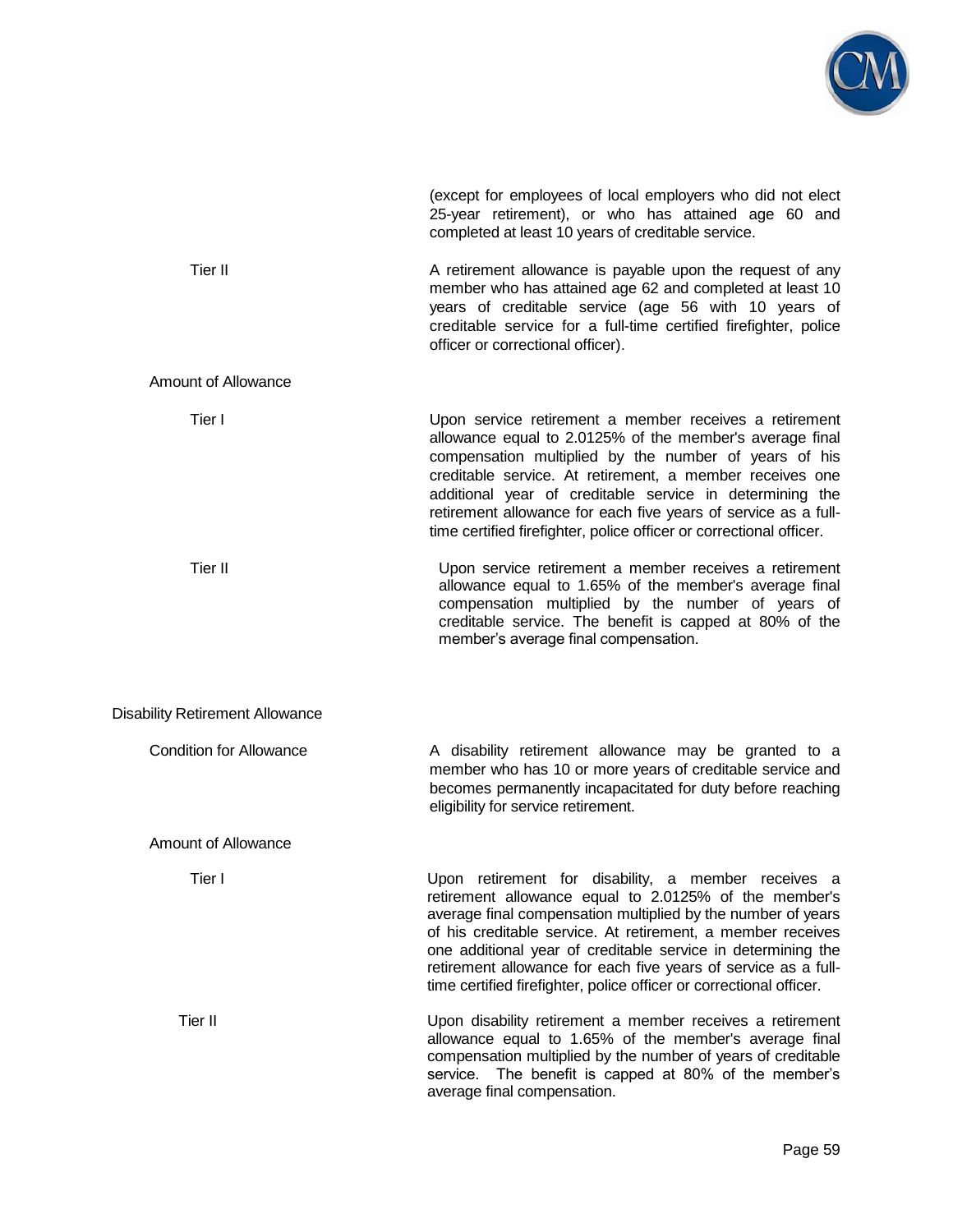(except for employees of local employers who did not elect 25-year retirement), or who has attained age 60 and completed at least 10 years of creditable service.

**Tier II**

A retirement allowance is payable upon the request of any member who has attained age 62 and completed at least 10 years of creditable service (age 56 with 10 years of creditable service for a full-time certified firefighter, police officer or correctional officer).

### Amount of Allowance

**Tier I**

Upon service retirement a member receives a retirement allowance equal to 2.0125% of the member's average final compensation multiplied by the number of years of his creditable service. At retirement, a member receives one additional year of creditable service in determining the retirement allowance for each five years of service as a full-time certified firefighter, police officer or correctional officer.

**Tier II**

Upon service retirement a member receives a retirement allowance equal to 1.65% of the member's average final compensation multiplied by the number of years of creditable service. The benefit is capped at 80% of the member's average final compensation.

## Disability Retirement Allowance

### Condition for Allowance

A disability retirement allowance may be granted to a member who has 10 or more years of creditable service and becomes permanently incapacitated for duty before reaching eligibility for service retirement.

### Amount of Allowance

**Tier I**

Upon retirement for disability, a member receives a retirement allowance equal to 2.0125% of the member's average final compensation multiplied by the number of years of his creditable service. At retirement, a member receives one additional year of creditable service in determining the retirement allowance for each five years of service as a full-time certified firefighter, police officer or correctional officer.

**Tier II**

Upon disability retirement a member receives a retirement allowance equal to 1.65% of the member's average final compensation multiplied by the number of years of creditable service. The benefit is capped at 80% of the member's average final compensation.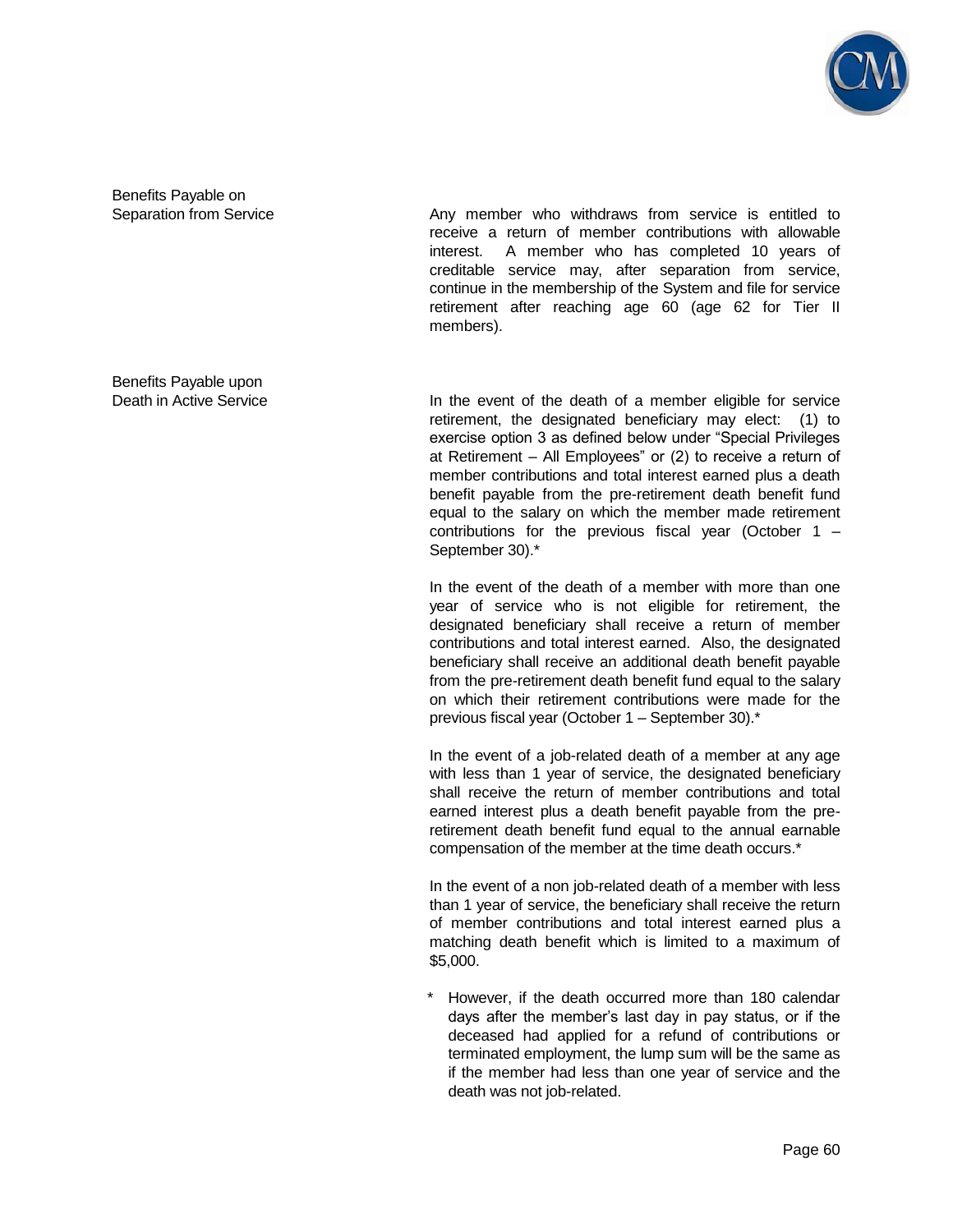**Benefits Payable on Separation from Service**

Any member who withdraws from service is entitled to receive a return of member contributions with allowable interest. A member who has completed 10 years of creditable service may, after separation from service, continue in the membership of the System and file for service retirement after reaching age 60 (age 62 for Tier II members).

**Benefits Payable upon Death in Active Service**

In the event of the death of a member eligible for service retirement, the designated beneficiary may elect: (1) to exercise option 3 as defined below under "Special Privileges at Retirement – All Employees" or (2) to receive a return of member contributions and total interest earned plus a death benefit payable from the pre-retirement death benefit fund equal to the salary on which the member made retirement contributions for the previous fiscal year (October 1 – September 30).*

In the event of the death of a member with more than one year of service who is not eligible for retirement, the designated beneficiary shall receive a return of member contributions and total interest earned. Also, the designated beneficiary shall receive an additional death benefit payable from the pre-retirement death benefit fund equal to the salary on which their retirement contributions were made for the previous fiscal year (October 1 – September 30).*

In the event of a job-related death of a member at any age with less than 1 year of service, the designated beneficiary shall receive the return of member contributions and total earned interest plus a death benefit payable from the pre-retirement death benefit fund equal to the annual earnable compensation of the member at the time death occurs.*

In the event of a non job-related death of a member with less than 1 year of service, the beneficiary shall receive the return of member contributions and total interest earned plus a matching death benefit which is limited to a maximum of $5,000.

\* However, if the death occurred more than 180 calendar days after the member's last day in pay status, or if the deceased had applied for a refund of contributions or terminated employment, the lump sum will be the same as if the member had less than one year of service and the death was not job-related.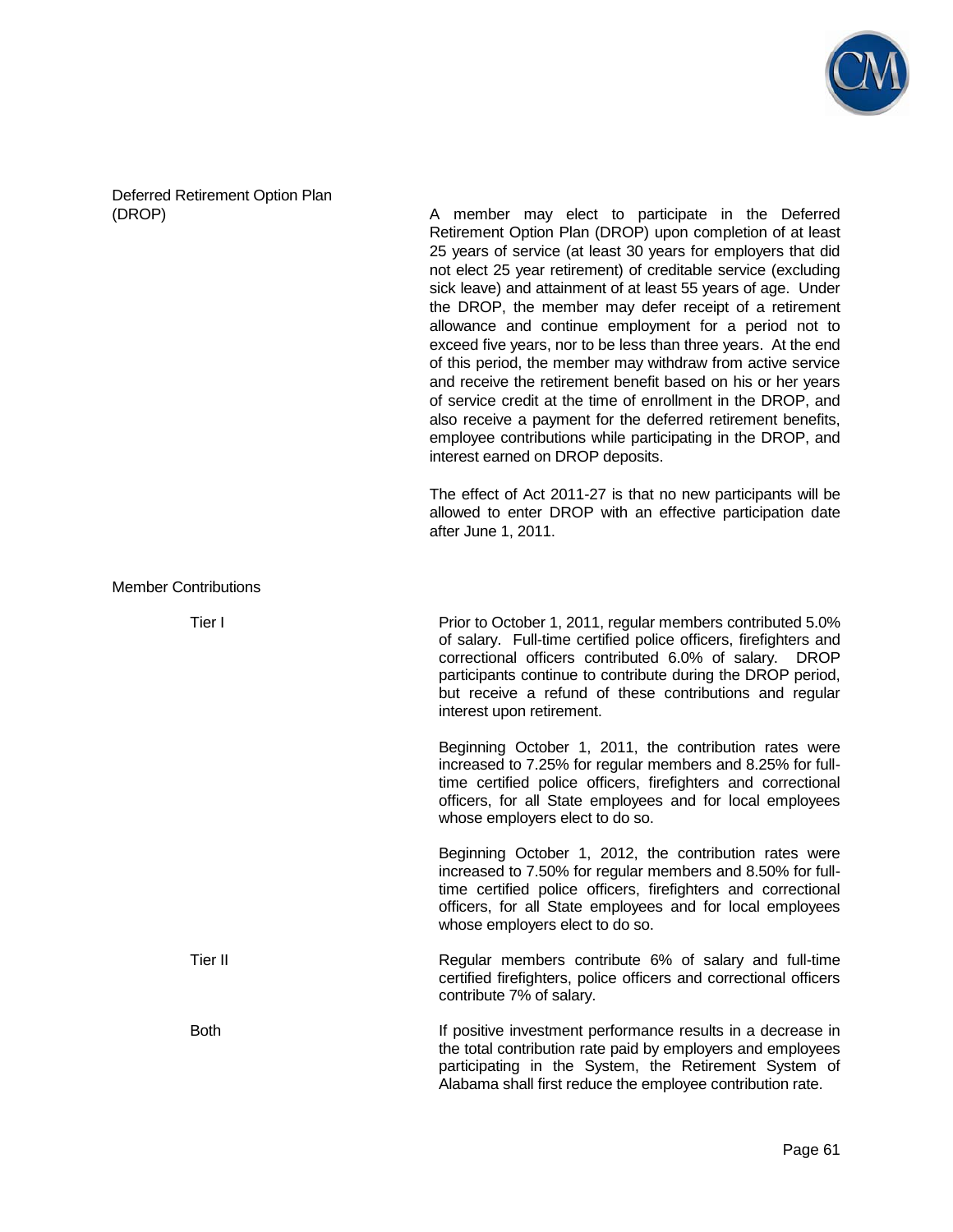**Deferred Retirement Option Plan (DROP)**

A member may elect to participate in the Deferred Retirement Option Plan (DROP) upon completion of at least 25 years of service (at least 30 years for employers that did not elect 25 year retirement) of creditable service (excluding sick leave) and attainment of at least 55 years of age. Under the DROP, the member may defer receipt of a retirement allowance and continue employment for a period not to exceed five years, nor to be less than three years. At the end of this period, the member may withdraw from active service and receive the retirement benefit based on his or her years of service credit at the time of enrollment in the DROP, and also receive a payment for the deferred retirement benefits, employee contributions while participating in the DROP, and interest earned on DROP deposits.

The effect of Act 2011-27 is that no new participants will be allowed to enter DROP with an effective participation date after June 1, 2011.

**Member Contributions**

**Tier I**

Prior to October 1, 2011, regular members contributed 5.0% of salary. Full-time certified police officers, firefighters and correctional officers contributed 6.0% of salary. DROP participants continue to contribute during the DROP period, but receive a refund of these contributions and regular interest upon retirement.

Beginning October 1, 2011, the contribution rates were increased to 7.25% for regular members and 8.25% for full-time certified police officers, firefighters and correctional officers, for all State employees and for local employees whose employers elect to do so.

Beginning October 1, 2012, the contribution rates were increased to 7.50% for regular members and 8.50% for full-time certified police officers, firefighters and correctional officers, for all State employees and for local employees whose employers elect to do so.

**Tier II**

Regular members contribute 6% of salary and full-time certified firefighters, police officers and correctional officers contribute 7% of salary.

**Both**

If positive investment performance results in a decrease in the total contribution rate paid by employers and employees participating in the System, the Retirement System of Alabama shall first reduce the employee contribution rate.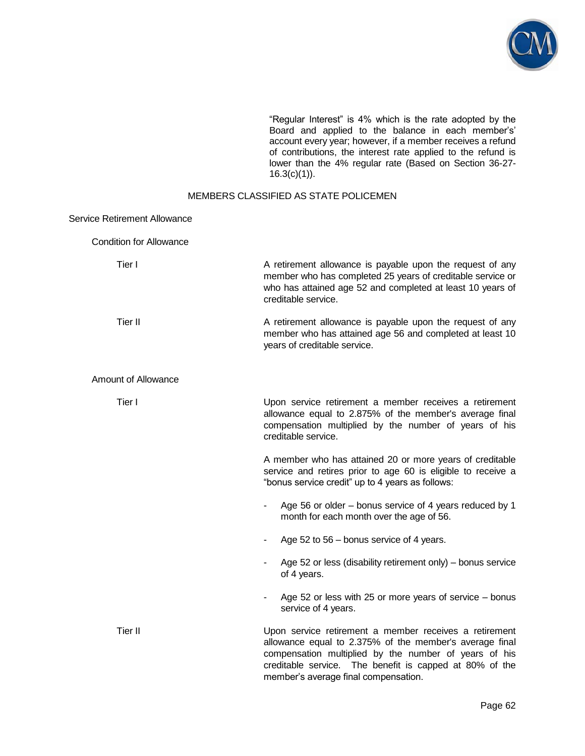"Regular Interest" is 4% which is the rate adopted by the Board and applied to the balance in each member's' account every year; however, if a member receives a refund of contributions, the interest rate applied to the refund is lower than the 4% regular rate (Based on Section 36-27-16.3(c)(1)).

## MEMBERS CLASSIFIED AS STATE POLICEMEN

### Service Retirement Allowance

#### Condition for Allowance

**Tier I**

A retirement allowance is payable upon the request of any member who has completed 25 years of creditable service or who has attained age 52 and completed at least 10 years of creditable service.

**Tier II**

A retirement allowance is payable upon the request of any member who has attained age 56 and completed at least 10 years of creditable service.

#### Amount of Allowance

**Tier I**

Upon service retirement a member receives a retirement allowance equal to 2.875% of the member's average final compensation multiplied by the number of years of his creditable service.

A member who has attained 20 or more years of creditable service and retires prior to age 60 is eligible to receive a "bonus service credit" up to 4 years as follows:

- Age 56 or older – bonus service of 4 years reduced by 1 month for each month over the age of 56.
- Age 52 to 56 – bonus service of 4 years.
- Age 52 or less (disability retirement only) – bonus service of 4 years.
- Age 52 or less with 25 or more years of service – bonus service of 4 years.

**Tier II**

Upon service retirement a member receives a retirement allowance equal to 2.375% of the member's average final compensation multiplied by the number of years of his creditable service. The benefit is capped at 80% of the member's average final compensation.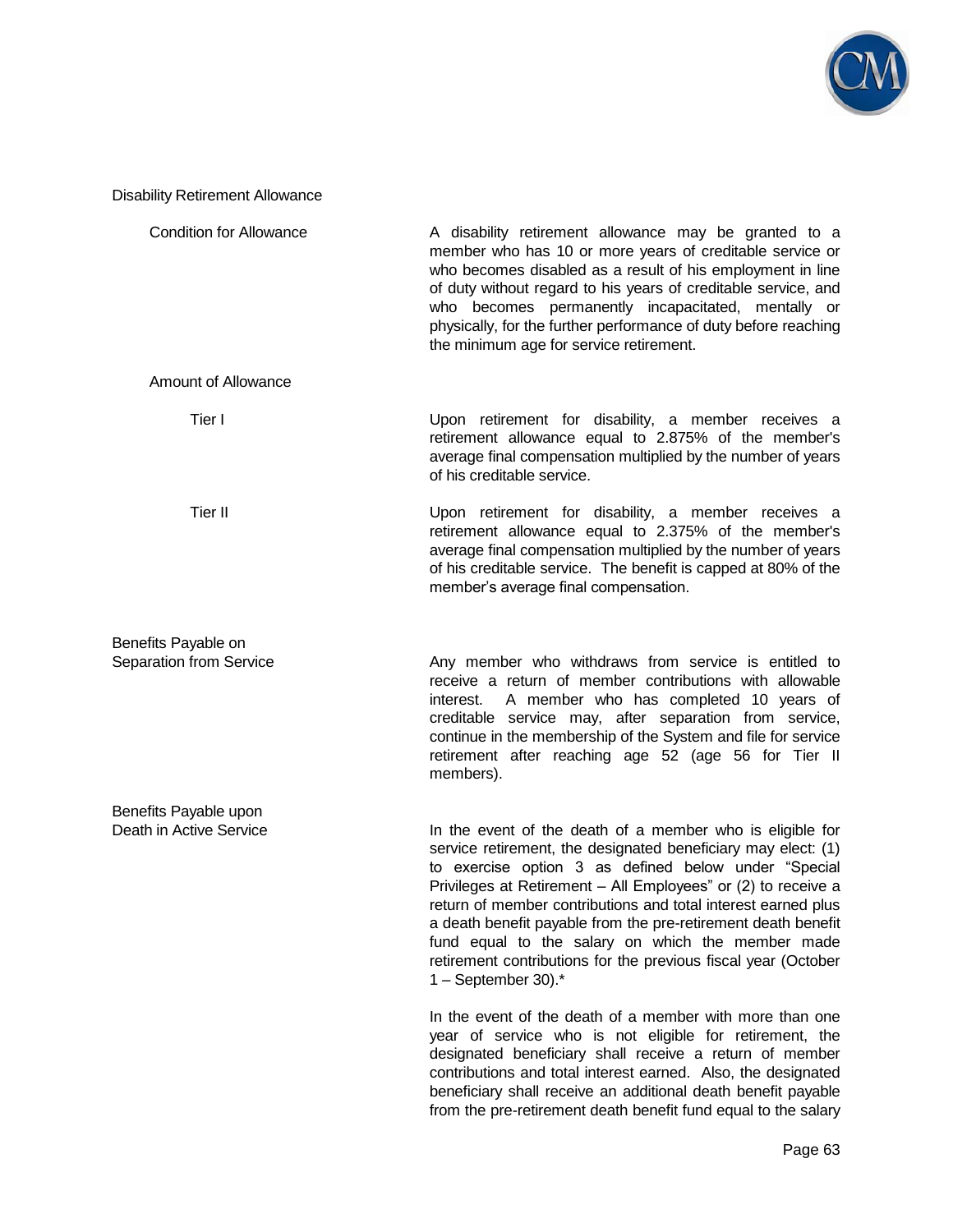## Disability Retirement Allowance

### Condition for Allowance

A disability retirement allowance may be granted to a member who has 10 or more years of creditable service or who becomes disabled as a result of his employment in line of duty without regard to his years of creditable service, and who becomes permanently incapacitated, mentally or physically, for the further performance of duty before reaching the minimum age for service retirement.

### Amount of Allowance

**Tier I**

Upon retirement for disability, a member receives a retirement allowance equal to 2.875% of the member's average final compensation multiplied by the number of years of his creditable service.

**Tier II**

Upon retirement for disability, a member receives a retirement allowance equal to 2.375% of the member's average final compensation multiplied by the number of years of his creditable service. The benefit is capped at 80% of the member's average final compensation.

## Benefits Payable on Separation from Service

Any member who withdraws from service is entitled to receive a return of member contributions with allowable interest. A member who has completed 10 years of creditable service may, after separation from service, continue in the membership of the System and file for service retirement after reaching age 52 (age 56 for Tier II members).

## Benefits Payable upon Death in Active Service

In the event of the death of a member who is eligible for service retirement, the designated beneficiary may elect: (1) to exercise option 3 as defined below under "Special Privileges at Retirement – All Employees" or (2) to receive a return of member contributions and total interest earned plus a death benefit payable from the pre-retirement death benefit fund equal to the salary on which the member made retirement contributions for the previous fiscal year (October 1 – September 30).*

In the event of the death of a member with more than one year of service who is not eligible for retirement, the designated beneficiary shall receive a return of member contributions and total interest earned. Also, the designated beneficiary shall receive an additional death benefit payable from the pre-retirement death benefit fund equal to the salary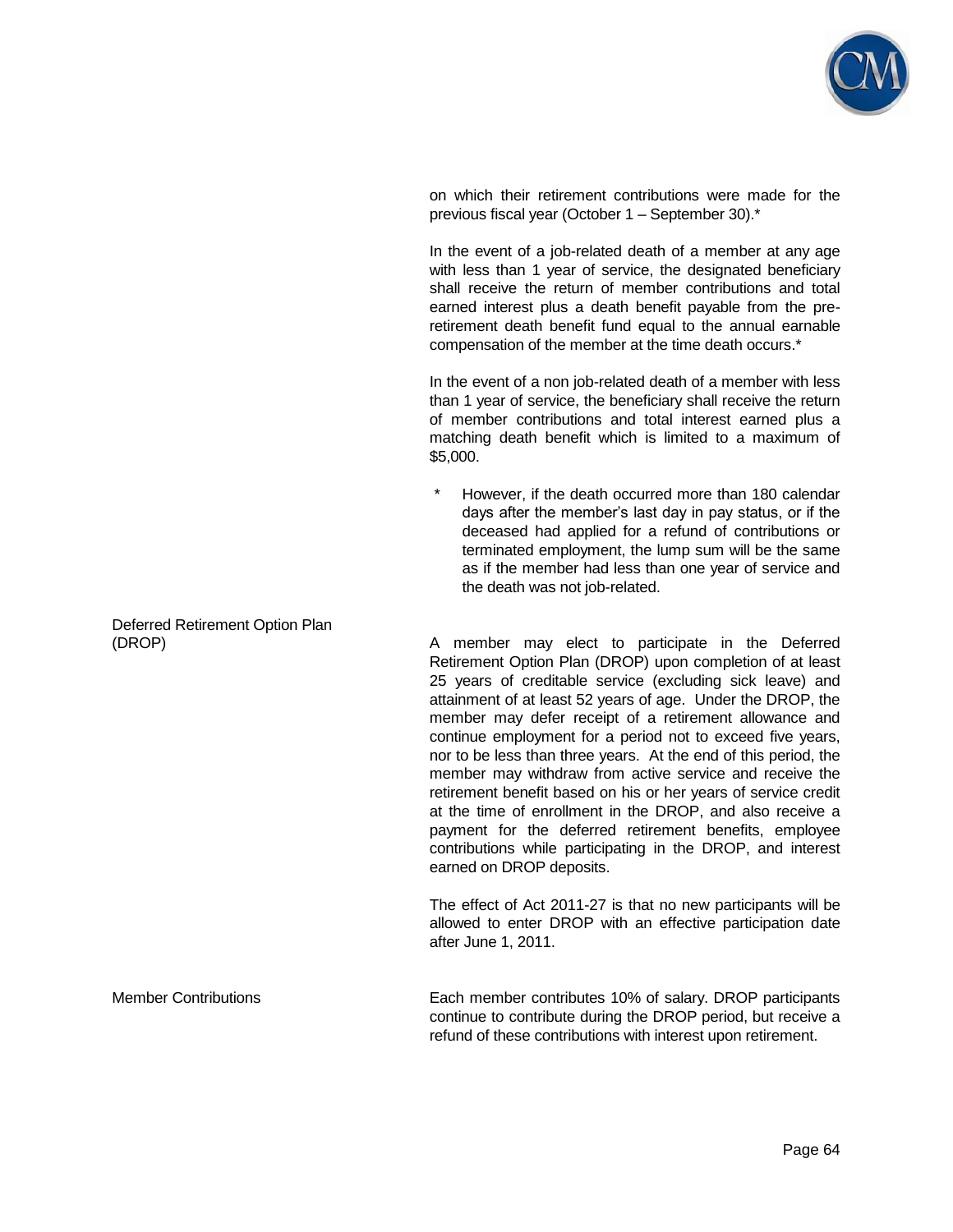on which their retirement contributions were made for the previous fiscal year (October 1 – September 30).*

In the event of a job-related death of a member at any age with less than 1 year of service, the designated beneficiary shall receive the return of member contributions and total earned interest plus a death benefit payable from the pre-retirement death benefit fund equal to the annual earnable compensation of the member at the time death occurs.*

In the event of a non job-related death of a member with less than 1 year of service, the beneficiary shall receive the return of member contributions and total interest earned plus a matching death benefit which is limited to a maximum of $5,000.

\* However, if the death occurred more than 180 calendar days after the member's last day in pay status, or if the deceased had applied for a refund of contributions or terminated employment, the lump sum will be the same as if the member had less than one year of service and the death was not job-related.

**Deferred Retirement Option Plan (DROP)**

A member may elect to participate in the Deferred Retirement Option Plan (DROP) upon completion of at least 25 years of creditable service (excluding sick leave) and attainment of at least 52 years of age. Under the DROP, the member may defer receipt of a retirement allowance and continue employment for a period not to exceed five years, nor to be less than three years. At the end of this period, the member may withdraw from active service and receive the retirement benefit based on his or her years of service credit at the time of enrollment in the DROP, and also receive a payment for the deferred retirement benefits, employee contributions while participating in the DROP, and interest earned on DROP deposits.

The effect of Act 2011-27 is that no new participants will be allowed to enter DROP with an effective participation date after June 1, 2011.

**Member Contributions**

Each member contributes 10% of salary. DROP participants continue to contribute during the DROP period, but receive a refund of these contributions with interest upon retirement.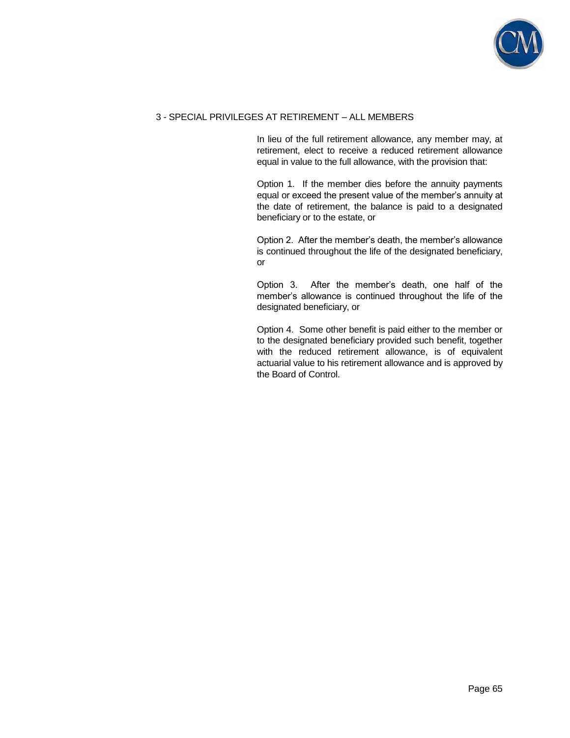## 3 - SPECIAL PRIVILEGES AT RETIREMENT – ALL MEMBERS

In lieu of the full retirement allowance, any member may, at retirement, elect to receive a reduced retirement allowance equal in value to the full allowance, with the provision that:

Option 1. If the member dies before the annuity payments equal or exceed the present value of the member's annuity at the date of retirement, the balance is paid to a designated beneficiary or to the estate, or

Option 2. After the member's death, the member's allowance is continued throughout the life of the designated beneficiary, or

Option 3. After the member's death, one half of the member's allowance is continued throughout the life of the designated beneficiary, or

Option 4. Some other benefit is paid either to the member or to the designated beneficiary provided such benefit, together with the reduced retirement allowance, is of equivalent actuarial value to his retirement allowance and is approved by the Board of Control.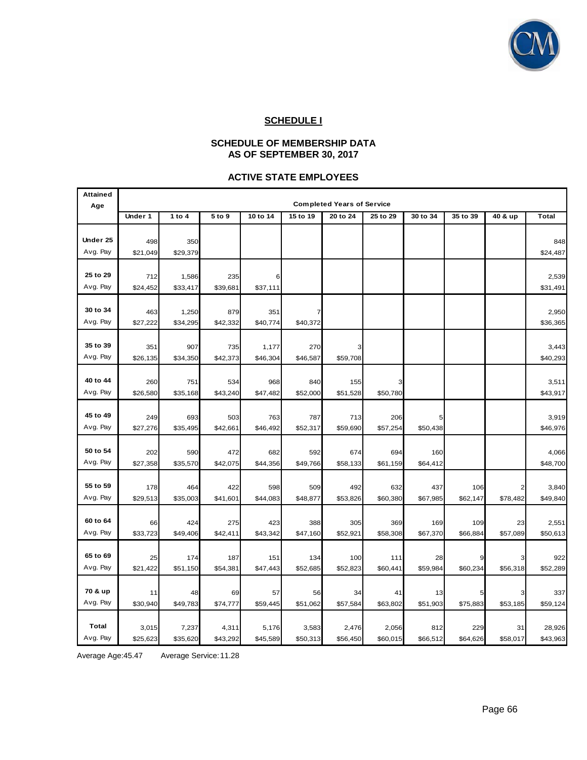## SCHEDULE I

### SCHEDULE OF MEMBERSHIP DATA
### AS OF SEPTEMBER 30, 2017

### ACTIVE STATE EMPLOYEES

| Attained Age | Completed Years of Service | | | | | | | | | | |
|---|---|---|---|---|---|---|---|---|---|---|---|
| | Under 1 | 1 to 4 | 5 to 9 | 10 to 14 | 15 to 19 | 20 to 24 | 25 to 29 | 30 to 34 | 35 to 39 | 40 & up | Total |
| Under 25 | 498 | 350 | | | | | | | | | 848 |
| Avg. Pay | $21,049 | $29,379 | | | | | | | | | $24,487 |
| 25 to 29 | 712 | 1,586 | 235 | 6 | | | | | | | 2,539 |
| Avg. Pay | $24,452 | $33,417 | $39,681 | $37,111 | | | | | | | $31,491 |
| 30 to 34 | 463 | 1,250 | 879 | 351 | 7 | | | | | | 2,950 |
| Avg. Pay | $27,222 | $34,295 | $42,332 | $40,774 | $40,372 | | | | | | $36,365 |
| 35 to 39 | 351 | 907 | 735 | 1,177 | 270 | 3 | | | | | 3,443 |
| Avg. Pay | $26,135 | $34,350 | $42,373 | $46,304 | $46,587 | $59,708 | | | | | $40,293 |
| 40 to 44 | 260 | 751 | 534 | 968 | 840 | 155 | 3 | | | | 3,511 |
| Avg. Pay | $26,580 | $35,168 | $43,240 | $47,482 | $52,000 | $51,528 | $50,780 | | | | $43,917 |
| 45 to 49 | 249 | 693 | 503 | 763 | 787 | 713 | 206 | 5 | | | 3,919 |
| Avg. Pay | $27,276 | $35,495 | $42,661 | $46,492 | $52,317 | $59,690 | $57,254 | $50,438 | | | $46,976 |
| 50 to 54 | 202 | 590 | 472 | 682 | 592 | 674 | 694 | 160 | | | 4,066 |
| Avg. Pay | $27,358 | $35,570 | $42,075 | $44,356 | $49,766 | $58,133 | $61,159 | $64,412 | | | $48,700 |
| 55 to 59 | 178 | 464 | 422 | 598 | 509 | 492 | 632 | 437 | 106 | 2 | 3,840 |
| Avg. Pay | $29,513 | $35,003 | $41,601 | $44,083 | $48,877 | $53,826 | $60,380 | $67,985 | $62,147 | $78,482 | $49,840 |
| 60 to 64 | 66 | 424 | 275 | 423 | 388 | 305 | 369 | 169 | 109 | 23 | 2,551 |
| Avg. Pay | $33,723 | $49,406 | $42,411 | $43,342 | $47,160 | $52,921 | $58,308 | $67,370 | $66,884 | $57,089 | $50,613 |
| 65 to 69 | 25 | 174 | 187 | 151 | 134 | 100 | 111 | 28 | 9 | 3 | 922 |
| Avg. Pay | $21,422 | $51,150 | $54,381 | $47,443 | $52,685 | $52,823 | $60,441 | $59,984 | $60,234 | $56,318 | $52,289 |
| 70 & up | 11 | 48 | 69 | 57 | 56 | 34 | 41 | 13 | 5 | 3 | 337 |
| Avg. Pay | $30,940 | $49,783 | $74,777 | $59,445 | $51,062 | $57,584 | $63,802 | $51,903 | $75,883 | $53,185 | $59,124 |
| Total | 3,015 | 7,237 | 4,311 | 5,176 | 3,583 | 2,476 | 2,056 | 812 | 229 | 31 | 28,926 |
| Avg. Pay | $25,623 | $35,620 | $43,292 | $45,589 | $50,313 | $56,450 | $60,015 | $66,512 | $64,626 | $58,017 | $43,963 |

Average Age: 45.47 Average Service: 11.28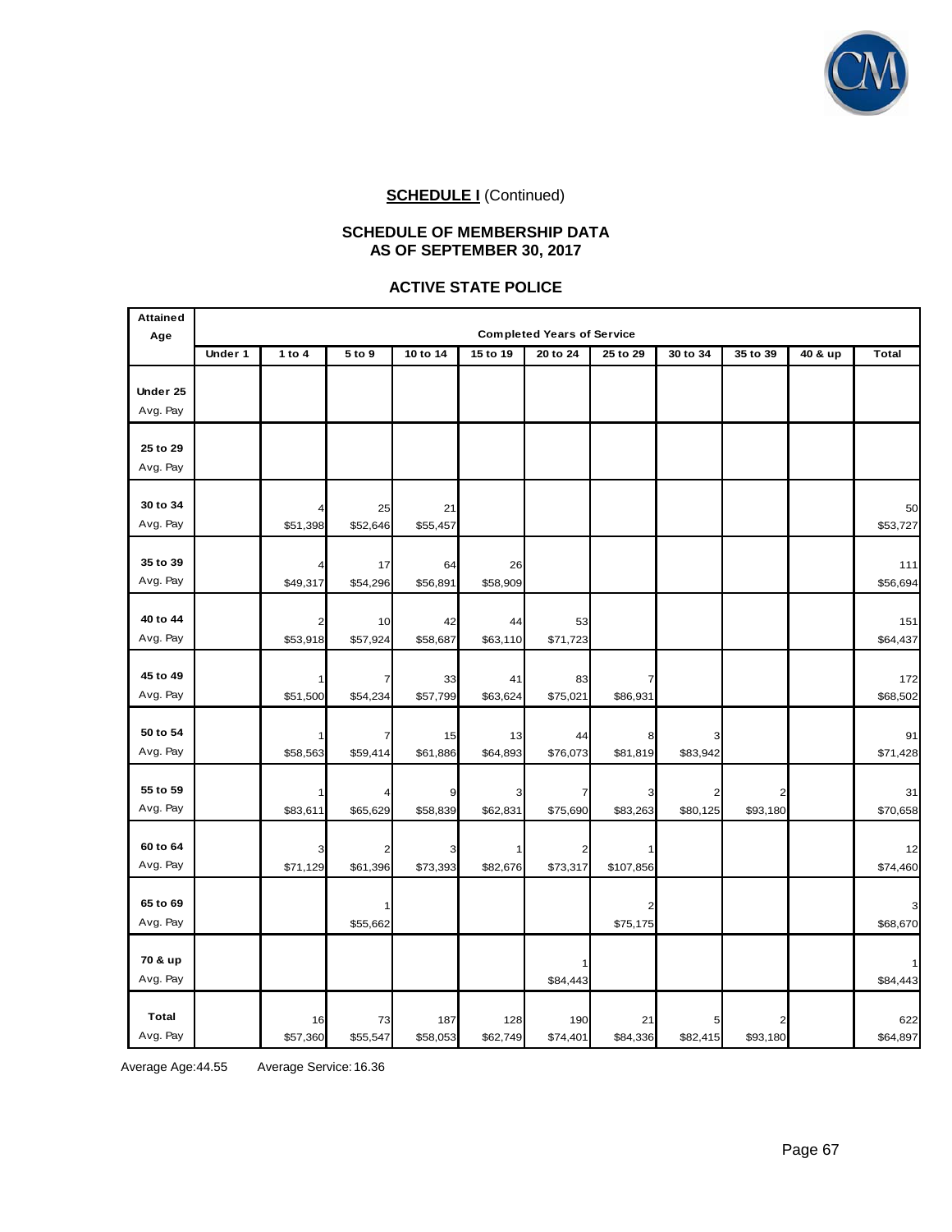**SCHEDULE I** (Continued)

**SCHEDULE OF MEMBERSHIP DATA**
**AS OF SEPTEMBER 30, 2017**

**ACTIVE STATE POLICE**

| Attained Age | Completed Years of Service | | | | | | | | | | |
|---|---|---|---|---|---|---|---|---|---|---|---|
| | Under 1 | 1 to 4 | 5 to 9 | 10 to 14 | 15 to 19 | 20 to 24 | 25 to 29 | 30 to 34 | 35 to 39 | 40 & up | Total |
| Under 25 | | | | | | | | | | | |
| Avg. Pay | | | | | | | | | | | |
| 25 to 29 | | | | | | | | | | | |
| Avg. Pay | | | | | | | | | | | |
| 30 to 34 | | 4 | 25 | 21 | | | | | | | 50 |
| Avg. Pay | | $51,398 | $52,646 | $55,457 | | | | | | | $53,727 |
| 35 to 39 | | 4 | 17 | 64 | 26 | | | | | | 111 |
| Avg. Pay | | $49,317 | $54,296 | $56,891 | $58,909 | | | | | | $56,694 |
| 40 to 44 | | 2 | 10 | 42 | 44 | 53 | | | | | 151 |
| Avg. Pay | | $53,918 | $57,924 | $58,687 | $63,110 | $71,723 | | | | | $64,437 |
| 45 to 49 | | 1 | 7 | 33 | 41 | 83 | 7 | | | | 172 |
| Avg. Pay | | $51,500 | $54,234 | $57,799 | $63,624 | $75,021 | $86,931 | | | | $68,502 |
| 50 to 54 | | 1 | 7 | 15 | 13 | 44 | 8 | 3 | | | 91 |
| Avg. Pay | | $58,563 | $59,414 | $61,886 | $64,893 | $76,073 | $81,819 | $83,942 | | | $71,428 |
| 55 to 59 | | 1 | 4 | 9 | 3 | 7 | 3 | 2 | 2 | | 31 |
| Avg. Pay | | $83,611 | $65,629 | $58,839 | $62,831 | $75,690 | $83,263 | $80,125 | $93,180 | | $70,658 |
| 60 to 64 | | 3 | 2 | 3 | 1 | 2 | 1 | | | | 12 |
| Avg. Pay | | $71,129 | $61,396 | $73,393 | $82,676 | $73,317 | $107,856 | | | | $74,460 |
| 65 to 69 | | | 1 | | | | 2 | | | | 3 |
| Avg. Pay | | | $55,662 | | | | $75,175 | | | | $68,670 |
| 70 & up | | | | | | 1 | | | | | 1 |
| Avg. Pay | | | | | | $84,443 | | | | | $84,443 |
| Total | | 16 | 73 | 187 | 128 | 190 | 21 | 5 | 2 | | 622 |
| Avg. Pay | | $57,360 | $55,547 | $58,053 | $62,749 | $74,401 | $84,336 | $82,415 | $93,180 | | $64,897 |

Average Age: 44.55 Average Service: 16.36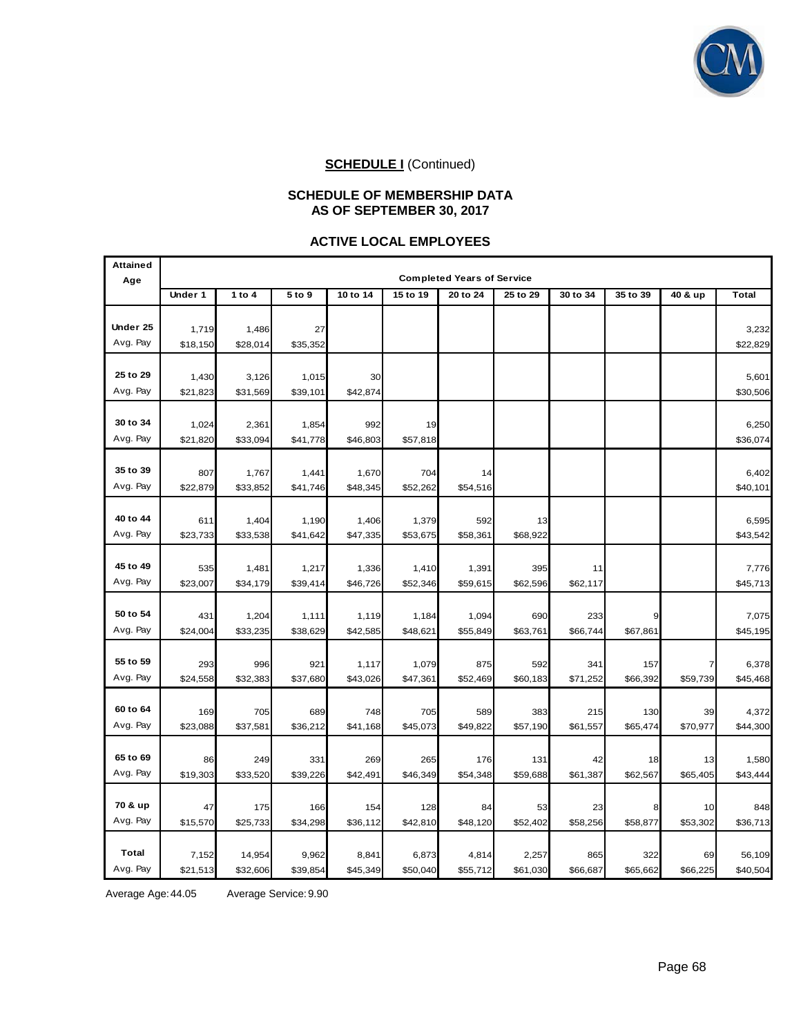**SCHEDULE I** (Continued)

## SCHEDULE OF MEMBERSHIP DATA
## AS OF SEPTEMBER 30, 2017

### ACTIVE LOCAL EMPLOYEES

| Attained Age | Completed Years of Service | | | | | | | | | | |
|---|---|---|---|---|---|---|---|---|---|---|---|
| | Under 1 | 1 to 4 | 5 to 9 | 10 to 14 | 15 to 19 | 20 to 24 | 25 to 29 | 30 to 34 | 35 to 39 | 40 & up | Total |
| Under 25 | 1,719 | 1,486 | 27 | | | | | | | | 3,232 |
| Avg. Pay | $18,150 | $28,014 | $35,352 | | | | | | | | $22,829 |
| 25 to 29 | 1,430 | 3,126 | 1,015 | 30 | | | | | | | 5,601 |
| Avg. Pay | $21,823 | $31,569 | $39,101 | $42,874 | | | | | | | $30,506 |
| 30 to 34 | 1,024 | 2,361 | 1,854 | 992 | 19 | | | | | | 6,250 |
| Avg. Pay | $21,820 | $33,094 | $41,778 | $46,803 | $57,818 | | | | | | $36,074 |
| 35 to 39 | 807 | 1,767 | 1,441 | 1,670 | 704 | 14 | | | | | 6,402 |
| Avg. Pay | $22,879 | $33,852 | $41,746 | $48,345 | $52,262 | $54,516 | | | | | $40,101 |
| 40 to 44 | 611 | 1,404 | 1,190 | 1,406 | 1,379 | 592 | 13 | | | | 6,595 |
| Avg. Pay | $23,733 | $33,538 | $41,642 | $47,335 | $53,675 | $58,361 | $68,922 | | | | $43,542 |
| 45 to 49 | 535 | 1,481 | 1,217 | 1,336 | 1,410 | 1,391 | 395 | 11 | | | 7,776 |
| Avg. Pay | $23,007 | $34,179 | $39,414 | $46,726 | $52,346 | $59,615 | $62,596 | $62,117 | | | $45,713 |
| 50 to 54 | 431 | 1,204 | 1,111 | 1,119 | 1,184 | 1,094 | 690 | 233 | 9 | | 7,075 |
| Avg. Pay | $24,004 | $33,235 | $38,629 | $42,585 | $48,621 | $55,849 | $63,761 | $66,744 | $67,861 | | $45,195 |
| 55 to 59 | 293 | 996 | 921 | 1,117 | 1,079 | 875 | 592 | 341 | 157 | 7 | 6,378 |
| Avg. Pay | $24,558 | $32,383 | $37,680 | $43,026 | $47,361 | $52,469 | $60,183 | $71,252 | $66,392 | $59,739 | $45,468 |
| 60 to 64 | 169 | 705 | 689 | 748 | 705 | 589 | 383 | 215 | 130 | 39 | 4,372 |
| Avg. Pay | $23,088 | $37,581 | $36,212 | $41,168 | $45,073 | $49,822 | $57,190 | $61,557 | $65,474 | $70,977 | $44,300 |
| 65 to 69 | 86 | 249 | 331 | 269 | 265 | 176 | 131 | 42 | 18 | 13 | 1,580 |
| Avg. Pay | $19,303 | $33,520 | $39,226 | $42,491 | $46,349 | $54,348 | $59,688 | $61,387 | $62,567 | $65,405 | $43,444 |
| 70 & up | 47 | 175 | 166 | 154 | 128 | 84 | 53 | 23 | 8 | 10 | 848 |
| Avg. Pay | $15,570 | $25,733 | $34,298 | $36,112 | $42,810 | $48,120 | $52,402 | $58,256 | $58,877 | $53,302 | $36,713 |
| Total | 7,152 | 14,954 | 9,962 | 8,841 | 6,873 | 4,814 | 2,257 | 865 | 322 | 69 | 56,109 |
| Avg. Pay | $21,513 | $32,606 | $39,854 | $45,349 | $50,040 | $55,712 | $61,030 | $66,687 | $65,662 | $66,225 | $40,504 |

Average Age: 44.05    Average Service: 9.90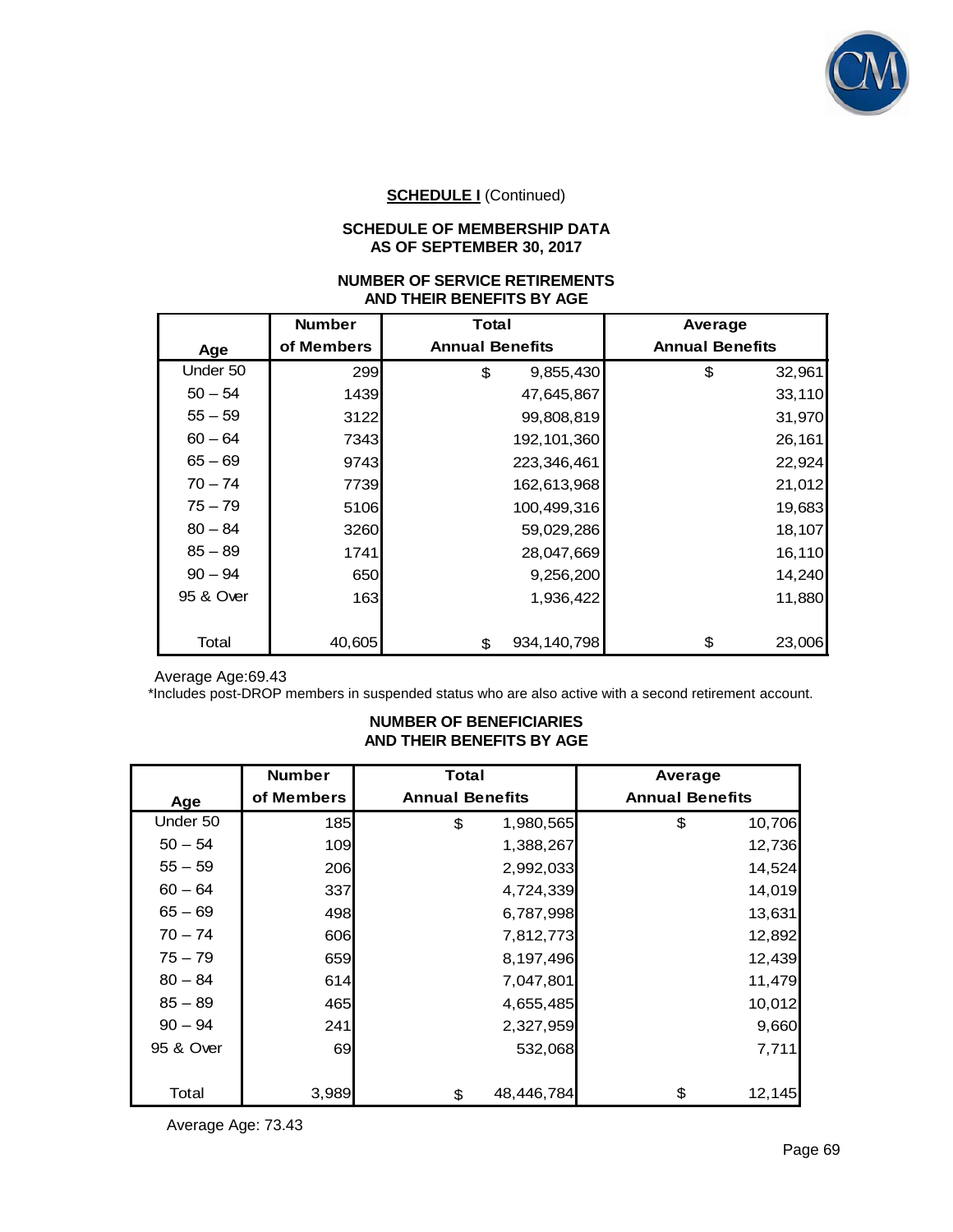**SCHEDULE I** (Continued)

**SCHEDULE OF MEMBERSHIP DATA**
**AS OF SEPTEMBER 30, 2017**

**NUMBER OF SERVICE RETIREMENTS**
**AND THEIR BENEFITS BY AGE**

| Age | Number of Members | Total Annual Benefits | Average Annual Benefits |
|---|---|---|---|
| Under 50 | 299 | $ 9,855,430 | $ 32,961 |
| 50 – 54 | 1439 | 47,645,867 | 33,110 |
| 55 – 59 | 3122 | 99,808,819 | 31,970 |
| 60 – 64 | 7343 | 192,101,360 | 26,161 |
| 65 – 69 | 9743 | 223,346,461 | 22,924 |
| 70 – 74 | 7739 | 162,613,968 | 21,012 |
| 75 – 79 | 5106 | 100,499,316 | 19,683 |
| 80 – 84 | 3260 | 59,029,286 | 18,107 |
| 85 – 89 | 1741 | 28,047,669 | 16,110 |
| 90 – 94 | 650 | 9,256,200 | 14,240 |
| 95 & Over | 163 | 1,936,422 | 11,880 |
| Total | 40,605 | $ 934,140,798 | $ 23,006 |

Average Age:69.43

*Includes post-DROP members in suspended status who are also active with a second retirement account.

**NUMBER OF BENEFICIARIES**
**AND THEIR BENEFITS BY AGE**

| Age | Number of Members | Total Annual Benefits | Average Annual Benefits |
|---|---|---|---|
| Under 50 | 185 | $ 1,980,565 | $ 10,706 |
| 50 – 54 | 109 | 1,388,267 | 12,736 |
| 55 – 59 | 206 | 2,992,033 | 14,524 |
| 60 – 64 | 337 | 4,724,339 | 14,019 |
| 65 – 69 | 498 | 6,787,998 | 13,631 |
| 70 – 74 | 606 | 7,812,773 | 12,892 |
| 75 – 79 | 659 | 8,197,496 | 12,439 |
| 80 – 84 | 614 | 7,047,801 | 11,479 |
| 85 – 89 | 465 | 4,655,485 | 10,012 |
| 90 – 94 | 241 | 2,327,959 | 9,660 |
| 95 & Over | 69 | 532,068 | 7,711 |
| Total | 3,989 | $ 48,446,784 | $ 12,145 |

Average Age: 73.43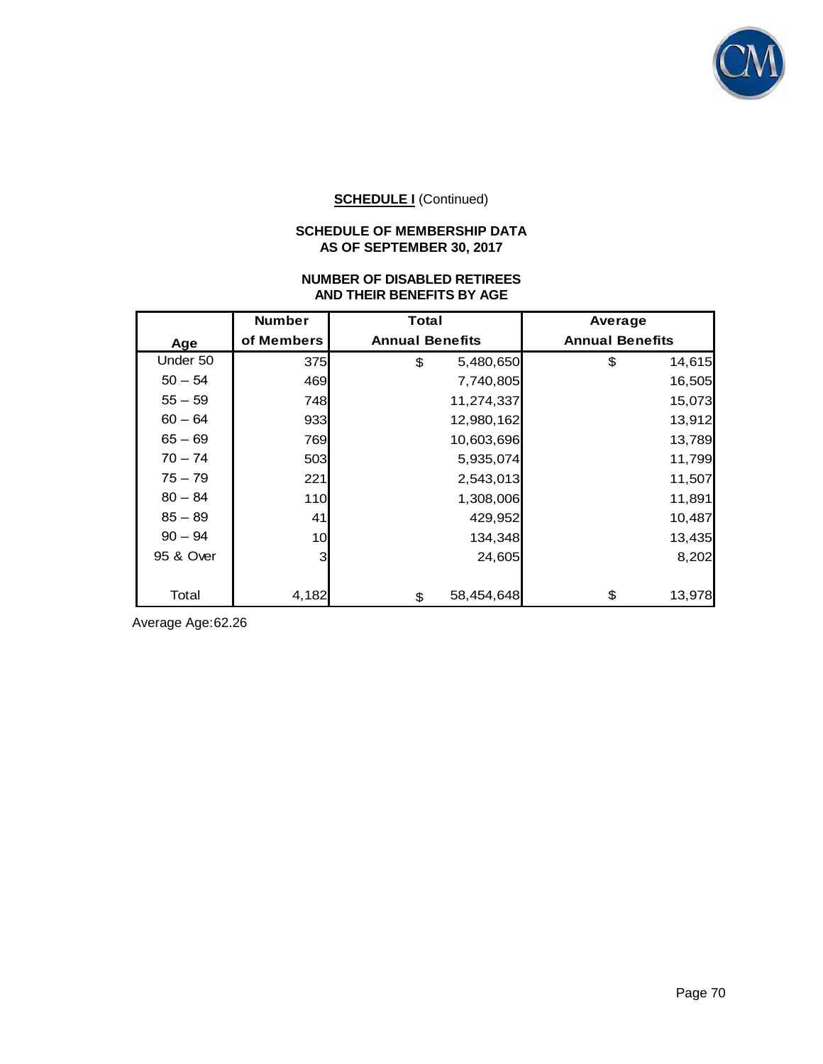**SCHEDULE I** (Continued)

**SCHEDULE OF MEMBERSHIP DATA**
**AS OF SEPTEMBER 30, 2017**

**NUMBER OF DISABLED RETIREES**
**AND THEIR BENEFITS BY AGE**

| Age | Number of Members | Total Annual Benefits | Average Annual Benefits |
|---|---|---|---|
| Under 50 | 375 | $ 5,480,650 | $ 14,615 |
| 50 – 54 | 469 | 7,740,805 | 16,505 |
| 55 – 59 | 748 | 11,274,337 | 15,073 |
| 60 – 64 | 933 | 12,980,162 | 13,912 |
| 65 – 69 | 769 | 10,603,696 | 13,789 |
| 70 – 74 | 503 | 5,935,074 | 11,799 |
| 75 – 79 | 221 | 2,543,013 | 11,507 |
| 80 – 84 | 110 | 1,308,006 | 11,891 |
| 85 – 89 | 41 | 429,952 | 10,487 |
| 90 – 94 | 10 | 134,348 | 13,435 |
| 95 & Over | 3 | 24,605 | 8,202 |
| Total | 4,182 | $ 58,454,648 | $ 13,978 |

Average Age:62.26